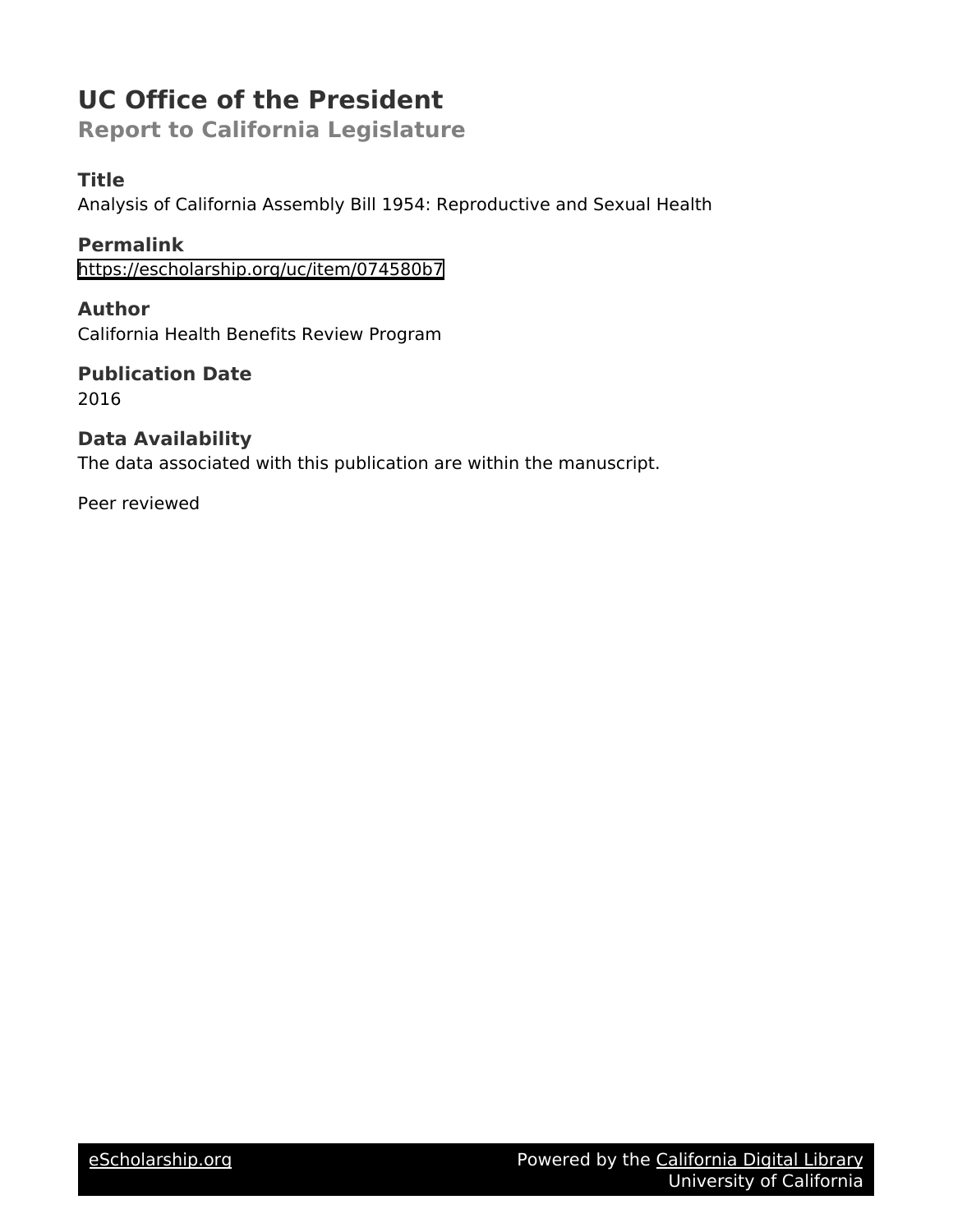# UC Office of the President

## Report to California Legislature

### Title

Analysis of California Assembly Bill 1954: Reproductive and Sexual Health

### Permalink

https://escholarship.org/uc/item/074580b7

### Author

California Health Benefits Review Program

### Publication Date

2016

### Data Availability

The data associated with this publication are within the manuscript.

Peer reviewed

eScholarship.org Powered by the California Digital Library University of California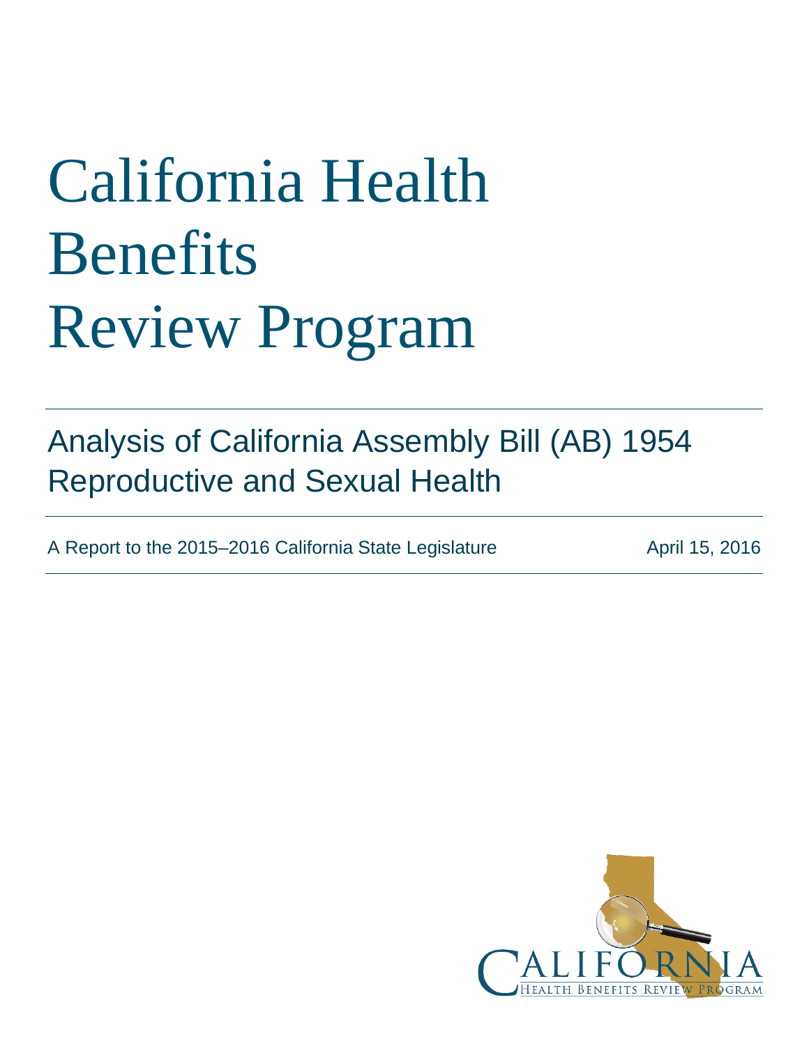# California Health Benefits Review Program

## Analysis of California Assembly Bill (AB) 1954 Reproductive and Sexual Health

A Report to the 2015–2016 California State Legislature

April 15, 2016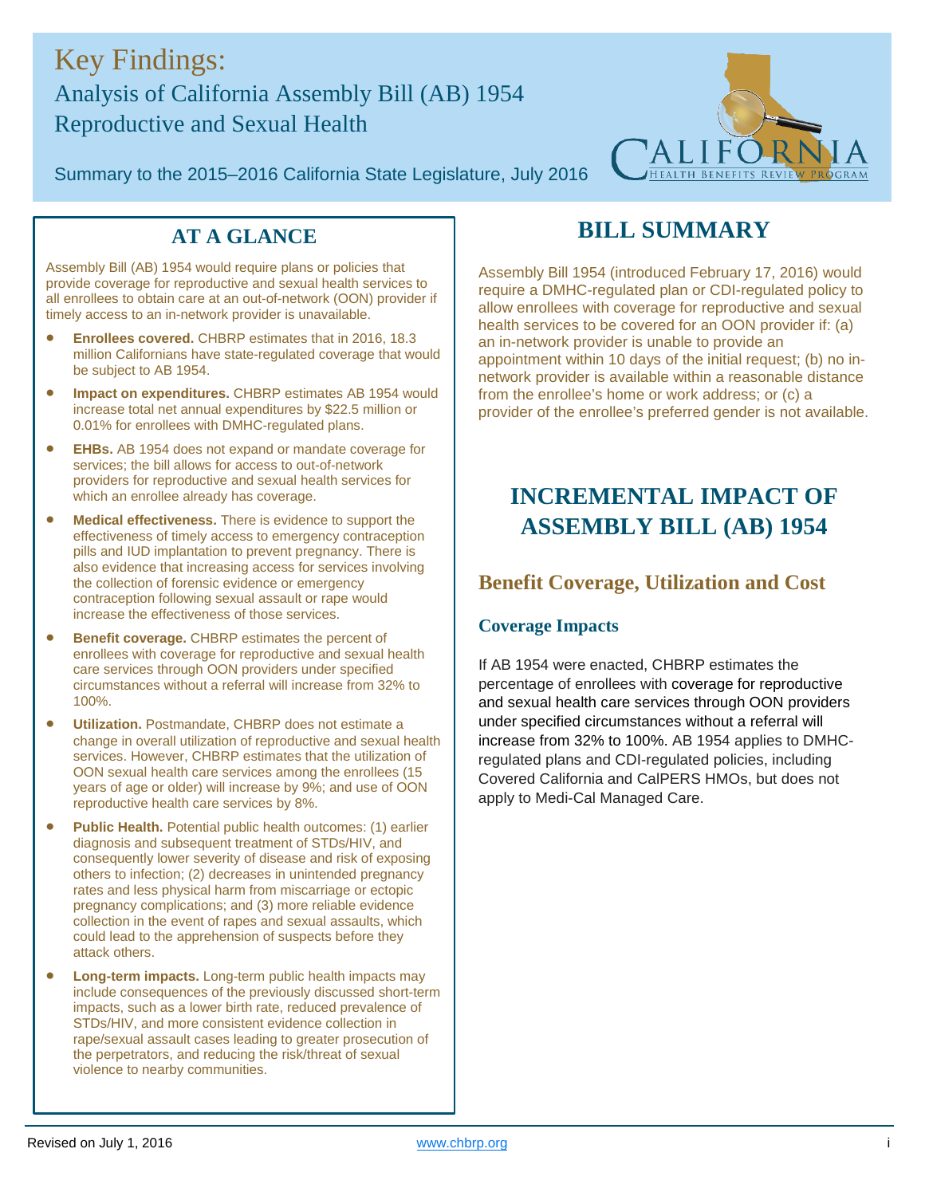# Key Findings:

## Analysis of California Assembly Bill (AB) 1954 Reproductive and Sexual Health

Summary to the 2015–2016 California State Legislature, July 2016

### AT A GLANCE

Assembly Bill (AB) 1954 would require plans or policies that provide coverage for reproductive and sexual health services to all enrollees to obtain care at an out-of-network (OON) provider if timely access to an in-network provider is unavailable.

- **Enrollees covered.** CHBRP estimates that in 2016, 18.3 million Californians have state-regulated coverage that would be subject to AB 1954.
- **Impact on expenditures.** CHBRP estimates AB 1954 would increase total net annual expenditures by $22.5 million or 0.01% for enrollees with DMHC-regulated plans.
- **EHBs.** AB 1954 does not expand or mandate coverage for services; the bill allows for access to out-of-network providers for reproductive and sexual health services for which an enrollee already has coverage.
- **Medical effectiveness.** There is evidence to support the effectiveness of timely access to emergency contraception pills and IUD implantation to prevent pregnancy. There is also evidence that increasing access for services involving the collection of forensic evidence or emergency contraception following sexual assault or rape would increase the effectiveness of those services.
- **Benefit coverage.** CHBRP estimates the percent of enrollees with coverage for reproductive and sexual health care services through OON providers under specified circumstances without a referral will increase from 32% to 100%.
- **Utilization.** Postmandate, CHBRP does not estimate a change in overall utilization of reproductive and sexual health services. However, CHBRP estimates that the utilization of OON sexual health care services among the enrollees (15 years of age or older) will increase by 9%; and use of OON reproductive health care services by 8%.
- **Public Health.** Potential public health outcomes: (1) earlier diagnosis and subsequent treatment of STDs/HIV, and consequently lower severity of disease and risk of exposing others to infection; (2) decreases in unintended pregnancy rates and less physical harm from miscarriage or ectopic pregnancy complications; and (3) more reliable evidence collection in the event of rapes and sexual assaults, which could lead to the apprehension of suspects before they attack others.
- **Long-term impacts.** Long-term public health impacts may include consequences of the previously discussed short-term impacts, such as a lower birth rate, reduced prevalence of STDs/HIV, and more consistent evidence collection in rape/sexual assault cases leading to greater prosecution of the perpetrators, and reducing the risk/threat of sexual violence to nearby communities.

## BILL SUMMARY

Assembly Bill 1954 (introduced February 17, 2016) would require a DMHC-regulated plan or CDI-regulated policy to allow enrollees with coverage for reproductive and sexual health services to be covered for an OON provider if: (a) an in-network provider is unable to provide an appointment within 10 days of the initial request; (b) no in-network provider is available within a reasonable distance from the enrollee's home or work address; or (c) a provider of the enrollee's preferred gender is not available.

## INCREMENTAL IMPACT OF ASSEMBLY BILL (AB) 1954

### Benefit Coverage, Utilization and Cost

#### Coverage Impacts

If AB 1954 were enacted, CHBRP estimates the percentage of enrollees with coverage for reproductive and sexual health care services through OON providers under specified circumstances without a referral will increase from 32% to 100%. AB 1954 applies to DMHC-regulated plans and CDI-regulated policies, including Covered California and CalPERS HMOs, but does not apply to Medi-Cal Managed Care.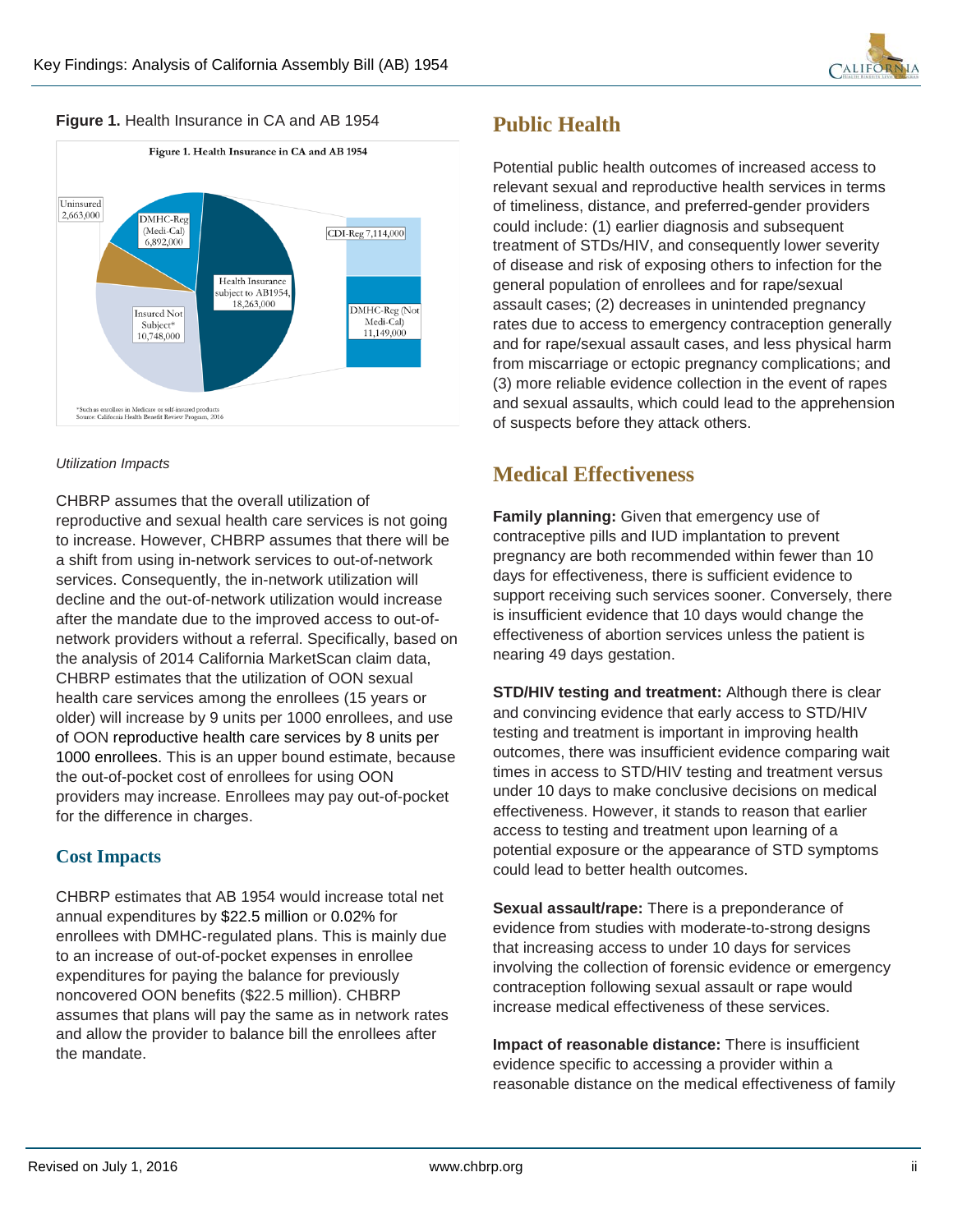**Figure 1.** Health Insurance in CA and AB 1954

Figure 1. Health Insurance in CA and AB 1954

Uninsured 2,663,000

DMHC-Reg (Medi-Cal) 6,892,000

Health Insurance subject to AB1954, 18,263,000

Insured Not Subject* 10,748,000

CDI-Reg 7,114,000

DMHC-Reg (Not Medi-Cal) 11,149,000

*Such as enrollees in Medicare or self-insured products
Source: California Health Benefit Review Program, 2016

*Utilization Impacts*

CHBRP assumes that the overall utilization of reproductive and sexual health care services is not going to increase. However, CHBRP assumes that there will be a shift from using in-network services to out-of-network services. Consequently, the in-network utilization will decline and the out-of-network utilization would increase after the mandate due to the improved access to out-of-network providers without a referral. Specifically, based on the analysis of 2014 California MarketScan claim data, CHBRP estimates that the utilization of OON sexual health care services among the enrollees (15 years or older) will increase by 9 units per 1000 enrollees, and use of OON reproductive health care services by 8 units per 1000 enrollees. This is an upper bound estimate, because the out-of-pocket cost of enrollees for using OON providers may increase. Enrollees may pay out-of-pocket for the difference in charges.

## Cost Impacts

CHBRP estimates that AB 1954 would increase total net annual expenditures by $22.5 million or 0.02% for enrollees with DMHC-regulated plans. This is mainly due to an increase of out-of-pocket expenses in enrollee expenditures for paying the balance for previously noncovered OON benefits ($22.5 million). CHBRP assumes that plans will pay the same as in network rates and allow the provider to balance bill the enrollees after the mandate.

## Public Health

Potential public health outcomes of increased access to relevant sexual and reproductive health services in terms of timeliness, distance, and preferred-gender providers could include: (1) earlier diagnosis and subsequent treatment of STDs/HIV, and consequently lower severity of disease and risk of exposing others to infection for the general population of enrollees and for rape/sexual assault cases; (2) decreases in unintended pregnancy rates due to access to emergency contraception generally and for rape/sexual assault cases, and less physical harm from miscarriage or ectopic pregnancy complications; and (3) more reliable evidence collection in the event of rapes and sexual assaults, which could lead to the apprehension of suspects before they attack others.

## Medical Effectiveness

**Family planning:** Given that emergency use of contraceptive pills and IUD implantation to prevent pregnancy are both recommended within fewer than 10 days for effectiveness, there is sufficient evidence to support receiving such services sooner. Conversely, there is insufficient evidence that 10 days would change the effectiveness of abortion services unless the patient is nearing 49 days gestation.

**STD/HIV testing and treatment:** Although there is clear and convincing evidence that early access to STD/HIV testing and treatment is important in improving health outcomes, there was insufficient evidence comparing wait times in access to STD/HIV testing and treatment versus under 10 days to make conclusive decisions on medical effectiveness. However, it stands to reason that earlier access to testing and treatment upon learning of a potential exposure or the appearance of STD symptoms could lead to better health outcomes.

**Sexual assault/rape:** There is a preponderance of evidence from studies with moderate-to-strong designs that increasing access to under 10 days for services involving the collection of forensic evidence or emergency contraception following sexual assault or rape would increase medical effectiveness of these services.

**Impact of reasonable distance:** There is insufficient evidence specific to accessing a provider within a reasonable distance on the medical effectiveness of family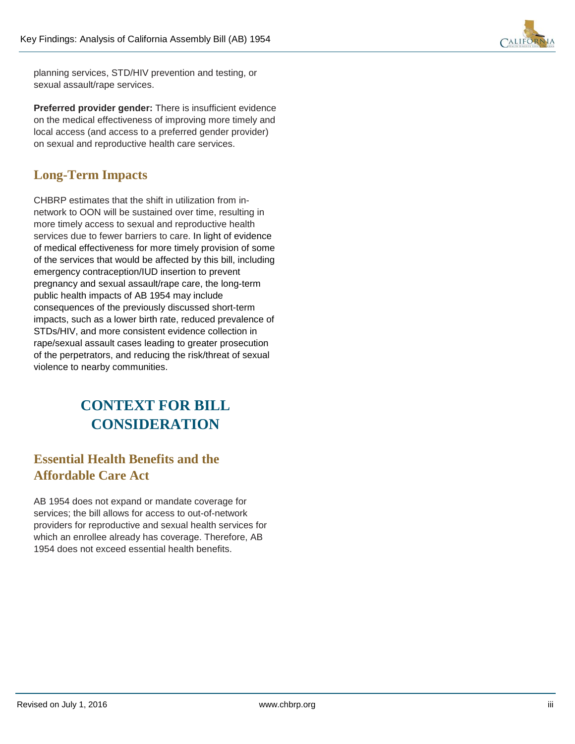planning services, STD/HIV prevention and testing, or sexual assault/rape services.

**Preferred provider gender:** There is insufficient evidence on the medical effectiveness of improving more timely and local access (and access to a preferred gender provider) on sexual and reproductive health care services.

## Long-Term Impacts

CHBRP estimates that the shift in utilization from in-network to OON will be sustained over time, resulting in more timely access to sexual and reproductive health services due to fewer barriers to care. In light of evidence of medical effectiveness for more timely provision of some of the services that would be affected by this bill, including emergency contraception/IUD insertion to prevent pregnancy and sexual assault/rape care, the long-term public health impacts of AB 1954 may include consequences of the previously discussed short-term impacts, such as a lower birth rate, reduced prevalence of STDs/HIV, and more consistent evidence collection in rape/sexual assault cases leading to greater prosecution of the perpetrators, and reducing the risk/threat of sexual violence to nearby communities.

# CONTEXT FOR BILL CONSIDERATION

## Essential Health Benefits and the Affordable Care Act

AB 1954 does not expand or mandate coverage for services; the bill allows for access to out-of-network providers for reproductive and sexual health services for which an enrollee already has coverage. Therefore, AB 1954 does not exceed essential health benefits.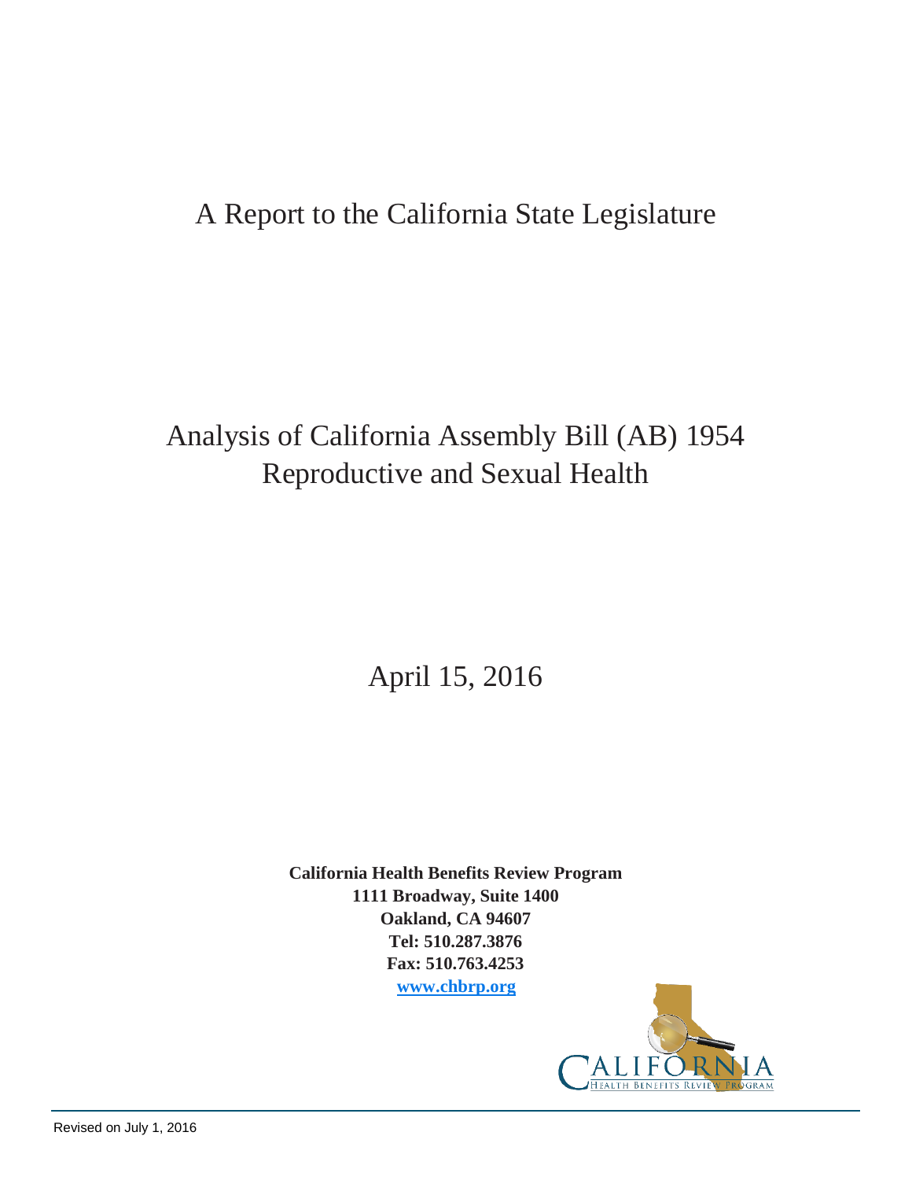A Report to the California State Legislature

# Analysis of California Assembly Bill (AB) 1954 Reproductive and Sexual Health

April 15, 2016

**California Health Benefits Review Program**
**1111 Broadway, Suite 1400**
**Oakland, CA 94607**
**Tel: 510.287.3876**
**Fax: 510.763.4253**
**[www.chbrp.org](http://www.chbrp.org)**

CALIFORNIA HEALTH BENEFITS REVIEW PROGRAM

Revised on July 1, 2016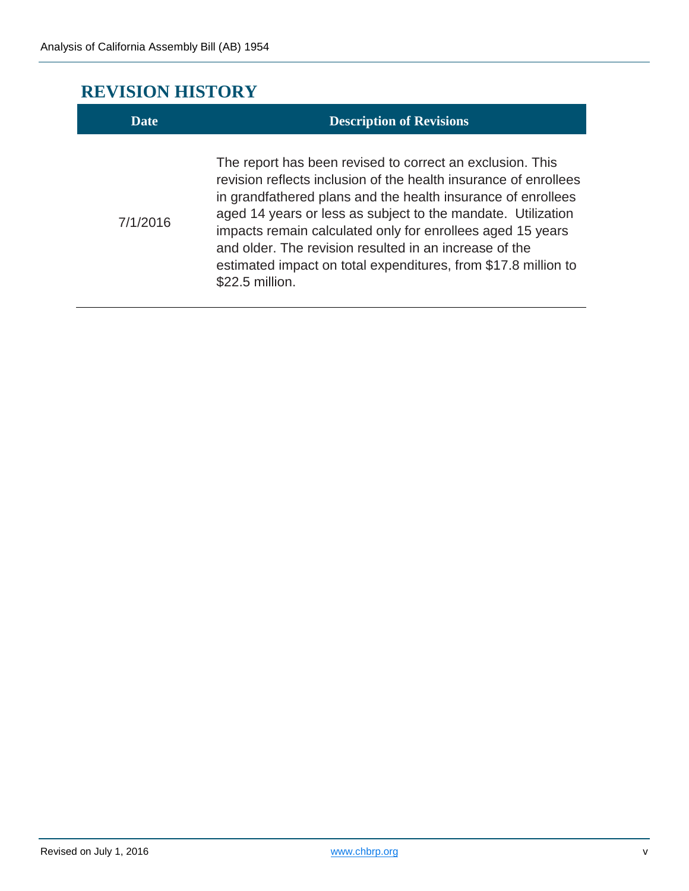## REVISION HISTORY

| Date | Description of Revisions |
| --- | --- |
| 7/1/2016 | The report has been revised to correct an exclusion. This revision reflects inclusion of the health insurance of enrollees in grandfathered plans and the health insurance of enrollees aged 14 years or less as subject to the mandate. Utilization impacts remain calculated only for enrollees aged 15 years and older. The revision resulted in an increase of the estimated impact on total expenditures, from $17.8 million to $22.5 million. |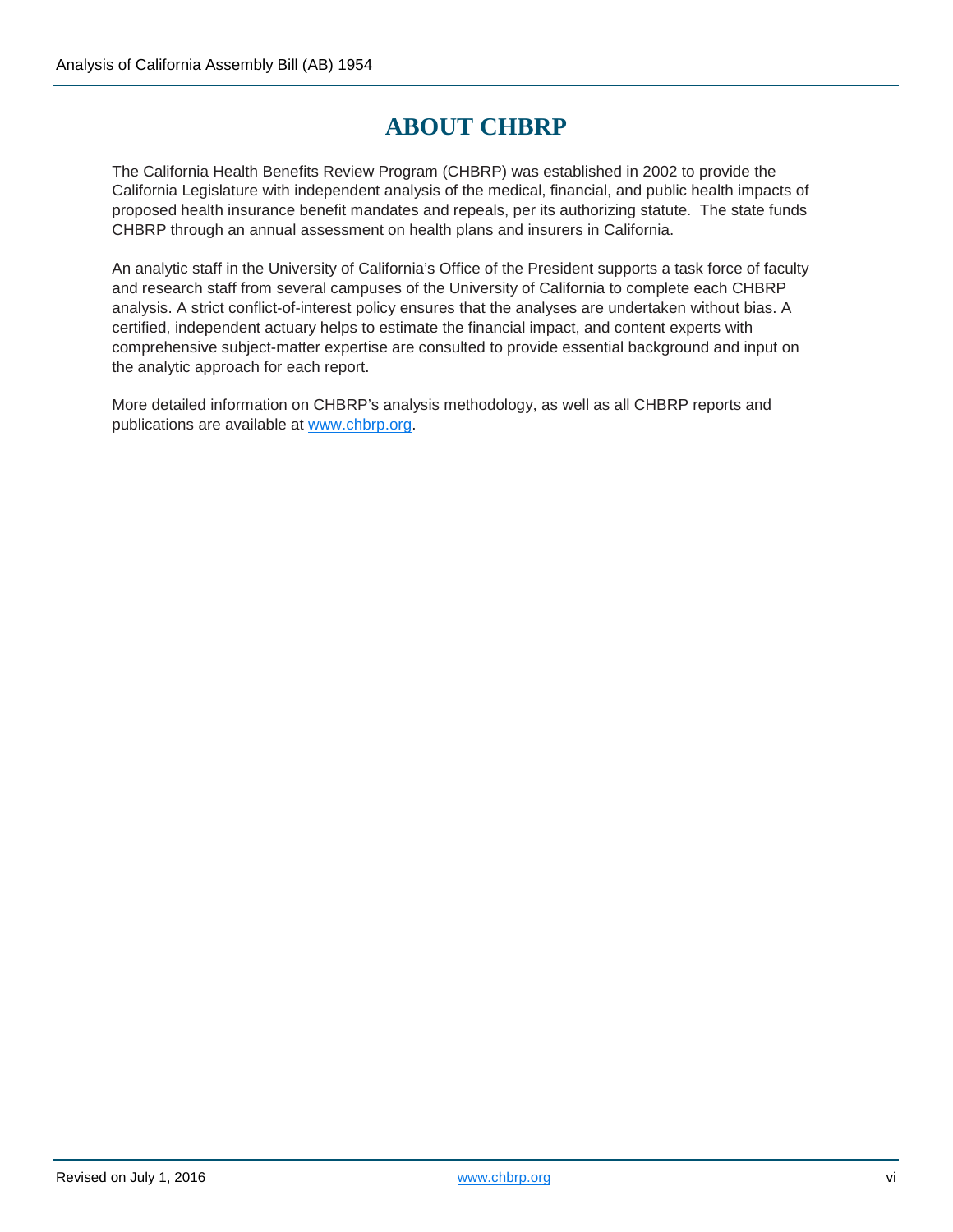# ABOUT CHBRP

The California Health Benefits Review Program (CHBRP) was established in 2002 to provide the California Legislature with independent analysis of the medical, financial, and public health impacts of proposed health insurance benefit mandates and repeals, per its authorizing statute. The state funds CHBRP through an annual assessment on health plans and insurers in California.

An analytic staff in the University of California's Office of the President supports a task force of faculty and research staff from several campuses of the University of California to complete each CHBRP analysis. A strict conflict-of-interest policy ensures that the analyses are undertaken without bias. A certified, independent actuary helps to estimate the financial impact, and content experts with comprehensive subject-matter expertise are consulted to provide essential background and input on the analytic approach for each report.

More detailed information on CHBRP's analysis methodology, as well as all CHBRP reports and publications are available at [www.chbrp.org](http://www.chbrp.org).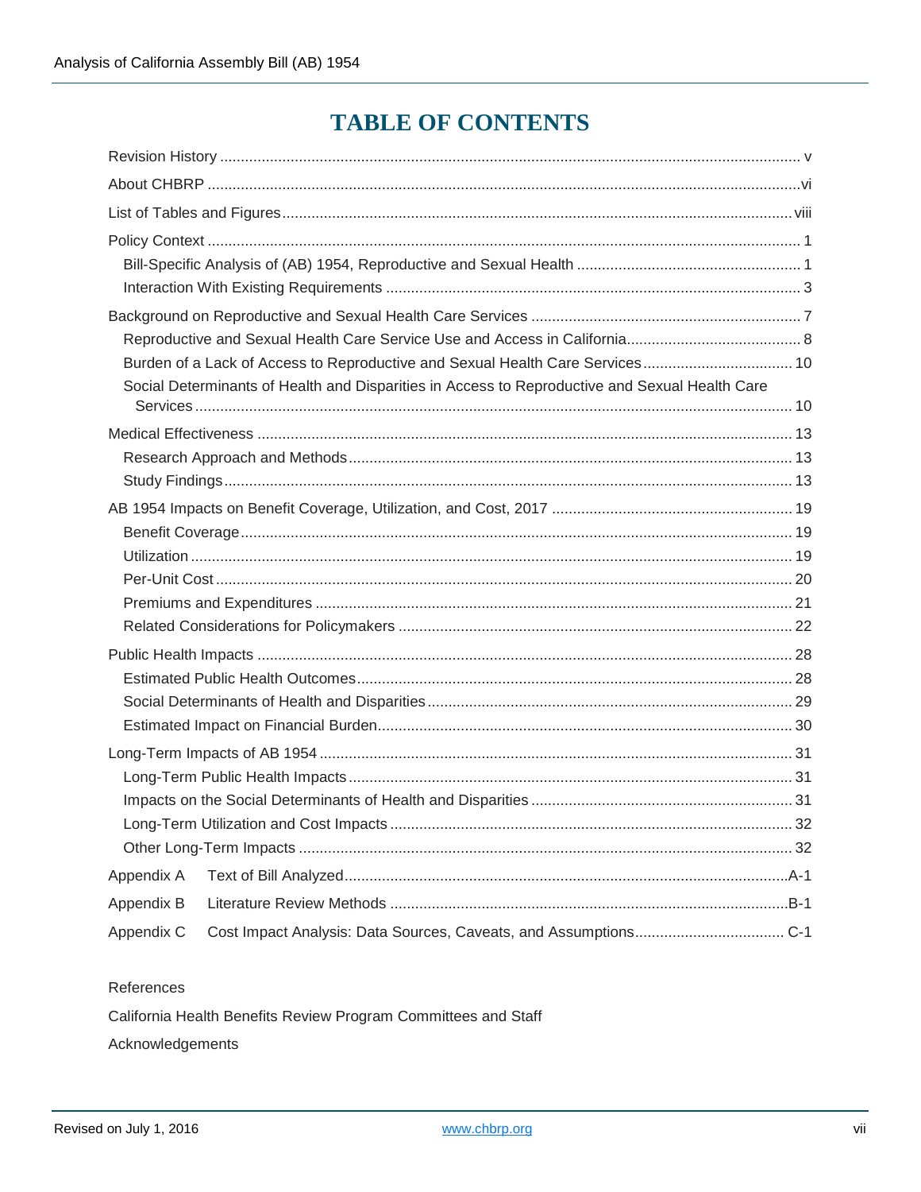# TABLE OF CONTENTS

Revision History ............................................................................................................................ v

About CHBRP ..............................................................................................................................vi

List of Tables and Figures ..........................................................................................................viii

Policy Context ............................................................................................................................... 1

- Bill-Specific Analysis of (AB) 1954, Reproductive and Sexual Health ...................................................... 1
- Interaction With Existing Requirements .................................................................................... 3

Background on Reproductive and Sexual Health Care Services ................................................................. 7

- Reproductive and Sexual Health Care Service Use and Access in California........................................... 8
- Burden of a Lack of Access to Reproductive and Sexual Health Care Services .................................... 10
- Social Determinants of Health and Disparities in Access to Reproductive and Sexual Health Care Services ............................................................................................................................... 10

Medical Effectiveness ................................................................................................................. 13

- Research Approach and Methods .......................................................................................... 13
- Study Findings ........................................................................................................................ 13

AB 1954 Impacts on Benefit Coverage, Utilization, and Cost, 2017 ........................................................... 19

- Benefit Coverage .................................................................................................................... 19
- Utilization ............................................................................................................................... 19
- Per-Unit Cost .......................................................................................................................... 20
- Premiums and Expenditures .................................................................................................. 21
- Related Considerations for Policymakers ............................................................................... 22

Public Health Impacts ................................................................................................................. 28

- Estimated Public Health Outcomes ........................................................................................ 28
- Social Determinants of Health and Disparities ........................................................................ 29
- Estimated Impact on Financial Burden .................................................................................... 30

Long-Term Impacts of AB 1954 .................................................................................................. 31

- Long-Term Public Health Impacts ........................................................................................... 31
- Impacts on the Social Determinants of Health and Disparities ................................................ 31
- Long-Term Utilization and Cost Impacts ................................................................................. 32
- Other Long-Term Impacts ....................................................................................................... 32

Appendix A Text of Bill Analyzed............................................................................................A-1

Appendix B Literature Review Methods ...................................................................................B-1

Appendix C Cost Impact Analysis: Data Sources, Caveats, and Assumptions.................................... C-1

References

California Health Benefits Review Program Committees and Staff

Acknowledgements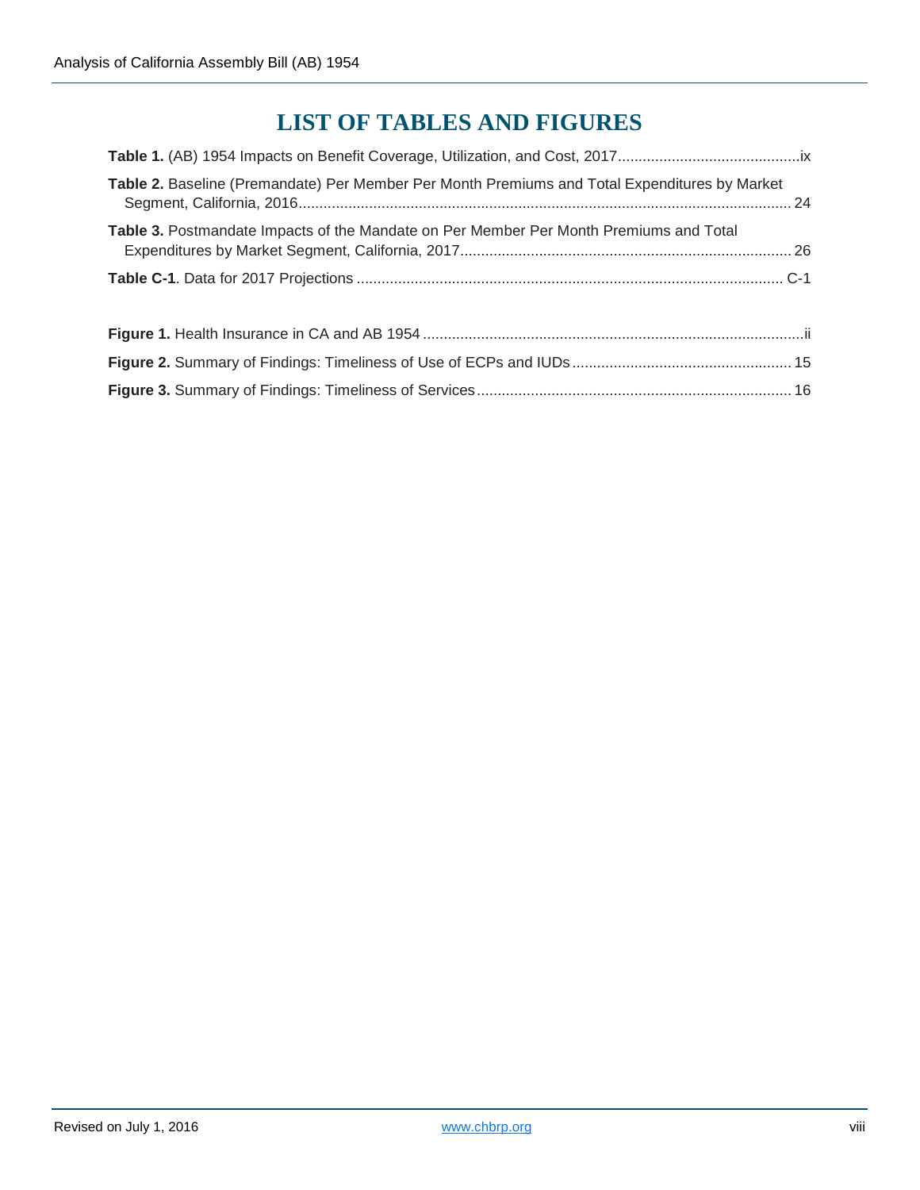# LIST OF TABLES AND FIGURES

**Table 1.** (AB) 1954 Impacts on Benefit Coverage, Utilization, and Cost, 2017............................................ix

**Table 2.** Baseline (Premandate) Per Member Per Month Premiums and Total Expenditures by Market Segment, California, 2016....................................................................................................................... 24

**Table 3.** Postmandate Impacts of the Mandate on Per Member Per Month Premiums and Total Expenditures by Market Segment, California, 2017................................................................................. 26

**Table C-1**. Data for 2017 Projections ...................................................................................................... C-1

**Figure 1.** Health Insurance in CA and AB 1954 ............................................................................................ii

**Figure 2.** Summary of Findings: Timeliness of Use of ECPs and IUDs..................................................... 15

**Figure 3.** Summary of Findings: Timeliness of Services............................................................................ 16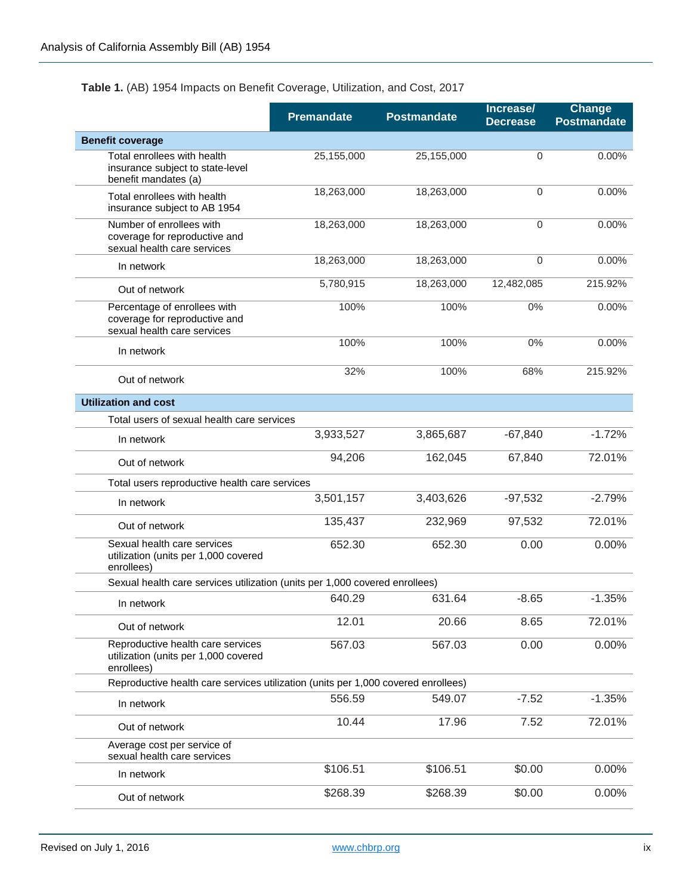**Table 1.** (AB) 1954 Impacts on Benefit Coverage, Utilization, and Cost, 2017

| | Premandate | Postmandate | Increase/ Decrease | Change Postmandate |
|---|---|---|---|---|
| **Benefit coverage** | | | | |
| Total enrollees with health insurance subject to state-level benefit mandates (a) | 25,155,000 | 25,155,000 | 0 | 0.00% |
| Total enrollees with health insurance subject to AB 1954 | 18,263,000 | 18,263,000 | 0 | 0.00% |
| Number of enrollees with coverage for reproductive and sexual health care services | 18,263,000 | 18,263,000 | 0 | 0.00% |
| In network | 18,263,000 | 18,263,000 | 0 | 0.00% |
| Out of network | 5,780,915 | 18,263,000 | 12,482,085 | 215.92% |
| Percentage of enrollees with coverage for reproductive and sexual health care services | 100% | 100% | 0% | 0.00% |
| In network | 100% | 100% | 0% | 0.00% |
| Out of network | 32% | 100% | 68% | 215.92% |
| **Utilization and cost** | | | | |
| Total users of sexual health care services | | | | |
| In network | 3,933,527 | 3,865,687 | -67,840 | -1.72% |
| Out of network | 94,206 | 162,045 | 67,840 | 72.01% |
| Total users reproductive health care services | | | | |
| In network | 3,501,157 | 3,403,626 | -97,532 | -2.79% |
| Out of network | 135,437 | 232,969 | 97,532 | 72.01% |
| Sexual health care services utilization (units per 1,000 covered enrollees) | 652.30 | 652.30 | 0.00 | 0.00% |
| Sexual health care services utilization (units per 1,000 covered enrollees) | | | | |
| In network | 640.29 | 631.64 | -8.65 | -1.35% |
| Out of network | 12.01 | 20.66 | 8.65 | 72.01% |
| Reproductive health care services utilization (units per 1,000 covered enrollees) | 567.03 | 567.03 | 0.00 | 0.00% |
| Reproductive health care services utilization (units per 1,000 covered enrollees) | | | | |
| In network | 556.59 | 549.07 | -7.52 | -1.35% |
| Out of network | 10.44 | 17.96 | 7.52 | 72.01% |
| Average cost per service of sexual health care services | | | | |
| In network | $106.51 | $106.51 | $0.00 | 0.00% |
| Out of network | $268.39 | $268.39 | $0.00 | 0.00% |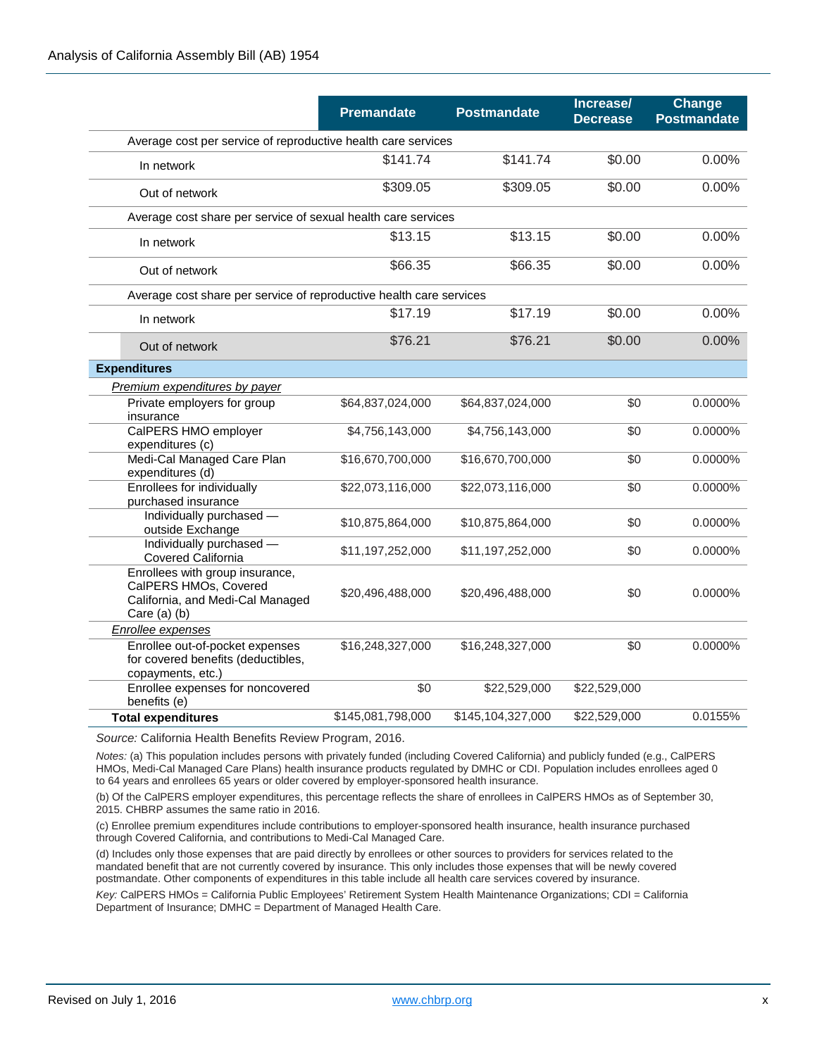| | Premandate | Postmandate | Increase/ Decrease | Change Postmandate |
|---|---|---|---|---|
| Average cost per service of reproductive health care services | | | | |
| In network | $141.74 | $141.74 | $0.00 | 0.00% |
| Out of network | $309.05 | $309.05 | $0.00 | 0.00% |
| Average cost share per service of sexual health care services | | | | |
| In network | $13.15 | $13.15 | $0.00 | 0.00% |
| Out of network | $66.35 | $66.35 | $0.00 | 0.00% |
| Average cost share per service of reproductive health care services | | | | |
| In network | $17.19 | $17.19 | $0.00 | 0.00% |
| Out of network | $76.21 | $76.21 | $0.00 | 0.00% |
| **Expenditures** | | | | |
| *Premium expenditures by payer* | | | | |
| Private employers for group insurance | $64,837,024,000 | $64,837,024,000 | $0 | 0.0000% |
| CalPERS HMO employer expenditures (c) | $4,756,143,000 | $4,756,143,000 | $0 | 0.0000% |
| Medi-Cal Managed Care Plan expenditures (d) | $16,670,700,000 | $16,670,700,000 | $0 | 0.0000% |
| Enrollees for individually purchased insurance | $22,073,116,000 | $22,073,116,000 | $0 | 0.0000% |
| Individually purchased — outside Exchange | $10,875,864,000 | $10,875,864,000 | $0 | 0.0000% |
| Individually purchased — Covered California | $11,197,252,000 | $11,197,252,000 | $0 | 0.0000% |
| Enrollees with group insurance, CalPERS HMOs, Covered California, and Medi-Cal Managed Care (a) (b) | $20,496,488,000 | $20,496,488,000 | $0 | 0.0000% |
| *Enrollee expenses* | | | | |
| Enrollee out-of-pocket expenses for covered benefits (deductibles, copayments, etc.) | $16,248,327,000 | $16,248,327,000 | $0 | 0.0000% |
| Enrollee expenses for noncovered benefits (e) | $0 | $22,529,000 | $22,529,000 | |
| **Total expenditures** | $145,081,798,000 | $145,104,327,000 | $22,529,000 | 0.0155% |

*Source:* California Health Benefits Review Program, 2016.

*Notes:* (a) This population includes persons with privately funded (including Covered California) and publicly funded (e.g., CalPERS HMOs, Medi-Cal Managed Care Plans) health insurance products regulated by DMHC or CDI. Population includes enrollees aged 0 to 64 years and enrollees 65 years or older covered by employer-sponsored health insurance.

(b) Of the CalPERS employer expenditures, this percentage reflects the share of enrollees in CalPERS HMOs as of September 30, 2015. CHBRP assumes the same ratio in 2016.

(c) Enrollee premium expenditures include contributions to employer-sponsored health insurance, health insurance purchased through Covered California, and contributions to Medi-Cal Managed Care.

(d) Includes only those expenses that are paid directly by enrollees or other sources to providers for services related to the mandated benefit that are not currently covered by insurance. This only includes those expenses that will be newly covered postmandate. Other components of expenditures in this table include all health care services covered by insurance.

*Key:* CalPERS HMOs = California Public Employees' Retirement System Health Maintenance Organizations; CDI = California Department of Insurance; DMHC = Department of Managed Health Care.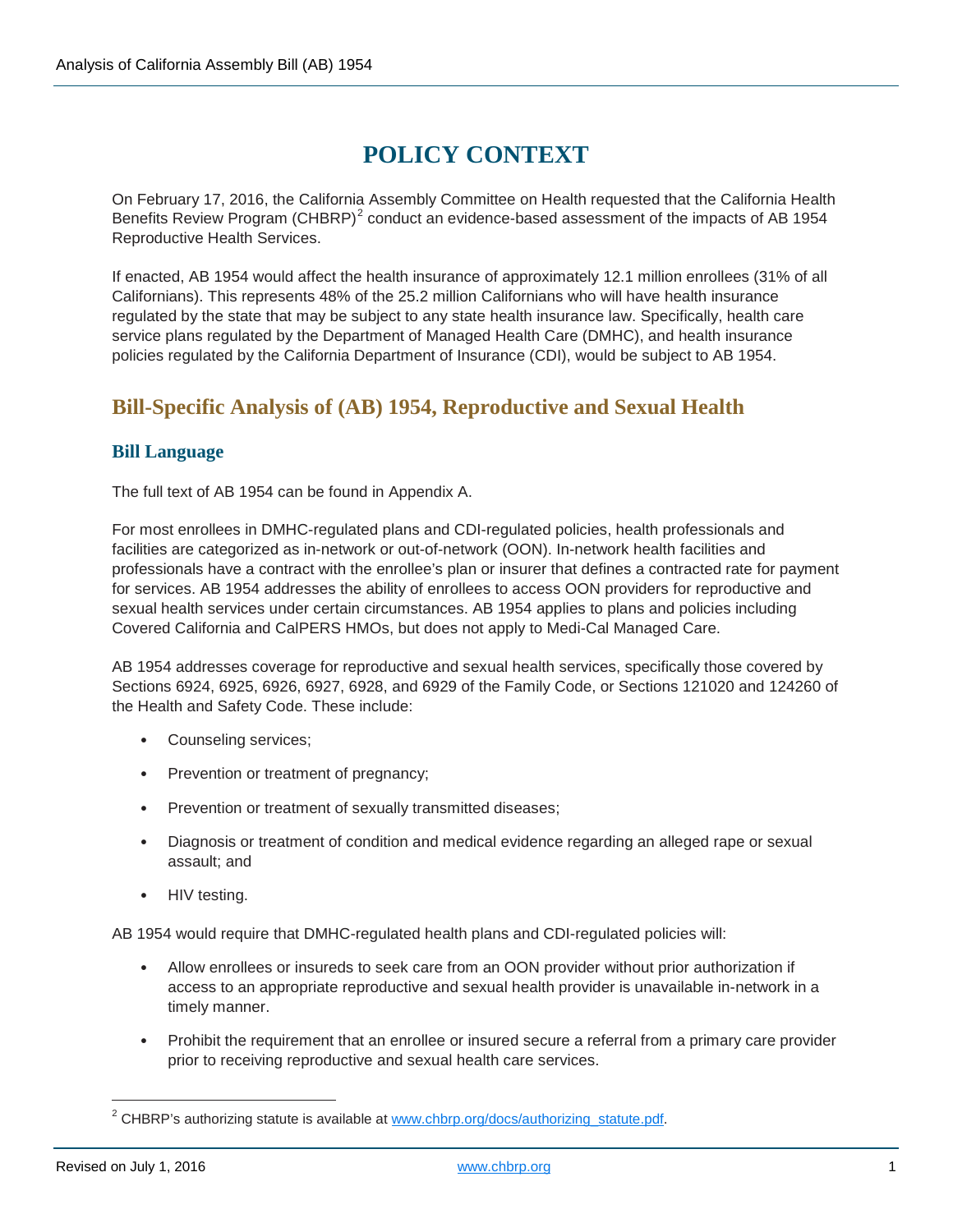# POLICY CONTEXT

On February 17, 2016, the California Assembly Committee on Health requested that the California Health Benefits Review Program (CHBRP)[2] conduct an evidence-based assessment of the impacts of AB 1954 Reproductive Health Services.

If enacted, AB 1954 would affect the health insurance of approximately 12.1 million enrollees (31% of all Californians). This represents 48% of the 25.2 million Californians who will have health insurance regulated by the state that may be subject to any state health insurance law. Specifically, health care service plans regulated by the Department of Managed Health Care (DMHC), and health insurance policies regulated by the California Department of Insurance (CDI), would be subject to AB 1954.

## Bill-Specific Analysis of (AB) 1954, Reproductive and Sexual Health

### Bill Language

The full text of AB 1954 can be found in Appendix A.

For most enrollees in DMHC-regulated plans and CDI-regulated policies, health professionals and facilities are categorized as in-network or out-of-network (OON). In-network health facilities and professionals have a contract with the enrollee's plan or insurer that defines a contracted rate for payment for services. AB 1954 addresses the ability of enrollees to access OON providers for reproductive and sexual health services under certain circumstances. AB 1954 applies to plans and policies including Covered California and CalPERS HMOs, but does not apply to Medi-Cal Managed Care.

AB 1954 addresses coverage for reproductive and sexual health services, specifically those covered by Sections 6924, 6925, 6926, 6927, 6928, and 6929 of the Family Code, or Sections 121020 and 124260 of the Health and Safety Code. These include:

- Counseling services;
- Prevention or treatment of pregnancy;
- Prevention or treatment of sexually transmitted diseases;
- Diagnosis or treatment of condition and medical evidence regarding an alleged rape or sexual assault; and
- HIV testing.

AB 1954 would require that DMHC-regulated health plans and CDI-regulated policies will:

- Allow enrollees or insureds to seek care from an OON provider without prior authorization if access to an appropriate reproductive and sexual health provider is unavailable in-network in a timely manner.
- Prohibit the requirement that an enrollee or insured secure a referral from a primary care provider prior to receiving reproductive and sexual health care services.

[2] CHBRP's authorizing statute is available at www.chbrp.org/docs/authorizing_statute.pdf.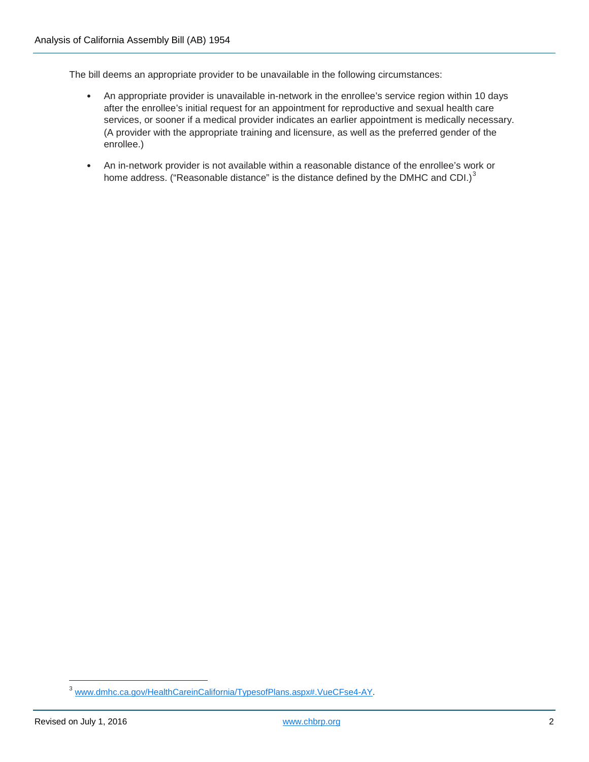The bill deems an appropriate provider to be unavailable in the following circumstances:

- An appropriate provider is unavailable in-network in the enrollee's service region within 10 days after the enrollee's initial request for an appointment for reproductive and sexual health care services, or sooner if a medical provider indicates an earlier appointment is medically necessary. (A provider with the appropriate training and licensure, as well as the preferred gender of the enrollee.)
- An in-network provider is not available within a reasonable distance of the enrollee's work or home address. ("Reasonable distance" is the distance defined by the DMHC and CDI.)[3]

[3] www.dmhc.ca.gov/HealthCareinCalifornia/TypesofPlans.aspx#.VueCFse4-AY.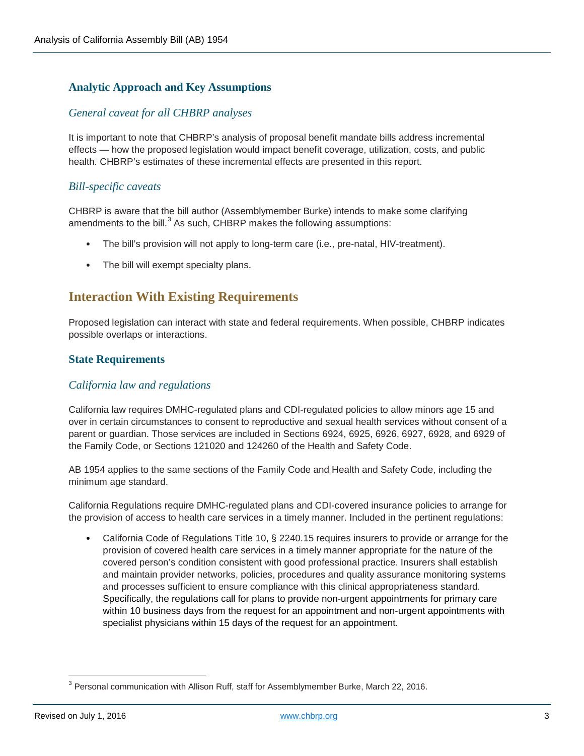### Analytic Approach and Key Assumptions

#### *General caveat for all CHBRP analyses*

It is important to note that CHBRP's analysis of proposal benefit mandate bills address incremental effects — how the proposed legislation would impact benefit coverage, utilization, costs, and public health. CHBRP's estimates of these incremental effects are presented in this report.

#### *Bill-specific caveats*

CHBRP is aware that the bill author (Assemblymember Burke) intends to make some clarifying amendments to the bill.[3] As such, CHBRP makes the following assumptions:

- The bill's provision will not apply to long-term care (i.e., pre-natal, HIV-treatment).
- The bill will exempt specialty plans.

## Interaction With Existing Requirements

Proposed legislation can interact with state and federal requirements. When possible, CHBRP indicates possible overlaps or interactions.

### State Requirements

#### *California law and regulations*

California law requires DMHC-regulated plans and CDI-regulated policies to allow minors age 15 and over in certain circumstances to consent to reproductive and sexual health services without consent of a parent or guardian. Those services are included in Sections 6924, 6925, 6926, 6927, 6928, and 6929 of the Family Code, or Sections 121020 and 124260 of the Health and Safety Code.

AB 1954 applies to the same sections of the Family Code and Health and Safety Code, including the minimum age standard.

California Regulations require DMHC-regulated plans and CDI-covered insurance policies to arrange for the provision of access to health care services in a timely manner. Included in the pertinent regulations:

- California Code of Regulations Title 10, § 2240.15 requires insurers to provide or arrange for the provision of covered health care services in a timely manner appropriate for the nature of the covered person's condition consistent with good professional practice. Insurers shall establish and maintain provider networks, policies, procedures and quality assurance monitoring systems and processes sufficient to ensure compliance with this clinical appropriateness standard. Specifically, the regulations call for plans to provide non-urgent appointments for primary care within 10 business days from the request for an appointment and non-urgent appointments with specialist physicians within 15 days of the request for an appointment.

[3] Personal communication with Allison Ruff, staff for Assemblymember Burke, March 22, 2016.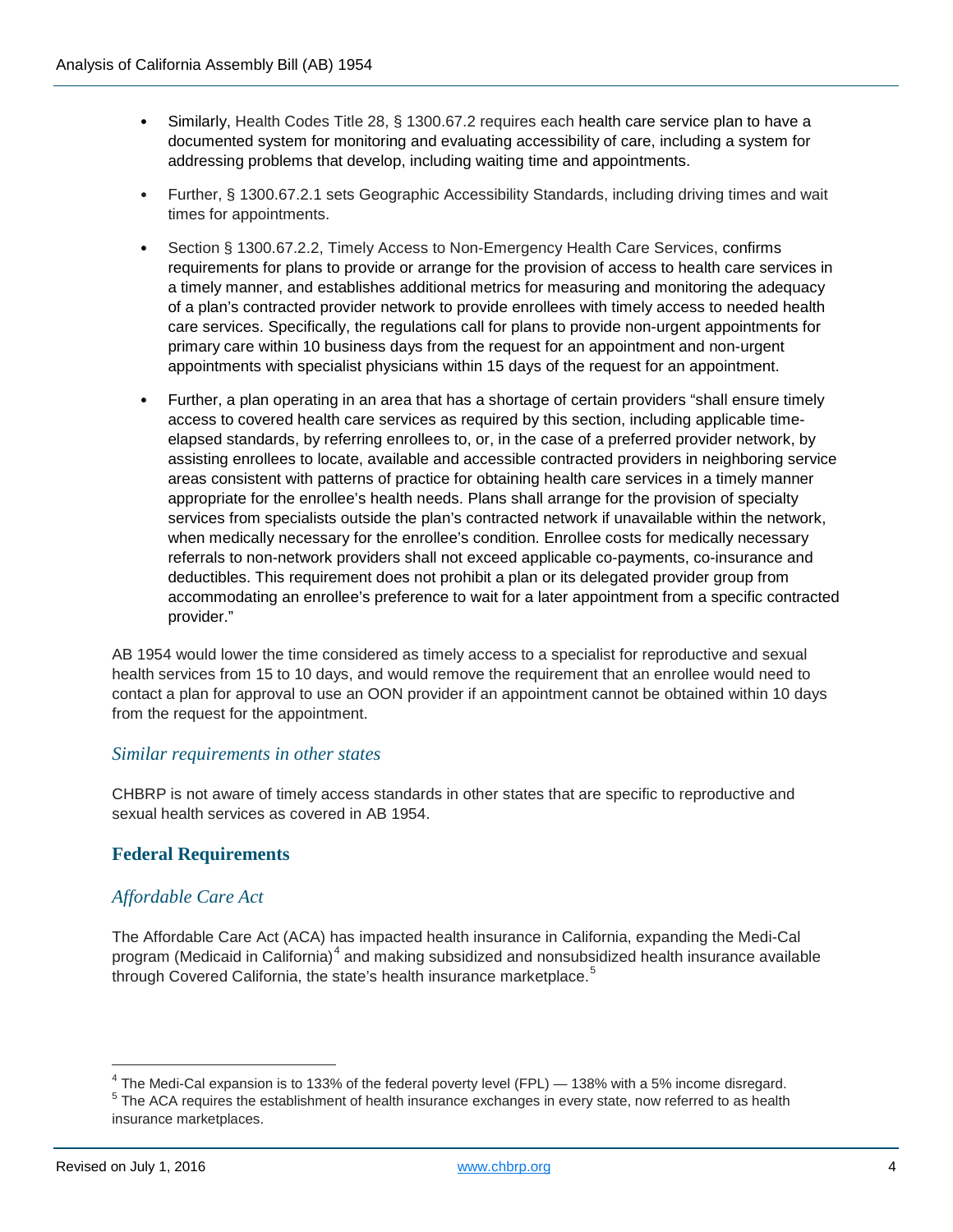- Similarly, Health Codes Title 28, § 1300.67.2 requires each health care service plan to have a documented system for monitoring and evaluating accessibility of care, including a system for addressing problems that develop, including waiting time and appointments.
- Further, § 1300.67.2.1 sets Geographic Accessibility Standards, including driving times and wait times for appointments.
- Section § 1300.67.2.2, Timely Access to Non-Emergency Health Care Services, confirms requirements for plans to provide or arrange for the provision of access to health care services in a timely manner, and establishes additional metrics for measuring and monitoring the adequacy of a plan's contracted provider network to provide enrollees with timely access to needed health care services. Specifically, the regulations call for plans to provide non-urgent appointments for primary care within 10 business days from the request for an appointment and non-urgent appointments with specialist physicians within 15 days of the request for an appointment.
- Further, a plan operating in an area that has a shortage of certain providers "shall ensure timely access to covered health care services as required by this section, including applicable time-elapsed standards, by referring enrollees to, or, in the case of a preferred provider network, by assisting enrollees to locate, available and accessible contracted providers in neighboring service areas consistent with patterns of practice for obtaining health care services in a timely manner appropriate for the enrollee's health needs. Plans shall arrange for the provision of specialty services from specialists outside the plan's contracted network if unavailable within the network, when medically necessary for the enrollee's condition. Enrollee costs for medically necessary referrals to non-network providers shall not exceed applicable co-payments, co-insurance and deductibles. This requirement does not prohibit a plan or its delegated provider group from accommodating an enrollee's preference to wait for a later appointment from a specific contracted provider."

AB 1954 would lower the time considered as timely access to a specialist for reproductive and sexual health services from 15 to 10 days, and would remove the requirement that an enrollee would need to contact a plan for approval to use an OON provider if an appointment cannot be obtained within 10 days from the request for the appointment.

### *Similar requirements in other states*

CHBRP is not aware of timely access standards in other states that are specific to reproductive and sexual health services as covered in AB 1954.

## Federal Requirements

### *Affordable Care Act*

The Affordable Care Act (ACA) has impacted health insurance in California, expanding the Medi-Cal program (Medicaid in California)[4] and making subsidized and nonsubsidized health insurance available through Covered California, the state's health insurance marketplace.[5]

---

[4] The Medi-Cal expansion is to 133% of the federal poverty level (FPL) — 138% with a 5% income disregard.

[5] The ACA requires the establishment of health insurance exchanges in every state, now referred to as health insurance marketplaces.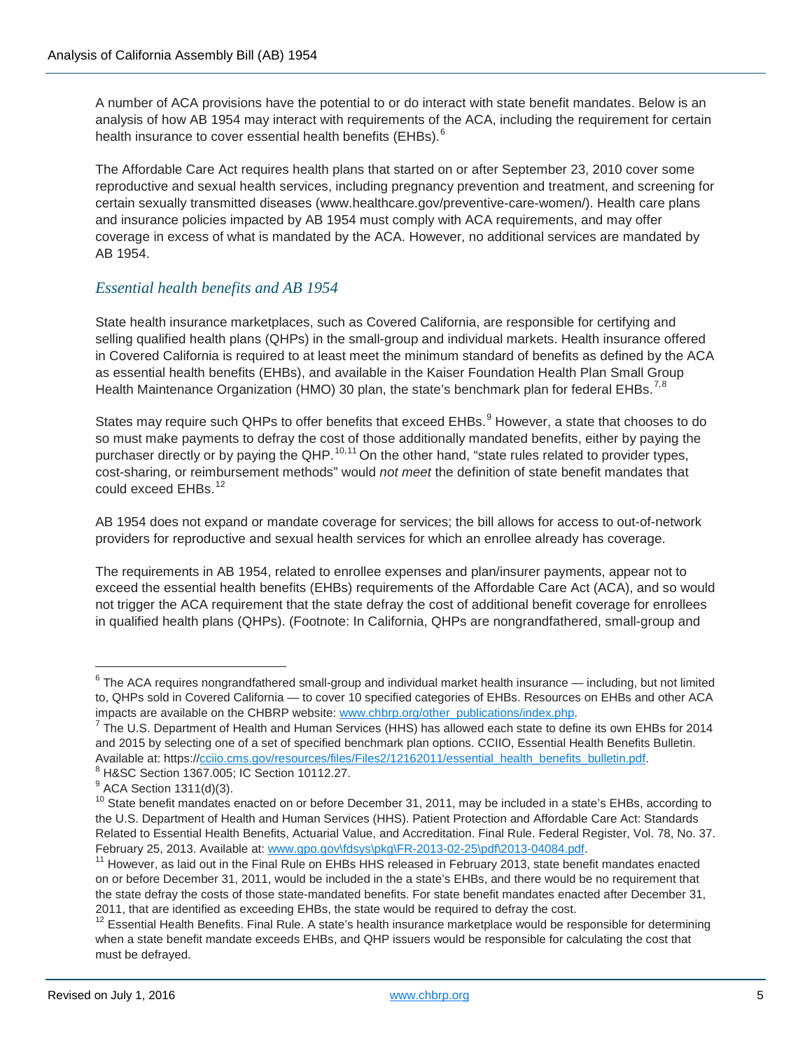A number of ACA provisions have the potential to or do interact with state benefit mandates. Below is an analysis of how AB 1954 may interact with requirements of the ACA, including the requirement for certain health insurance to cover essential health benefits (EHBs).[6]

The Affordable Care Act requires health plans that started on or after September 23, 2010 cover some reproductive and sexual health services, including pregnancy prevention and treatment, and screening for certain sexually transmitted diseases (www.healthcare.gov/preventive-care-women/). Health care plans and insurance policies impacted by AB 1954 must comply with ACA requirements, and may offer coverage in excess of what is mandated by the ACA. However, no additional services are mandated by AB 1954.

## *Essential health benefits and AB 1954*

State health insurance marketplaces, such as Covered California, are responsible for certifying and selling qualified health plans (QHPs) in the small-group and individual markets. Health insurance offered in Covered California is required to at least meet the minimum standard of benefits as defined by the ACA as essential health benefits (EHBs), and available in the Kaiser Foundation Health Plan Small Group Health Maintenance Organization (HMO) 30 plan, the state's benchmark plan for federal EHBs.[7,8]

States may require such QHPs to offer benefits that exceed EHBs.[9] However, a state that chooses to do so must make payments to defray the cost of those additionally mandated benefits, either by paying the purchaser directly or by paying the QHP.[10,11] On the other hand, "state rules related to provider types, cost-sharing, or reimbursement methods" would *not meet* the definition of state benefit mandates that could exceed EHBs.[12]

AB 1954 does not expand or mandate coverage for services; the bill allows for access to out-of-network providers for reproductive and sexual health services for which an enrollee already has coverage.

The requirements in AB 1954, related to enrollee expenses and plan/insurer payments, appear not to exceed the essential health benefits (EHBs) requirements of the Affordable Care Act (ACA), and so would not trigger the ACA requirement that the state defray the cost of additional benefit coverage for enrollees in qualified health plans (QHPs). (Footnote: In California, QHPs are nongrandfathered, small-group and

---

[6] The ACA requires nongrandfathered small-group and individual market health insurance — including, but not limited to, QHPs sold in Covered California — to cover 10 specified categories of EHBs. Resources on EHBs and other ACA impacts are available on the CHBRP website: www.chbrp.org/other_publications/index.php.

[7] The U.S. Department of Health and Human Services (HHS) has allowed each state to define its own EHBs for 2014 and 2015 by selecting one of a set of specified benchmark plan options. CCIIO, Essential Health Benefits Bulletin. Available at: https://cciio.cms.gov/resources/files/Files2/12162011/essential_health_benefits_bulletin.pdf.

[8] H&SC Section 1367.005; IC Section 10112.27.

[9] ACA Section 1311(d)(3).

[10] State benefit mandates enacted on or before December 31, 2011, may be included in a state's EHBs, according to the U.S. Department of Health and Human Services (HHS). Patient Protection and Affordable Care Act: Standards Related to Essential Health Benefits, Actuarial Value, and Accreditation. Final Rule. Federal Register, Vol. 78, No. 37. February 25, 2013. Available at: www.gpo.gov\fdsys\pkg\FR-2013-02-25\pdf\2013-04084.pdf.

[11] However, as laid out in the Final Rule on EHBs HHS released in February 2013, state benefit mandates enacted on or before December 31, 2011, would be included in the a state's EHBs, and there would be no requirement that the state defray the costs of those state-mandated benefits. For state benefit mandates enacted after December 31, 2011, that are identified as exceeding EHBs, the state would be required to defray the cost.

[12] Essential Health Benefits. Final Rule. A state's health insurance marketplace would be responsible for determining when a state benefit mandate exceeds EHBs, and QHP issuers would be responsible for calculating the cost that must be defrayed.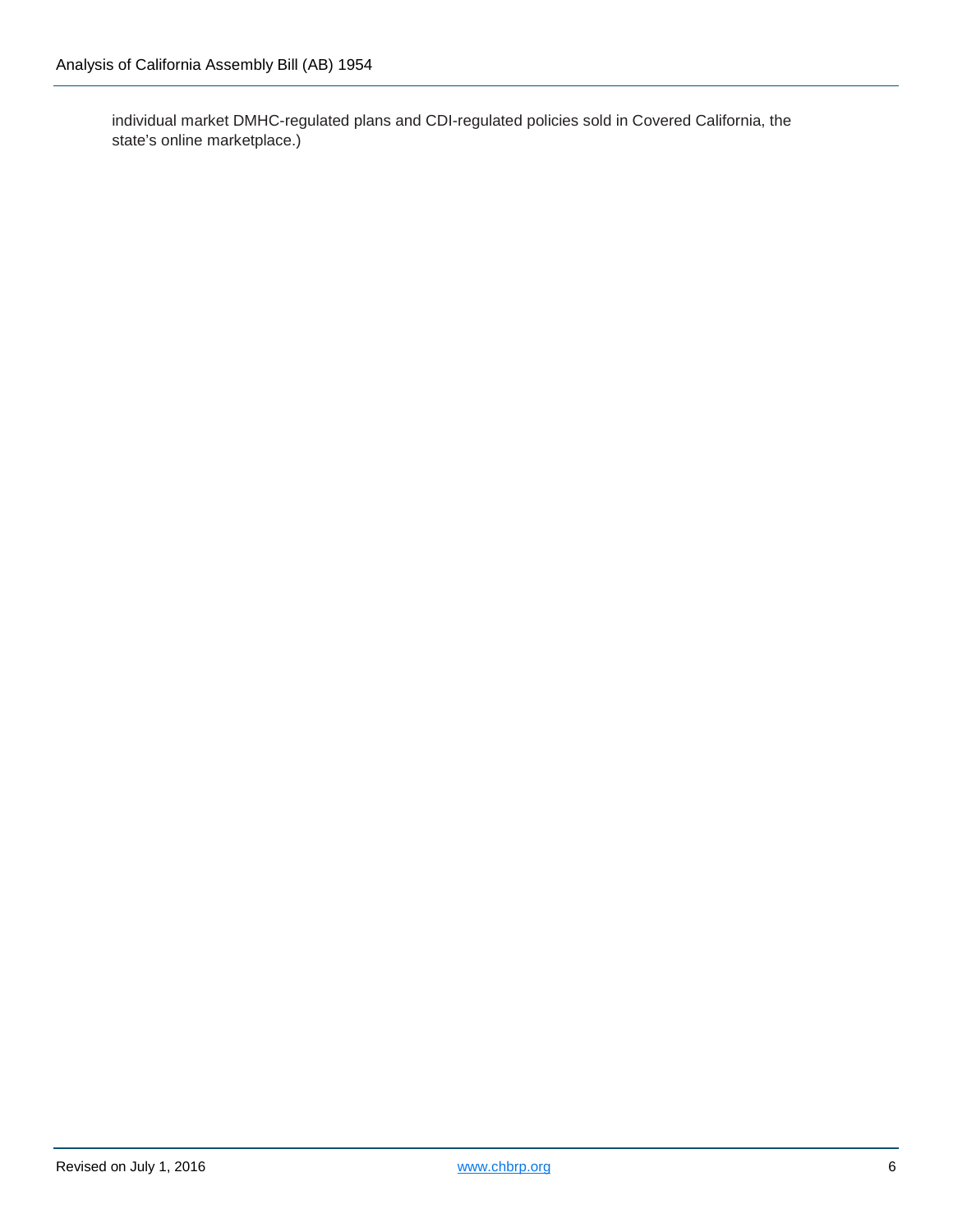individual market DMHC-regulated plans and CDI-regulated policies sold in Covered California, the state's online marketplace.)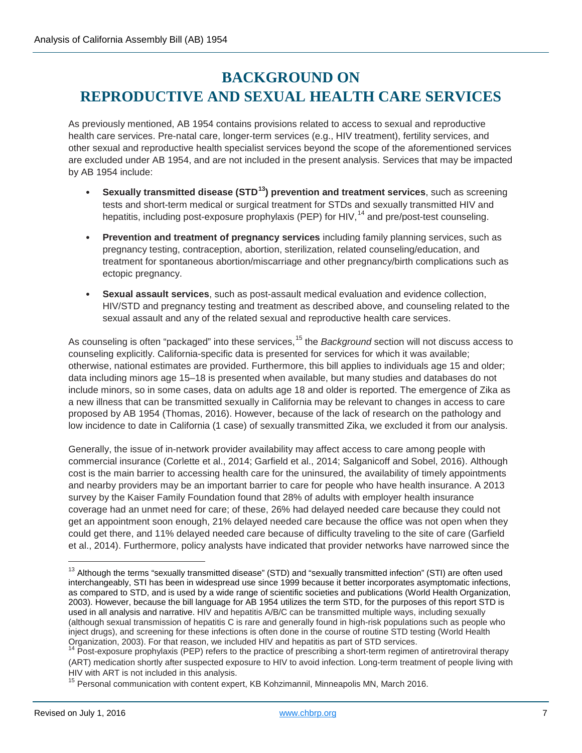# BACKGROUND ON REPRODUCTIVE AND SEXUAL HEALTH CARE SERVICES

As previously mentioned, AB 1954 contains provisions related to access to sexual and reproductive health care services. Pre-natal care, longer-term services (e.g., HIV treatment), fertility services, and other sexual and reproductive health specialist services beyond the scope of the aforementioned services are excluded under AB 1954, and are not included in the present analysis. Services that may be impacted by AB 1954 include:

- **Sexually transmitted disease (STD[13]) prevention and treatment services**, such as screening tests and short-term medical or surgical treatment for STDs and sexually transmitted HIV and hepatitis, including post-exposure prophylaxis (PEP) for HIV,[14] and pre/post-test counseling.
- **Prevention and treatment of pregnancy services** including family planning services, such as pregnancy testing, contraception, abortion, sterilization, related counseling/education, and treatment for spontaneous abortion/miscarriage and other pregnancy/birth complications such as ectopic pregnancy.
- **Sexual assault services**, such as post-assault medical evaluation and evidence collection, HIV/STD and pregnancy testing and treatment as described above, and counseling related to the sexual assault and any of the related sexual and reproductive health care services.

As counseling is often "packaged" into these services,[15] the *Background* section will not discuss access to counseling explicitly. California-specific data is presented for services for which it was available; otherwise, national estimates are provided. Furthermore, this bill applies to individuals age 15 and older; data including minors age 15–18 is presented when available, but many studies and databases do not include minors, so in some cases, data on adults age 18 and older is reported. The emergence of Zika as a new illness that can be transmitted sexually in California may be relevant to changes in access to care proposed by AB 1954 (Thomas, 2016). However, because of the lack of research on the pathology and low incidence to date in California (1 case) of sexually transmitted Zika, we excluded it from our analysis.

Generally, the issue of in-network provider availability may affect access to care among people with commercial insurance (Corlette et al., 2014; Garfield et al., 2014; Salganicoff and Sobel, 2016). Although cost is the main barrier to accessing health care for the uninsured, the availability of timely appointments and nearby providers may be an important barrier to care for people who have health insurance. A 2013 survey by the Kaiser Family Foundation found that 28% of adults with employer health insurance coverage had an unmet need for care; of these, 26% had delayed needed care because they could not get an appointment soon enough, 21% delayed needed care because the office was not open when they could get there, and 11% delayed needed care because of difficulty traveling to the site of care (Garfield et al., 2014). Furthermore, policy analysts have indicated that provider networks have narrowed since the

---

[13] Although the terms "sexually transmitted disease" (STD) and "sexually transmitted infection" (STI) are often used interchangeably, STI has been in widespread use since 1999 because it better incorporates asymptomatic infections, as compared to STD, and is used by a wide range of scientific societies and publications (World Health Organization, 2003). However, because the bill language for AB 1954 utilizes the term STD, for the purposes of this report STD is used in all analysis and narrative. HIV and hepatitis A/B/C can be transmitted multiple ways, including sexually (although sexual transmission of hepatitis C is rare and generally found in high-risk populations such as people who inject drugs), and screening for these infections is often done in the course of routine STD testing (World Health Organization, 2003). For that reason, we included HIV and hepatitis as part of STD services.

[14] Post-exposure prophylaxis (PEP) refers to the practice of prescribing a short-term regimen of antiretroviral therapy (ART) medication shortly after suspected exposure to HIV to avoid infection. Long-term treatment of people living with HIV with ART is not included in this analysis.

[15] Personal communication with content expert, KB Kohzimannil, Minneapolis MN, March 2016.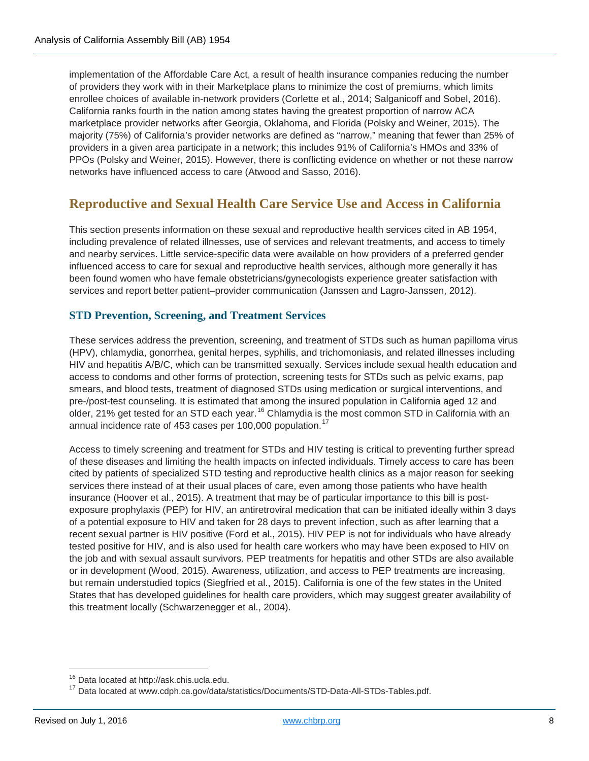implementation of the Affordable Care Act, a result of health insurance companies reducing the number of providers they work with in their Marketplace plans to minimize the cost of premiums, which limits enrollee choices of available in-network providers (Corlette et al., 2014; Salganicoff and Sobel, 2016). California ranks fourth in the nation among states having the greatest proportion of narrow ACA marketplace provider networks after Georgia, Oklahoma, and Florida (Polsky and Weiner, 2015). The majority (75%) of California's provider networks are defined as "narrow," meaning that fewer than 25% of providers in a given area participate in a network; this includes 91% of California's HMOs and 33% of PPOs (Polsky and Weiner, 2015). However, there is conflicting evidence on whether or not these narrow networks have influenced access to care (Atwood and Sasso, 2016).

## Reproductive and Sexual Health Care Service Use and Access in California

This section presents information on these sexual and reproductive health services cited in AB 1954, including prevalence of related illnesses, use of services and relevant treatments, and access to timely and nearby services. Little service-specific data were available on how providers of a preferred gender influenced access to care for sexual and reproductive health services, although more generally it has been found women who have female obstetricians/gynecologists experience greater satisfaction with services and report better patient–provider communication (Janssen and Lagro-Janssen, 2012).

### STD Prevention, Screening, and Treatment Services

These services address the prevention, screening, and treatment of STDs such as human papilloma virus (HPV), chlamydia, gonorrhea, genital herpes, syphilis, and trichomoniasis, and related illnesses including HIV and hepatitis A/B/C, which can be transmitted sexually. Services include sexual health education and access to condoms and other forms of protection, screening tests for STDs such as pelvic exams, pap smears, and blood tests, treatment of diagnosed STDs using medication or surgical interventions, and pre-/post-test counseling. It is estimated that among the insured population in California aged 12 and older, 21% get tested for an STD each year.[16] Chlamydia is the most common STD in California with an annual incidence rate of 453 cases per 100,000 population.[17]

Access to timely screening and treatment for STDs and HIV testing is critical to preventing further spread of these diseases and limiting the health impacts on infected individuals. Timely access to care has been cited by patients of specialized STD testing and reproductive health clinics as a major reason for seeking services there instead of at their usual places of care, even among those patients who have health insurance (Hoover et al., 2015). A treatment that may be of particular importance to this bill is post-exposure prophylaxis (PEP) for HIV, an antiretroviral medication that can be initiated ideally within 3 days of a potential exposure to HIV and taken for 28 days to prevent infection, such as after learning that a recent sexual partner is HIV positive (Ford et al., 2015). HIV PEP is not for individuals who have already tested positive for HIV, and is also used for health care workers who may have been exposed to HIV on the job and with sexual assault survivors. PEP treatments for hepatitis and other STDs are also available or in development (Wood, 2015). Awareness, utilization, and access to PEP treatments are increasing, but remain understudied topics (Siegfried et al., 2015). California is one of the few states in the United States that has developed guidelines for health care providers, which may suggest greater availability of this treatment locally (Schwarzenegger et al., 2004).

[16] Data located at http://ask.chis.ucla.edu.

[17] Data located at www.cdph.ca.gov/data/statistics/Documents/STD-Data-All-STDs-Tables.pdf.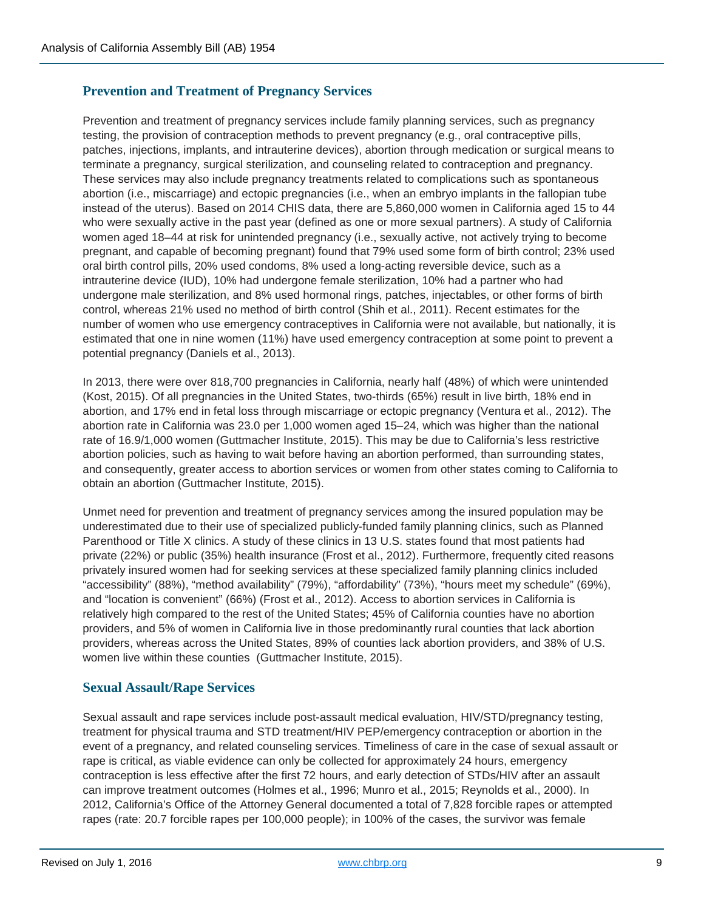## Prevention and Treatment of Pregnancy Services

Prevention and treatment of pregnancy services include family planning services, such as pregnancy testing, the provision of contraception methods to prevent pregnancy (e.g., oral contraceptive pills, patches, injections, implants, and intrauterine devices), abortion through medication or surgical means to terminate a pregnancy, surgical sterilization, and counseling related to contraception and pregnancy. These services may also include pregnancy treatments related to complications such as spontaneous abortion (i.e., miscarriage) and ectopic pregnancies (i.e., when an embryo implants in the fallopian tube instead of the uterus). Based on 2014 CHIS data, there are 5,860,000 women in California aged 15 to 44 who were sexually active in the past year (defined as one or more sexual partners). A study of California women aged 18–44 at risk for unintended pregnancy (i.e., sexually active, not actively trying to become pregnant, and capable of becoming pregnant) found that 79% used some form of birth control; 23% used oral birth control pills, 20% used condoms, 8% used a long-acting reversible device, such as a intrauterine device (IUD), 10% had undergone female sterilization, 10% had a partner who had undergone male sterilization, and 8% used hormonal rings, patches, injectables, or other forms of birth control, whereas 21% used no method of birth control (Shih et al., 2011). Recent estimates for the number of women who use emergency contraceptives in California were not available, but nationally, it is estimated that one in nine women (11%) have used emergency contraception at some point to prevent a potential pregnancy (Daniels et al., 2013).

In 2013, there were over 818,700 pregnancies in California, nearly half (48%) of which were unintended (Kost, 2015). Of all pregnancies in the United States, two-thirds (65%) result in live birth, 18% end in abortion, and 17% end in fetal loss through miscarriage or ectopic pregnancy (Ventura et al., 2012). The abortion rate in California was 23.0 per 1,000 women aged 15–24, which was higher than the national rate of 16.9/1,000 women (Guttmacher Institute, 2015). This may be due to California's less restrictive abortion policies, such as having to wait before having an abortion performed, than surrounding states, and consequently, greater access to abortion services or women from other states coming to California to obtain an abortion (Guttmacher Institute, 2015).

Unmet need for prevention and treatment of pregnancy services among the insured population may be underestimated due to their use of specialized publicly-funded family planning clinics, such as Planned Parenthood or Title X clinics. A study of these clinics in 13 U.S. states found that most patients had private (22%) or public (35%) health insurance (Frost et al., 2012). Furthermore, frequently cited reasons privately insured women had for seeking services at these specialized family planning clinics included "accessibility" (88%), "method availability" (79%), "affordability" (73%), "hours meet my schedule" (69%), and "location is convenient" (66%) (Frost et al., 2012). Access to abortion services in California is relatively high compared to the rest of the United States; 45% of California counties have no abortion providers, and 5% of women in California live in those predominantly rural counties that lack abortion providers, whereas across the United States, 89% of counties lack abortion providers, and 38% of U.S. women live within these counties (Guttmacher Institute, 2015).

## Sexual Assault/Rape Services

Sexual assault and rape services include post-assault medical evaluation, HIV/STD/pregnancy testing, treatment for physical trauma and STD treatment/HIV PEP/emergency contraception or abortion in the event of a pregnancy, and related counseling services. Timeliness of care in the case of sexual assault or rape is critical, as viable evidence can only be collected for approximately 24 hours, emergency contraception is less effective after the first 72 hours, and early detection of STDs/HIV after an assault can improve treatment outcomes (Holmes et al., 1996; Munro et al., 2015; Reynolds et al., 2000). In 2012, California's Office of the Attorney General documented a total of 7,828 forcible rapes or attempted rapes (rate: 20.7 forcible rapes per 100,000 people); in 100% of the cases, the survivor was female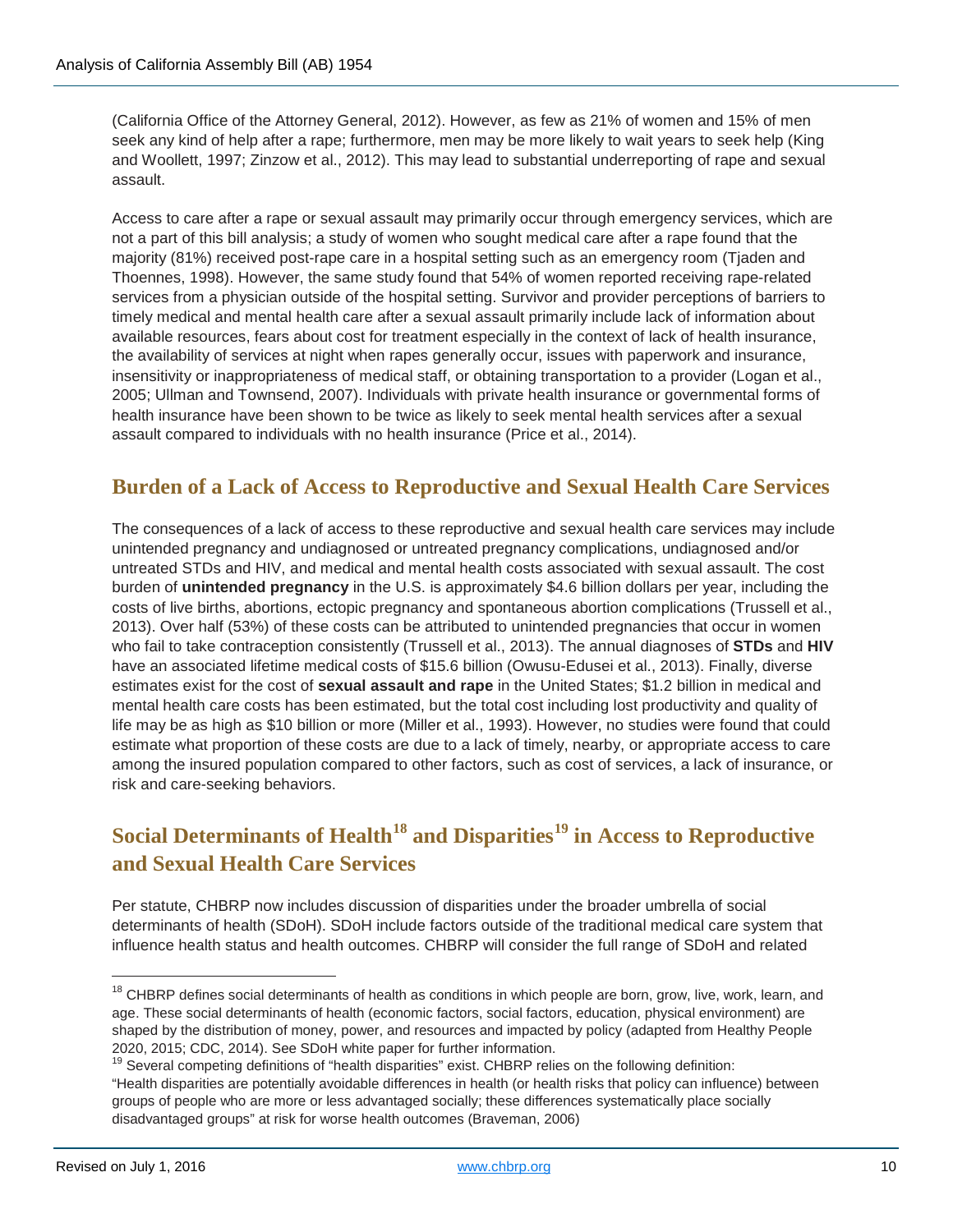(California Office of the Attorney General, 2012). However, as few as 21% of women and 15% of men seek any kind of help after a rape; furthermore, men may be more likely to wait years to seek help (King and Woollett, 1997; Zinzow et al., 2012). This may lead to substantial underreporting of rape and sexual assault.

Access to care after a rape or sexual assault may primarily occur through emergency services, which are not a part of this bill analysis; a study of women who sought medical care after a rape found that the majority (81%) received post-rape care in a hospital setting such as an emergency room (Tjaden and Thoennes, 1998). However, the same study found that 54% of women reported receiving rape-related services from a physician outside of the hospital setting. Survivor and provider perceptions of barriers to timely medical and mental health care after a sexual assault primarily include lack of information about available resources, fears about cost for treatment especially in the context of lack of health insurance, the availability of services at night when rapes generally occur, issues with paperwork and insurance, insensitivity or inappropriateness of medical staff, or obtaining transportation to a provider (Logan et al., 2005; Ullman and Townsend, 2007). Individuals with private health insurance or governmental forms of health insurance have been shown to be twice as likely to seek mental health services after a sexual assault compared to individuals with no health insurance (Price et al., 2014).

## Burden of a Lack of Access to Reproductive and Sexual Health Care Services

The consequences of a lack of access to these reproductive and sexual health care services may include unintended pregnancy and undiagnosed or untreated pregnancy complications, undiagnosed and/or untreated STDs and HIV, and medical and mental health costs associated with sexual assault. The cost burden of **unintended pregnancy** in the U.S. is approximately $4.6 billion dollars per year, including the costs of live births, abortions, ectopic pregnancy and spontaneous abortion complications (Trussell et al., 2013). Over half (53%) of these costs can be attributed to unintended pregnancies that occur in women who fail to take contraception consistently (Trussell et al., 2013). The annual diagnoses of **STDs** and **HIV** have an associated lifetime medical costs of $15.6 billion (Owusu-Edusei et al., 2013). Finally, diverse estimates exist for the cost of **sexual assault and rape** in the United States; $1.2 billion in medical and mental health care costs has been estimated, but the total cost including lost productivity and quality of life may be as high as $10 billion or more (Miller et al., 1993). However, no studies were found that could estimate what proportion of these costs are due to a lack of timely, nearby, or appropriate access to care among the insured population compared to other factors, such as cost of services, a lack of insurance, or risk and care-seeking behaviors.

## Social Determinants of Health[18] and Disparities[19] in Access to Reproductive and Sexual Health Care Services

Per statute, CHBRP now includes discussion of disparities under the broader umbrella of social determinants of health (SDoH). SDoH include factors outside of the traditional medical care system that influence health status and health outcomes. CHBRP will consider the full range of SDoH and related

[18] CHBRP defines social determinants of health as conditions in which people are born, grow, live, work, learn, and age. These social determinants of health (economic factors, social factors, education, physical environment) are shaped by the distribution of money, power, and resources and impacted by policy (adapted from Healthy People 2020, 2015; CDC, 2014). See SDoH white paper for further information.

[19] Several competing definitions of "health disparities" exist. CHBRP relies on the following definition: "Health disparities are potentially avoidable differences in health (or health risks that policy can influence) between groups of people who are more or less advantaged socially; these differences systematically place socially disadvantaged groups" at risk for worse health outcomes (Braveman, 2006)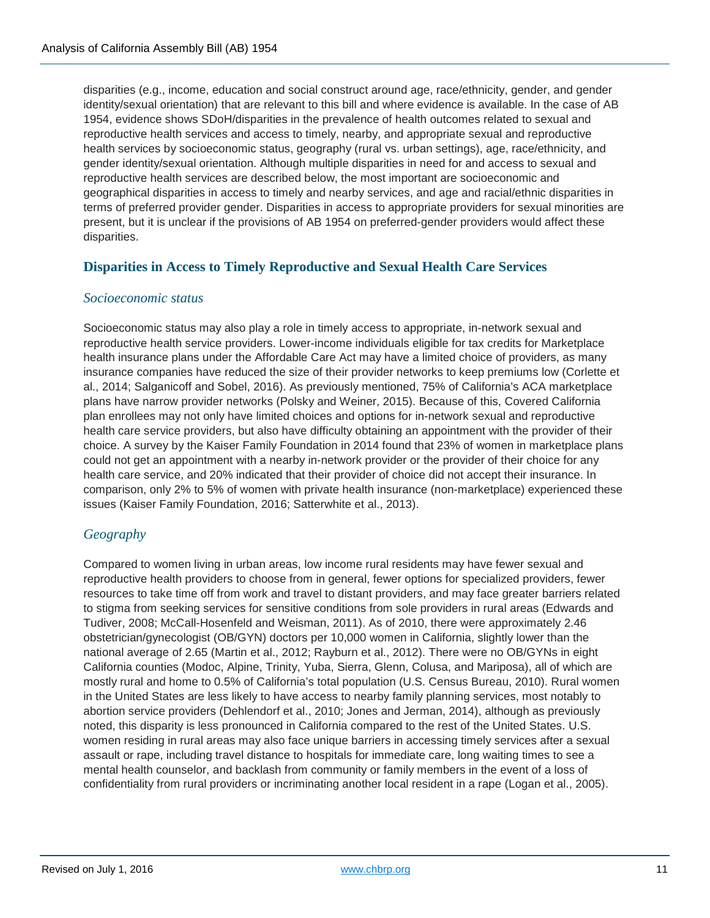disparities (e.g., income, education and social construct around age, race/ethnicity, gender, and gender identity/sexual orientation) that are relevant to this bill and where evidence is available. In the case of AB 1954, evidence shows SDoH/disparities in the prevalence of health outcomes related to sexual and reproductive health services and access to timely, nearby, and appropriate sexual and reproductive health services by socioeconomic status, geography (rural vs. urban settings), age, race/ethnicity, and gender identity/sexual orientation. Although multiple disparities in need for and access to sexual and reproductive health services are described below, the most important are socioeconomic and geographical disparities in access to timely and nearby services, and age and racial/ethnic disparities in terms of preferred provider gender. Disparities in access to appropriate providers for sexual minorities are present, but it is unclear if the provisions of AB 1954 on preferred-gender providers would affect these disparities.

## Disparities in Access to Timely Reproductive and Sexual Health Care Services

### *Socioeconomic status*

Socioeconomic status may also play a role in timely access to appropriate, in-network sexual and reproductive health service providers. Lower-income individuals eligible for tax credits for Marketplace health insurance plans under the Affordable Care Act may have a limited choice of providers, as many insurance companies have reduced the size of their provider networks to keep premiums low (Corlette et al., 2014; Salganicoff and Sobel, 2016). As previously mentioned, 75% of California's ACA marketplace plans have narrow provider networks (Polsky and Weiner, 2015). Because of this, Covered California plan enrollees may not only have limited choices and options for in-network sexual and reproductive health care service providers, but also have difficulty obtaining an appointment with the provider of their choice. A survey by the Kaiser Family Foundation in 2014 found that 23% of women in marketplace plans could not get an appointment with a nearby in-network provider or the provider of their choice for any health care service, and 20% indicated that their provider of choice did not accept their insurance. In comparison, only 2% to 5% of women with private health insurance (non-marketplace) experienced these issues (Kaiser Family Foundation, 2016; Satterwhite et al., 2013).

### *Geography*

Compared to women living in urban areas, low income rural residents may have fewer sexual and reproductive health providers to choose from in general, fewer options for specialized providers, fewer resources to take time off from work and travel to distant providers, and may face greater barriers related to stigma from seeking services for sensitive conditions from sole providers in rural areas (Edwards and Tudiver, 2008; McCall-Hosenfeld and Weisman, 2011). As of 2010, there were approximately 2.46 obstetrician/gynecologist (OB/GYN) doctors per 10,000 women in California, slightly lower than the national average of 2.65 (Martin et al., 2012; Rayburn et al., 2012). There were no OB/GYNs in eight California counties (Modoc, Alpine, Trinity, Yuba, Sierra, Glenn, Colusa, and Mariposa), all of which are mostly rural and home to 0.5% of California's total population (U.S. Census Bureau, 2010). Rural women in the United States are less likely to have access to nearby family planning services, most notably to abortion service providers (Dehlendorf et al., 2010; Jones and Jerman, 2014), although as previously noted, this disparity is less pronounced in California compared to the rest of the United States. U.S. women residing in rural areas may also face unique barriers in accessing timely services after a sexual assault or rape, including travel distance to hospitals for immediate care, long waiting times to see a mental health counselor, and backlash from community or family members in the event of a loss of confidentiality from rural providers or incriminating another local resident in a rape (Logan et al., 2005).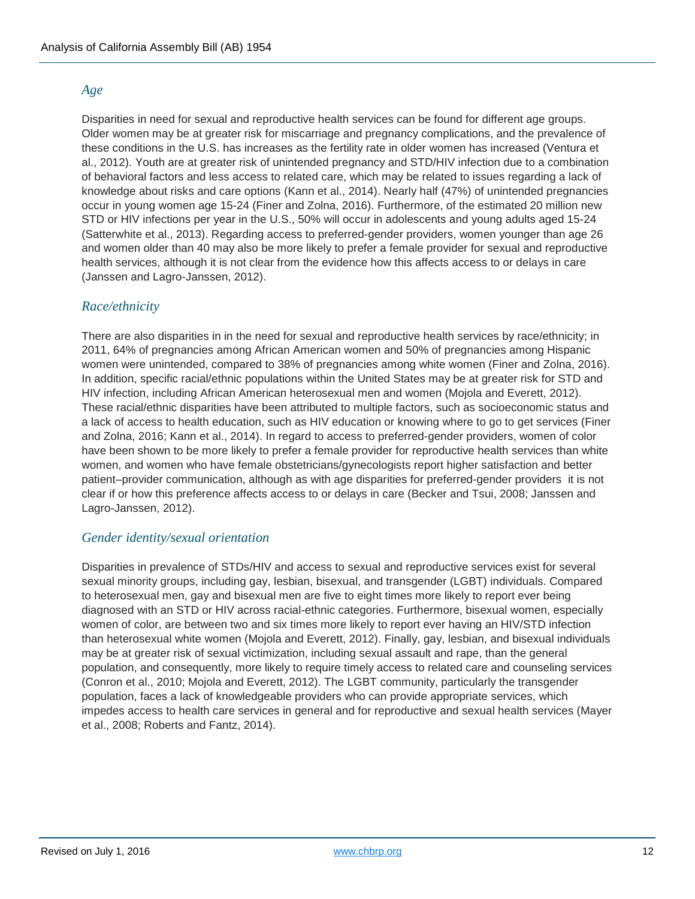### *Age*

Disparities in need for sexual and reproductive health services can be found for different age groups. Older women may be at greater risk for miscarriage and pregnancy complications, and the prevalence of these conditions in the U.S. has increases as the fertility rate in older women has increased (Ventura et al., 2012). Youth are at greater risk of unintended pregnancy and STD/HIV infection due to a combination of behavioral factors and less access to related care, which may be related to issues regarding a lack of knowledge about risks and care options (Kann et al., 2014). Nearly half (47%) of unintended pregnancies occur in young women age 15-24 (Finer and Zolna, 2016). Furthermore, of the estimated 20 million new STD or HIV infections per year in the U.S., 50% will occur in adolescents and young adults aged 15-24 (Satterwhite et al., 2013). Regarding access to preferred-gender providers, women younger than age 26 and women older than 40 may also be more likely to prefer a female provider for sexual and reproductive health services, although it is not clear from the evidence how this affects access to or delays in care (Janssen and Lagro-Janssen, 2012).

### *Race/ethnicity*

There are also disparities in in the need for sexual and reproductive health services by race/ethnicity; in 2011, 64% of pregnancies among African American women and 50% of pregnancies among Hispanic women were unintended, compared to 38% of pregnancies among white women (Finer and Zolna, 2016). In addition, specific racial/ethnic populations within the United States may be at greater risk for STD and HIV infection, including African American heterosexual men and women (Mojola and Everett, 2012). These racial/ethnic disparities have been attributed to multiple factors, such as socioeconomic status and a lack of access to health education, such as HIV education or knowing where to go to get services (Finer and Zolna, 2016; Kann et al., 2014). In regard to access to preferred-gender providers, women of color have been shown to be more likely to prefer a female provider for reproductive health services than white women, and women who have female obstetricians/gynecologists report higher satisfaction and better patient–provider communication, although as with age disparities for preferred-gender providers it is not clear if or how this preference affects access to or delays in care (Becker and Tsui, 2008; Janssen and Lagro-Janssen, 2012).

### *Gender identity/sexual orientation*

Disparities in prevalence of STDs/HIV and access to sexual and reproductive services exist for several sexual minority groups, including gay, lesbian, bisexual, and transgender (LGBT) individuals. Compared to heterosexual men, gay and bisexual men are five to eight times more likely to report ever being diagnosed with an STD or HIV across racial-ethnic categories. Furthermore, bisexual women, especially women of color, are between two and six times more likely to report ever having an HIV/STD infection than heterosexual white women (Mojola and Everett, 2012). Finally, gay, lesbian, and bisexual individuals may be at greater risk of sexual victimization, including sexual assault and rape, than the general population, and consequently, more likely to require timely access to related care and counseling services (Conron et al., 2010; Mojola and Everett, 2012). The LGBT community, particularly the transgender population, faces a lack of knowledgeable providers who can provide appropriate services, which impedes access to health care services in general and for reproductive and sexual health services (Mayer et al., 2008; Roberts and Fantz, 2014).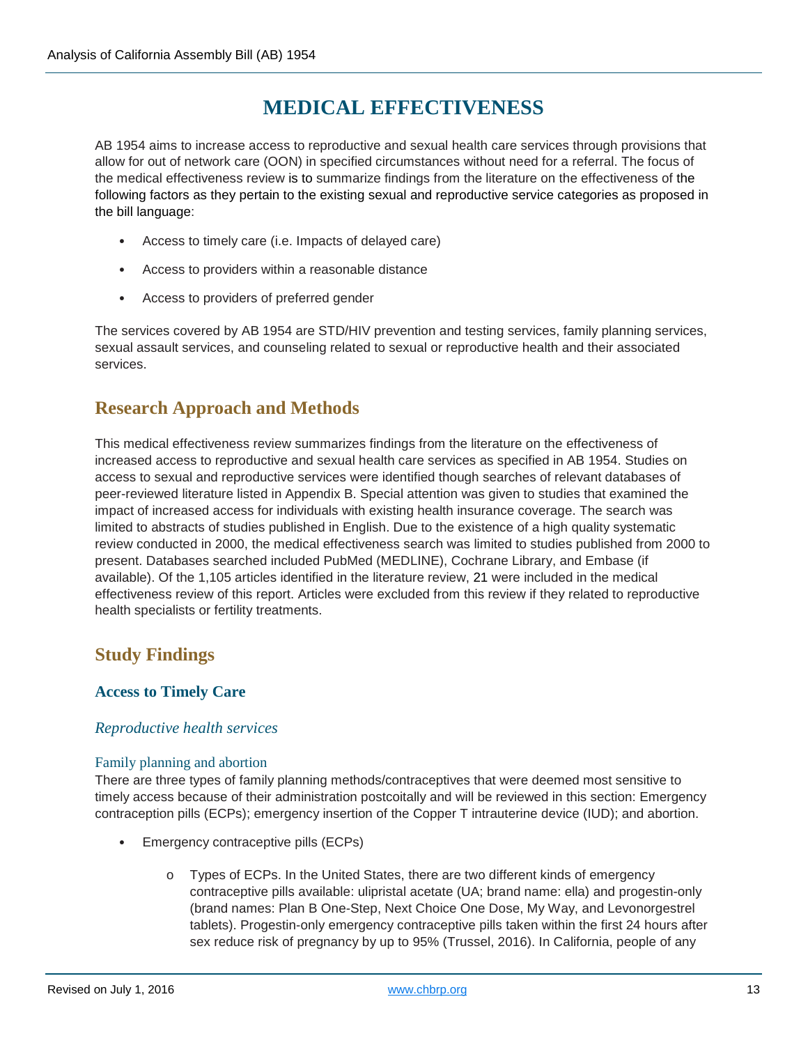# MEDICAL EFFECTIVENESS

AB 1954 aims to increase access to reproductive and sexual health care services through provisions that allow for out of network care (OON) in specified circumstances without need for a referral. The focus of the medical effectiveness review is to summarize findings from the literature on the effectiveness of the following factors as they pertain to the existing sexual and reproductive service categories as proposed in the bill language:

- Access to timely care (i.e. Impacts of delayed care)
- Access to providers within a reasonable distance
- Access to providers of preferred gender

The services covered by AB 1954 are STD/HIV prevention and testing services, family planning services, sexual assault services, and counseling related to sexual or reproductive health and their associated services.

## Research Approach and Methods

This medical effectiveness review summarizes findings from the literature on the effectiveness of increased access to reproductive and sexual health care services as specified in AB 1954. Studies on access to sexual and reproductive services were identified though searches of relevant databases of peer-reviewed literature listed in Appendix B. Special attention was given to studies that examined the impact of increased access for individuals with existing health insurance coverage. The search was limited to abstracts of studies published in English. Due to the existence of a high quality systematic review conducted in 2000, the medical effectiveness search was limited to studies published from 2000 to present. Databases searched included PubMed (MEDLINE), Cochrane Library, and Embase (if available). Of the 1,105 articles identified in the literature review, 21 were included in the medical effectiveness review of this report. Articles were excluded from this review if they related to reproductive health specialists or fertility treatments.

## Study Findings

### Access to Timely Care

#### *Reproductive health services*

##### Family planning and abortion

There are three types of family planning methods/contraceptives that were deemed most sensitive to timely access because of their administration postcoitally and will be reviewed in this section: Emergency contraception pills (ECPs); emergency insertion of the Copper T intrauterine device (IUD); and abortion.

- Emergency contraceptive pills (ECPs)
  - Types of ECPs. In the United States, there are two different kinds of emergency contraceptive pills available: ulipristal acetate (UA; brand name: ella) and progestin-only (brand names: Plan B One-Step, Next Choice One Dose, My Way, and Levonorgestrel tablets). Progestin-only emergency contraceptive pills taken within the first 24 hours after sex reduce risk of pregnancy by up to 95% (Trussel, 2016). In California, people of any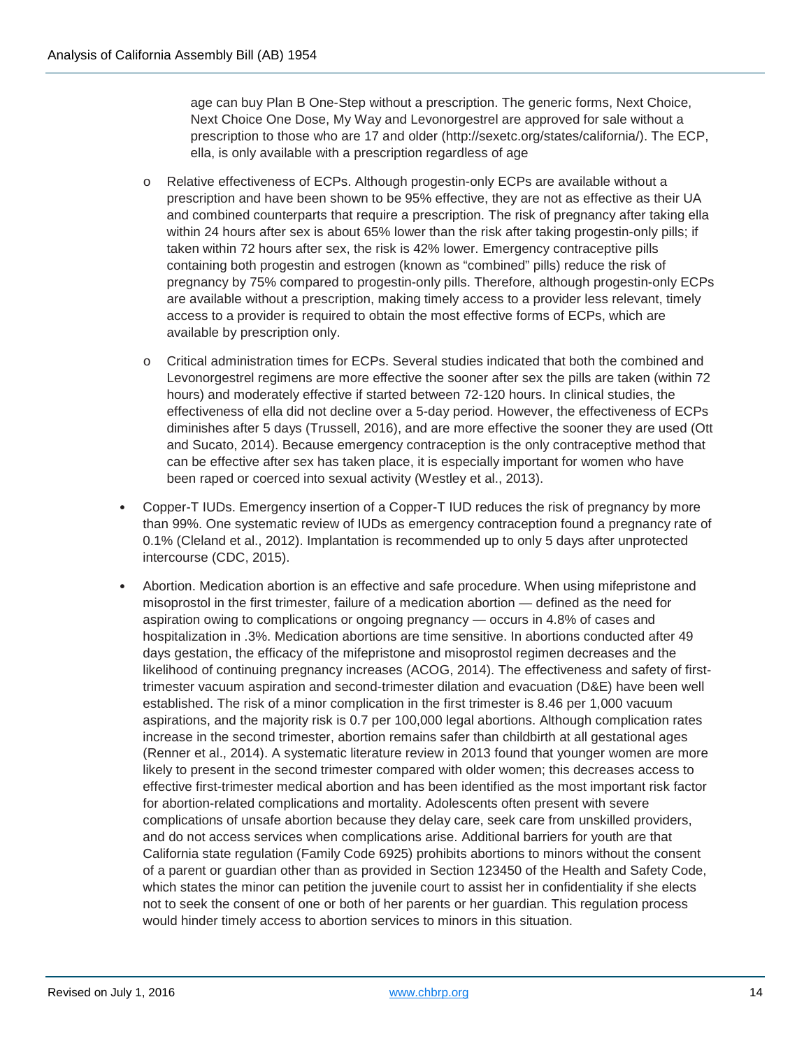age can buy Plan B One-Step without a prescription. The generic forms, Next Choice, Next Choice One Dose, My Way and Levonorgestrel are approved for sale without a prescription to those who are 17 and older (http://sexetc.org/states/california/). The ECP, ella, is only available with a prescription regardless of age

  - Relative effectiveness of ECPs. Although progestin-only ECPs are available without a prescription and have been shown to be 95% effective, they are not as effective as their UA and combined counterparts that require a prescription. The risk of pregnancy after taking ella within 24 hours after sex is about 65% lower than the risk after taking progestin-only pills; if taken within 72 hours after sex, the risk is 42% lower. Emergency contraceptive pills containing both progestin and estrogen (known as "combined" pills) reduce the risk of pregnancy by 75% compared to progestin-only pills. Therefore, although progestin-only ECPs are available without a prescription, making timely access to a provider less relevant, timely access to a provider is required to obtain the most effective forms of ECPs, which are available by prescription only.

  - Critical administration times for ECPs. Several studies indicated that both the combined and Levonorgestrel regimens are more effective the sooner after sex the pills are taken (within 72 hours) and moderately effective if started between 72-120 hours. In clinical studies, the effectiveness of ella did not decline over a 5-day period. However, the effectiveness of ECPs diminishes after 5 days (Trussell, 2016), and are more effective the sooner they are used (Ott and Sucato, 2014). Because emergency contraception is the only contraceptive method that can be effective after sex has taken place, it is especially important for women who have been raped or coerced into sexual activity (Westley et al., 2013).

- Copper-T IUDs. Emergency insertion of a Copper-T IUD reduces the risk of pregnancy by more than 99%. One systematic review of IUDs as emergency contraception found a pregnancy rate of 0.1% (Cleland et al., 2012). Implantation is recommended up to only 5 days after unprotected intercourse (CDC, 2015).

- Abortion. Medication abortion is an effective and safe procedure. When using mifepristone and misoprostol in the first trimester, failure of a medication abortion — defined as the need for aspiration owing to complications or ongoing pregnancy — occurs in 4.8% of cases and hospitalization in .3%. Medication abortions are time sensitive. In abortions conducted after 49 days gestation, the efficacy of the mifepristone and misoprostol regimen decreases and the likelihood of continuing pregnancy increases (ACOG, 2014). The effectiveness and safety of first-trimester vacuum aspiration and second-trimester dilation and evacuation (D&E) have been well established. The risk of a minor complication in the first trimester is 8.46 per 1,000 vacuum aspirations, and the majority risk is 0.7 per 100,000 legal abortions. Although complication rates increase in the second trimester, abortion remains safer than childbirth at all gestational ages (Renner et al., 2014). A systematic literature review in 2013 found that younger women are more likely to present in the second trimester compared with older women; this decreases access to effective first-trimester medical abortion and has been identified as the most important risk factor for abortion-related complications and mortality. Adolescents often present with severe complications of unsafe abortion because they delay care, seek care from unskilled providers, and do not access services when complications arise. Additional barriers for youth are that California state regulation (Family Code 6925) prohibits abortions to minors without the consent of a parent or guardian other than as provided in Section 123450 of the Health and Safety Code, which states the minor can petition the juvenile court to assist her in confidentiality if she elects not to seek the consent of one or both of her parents or her guardian. This regulation process would hinder timely access to abortion services to minors in this situation.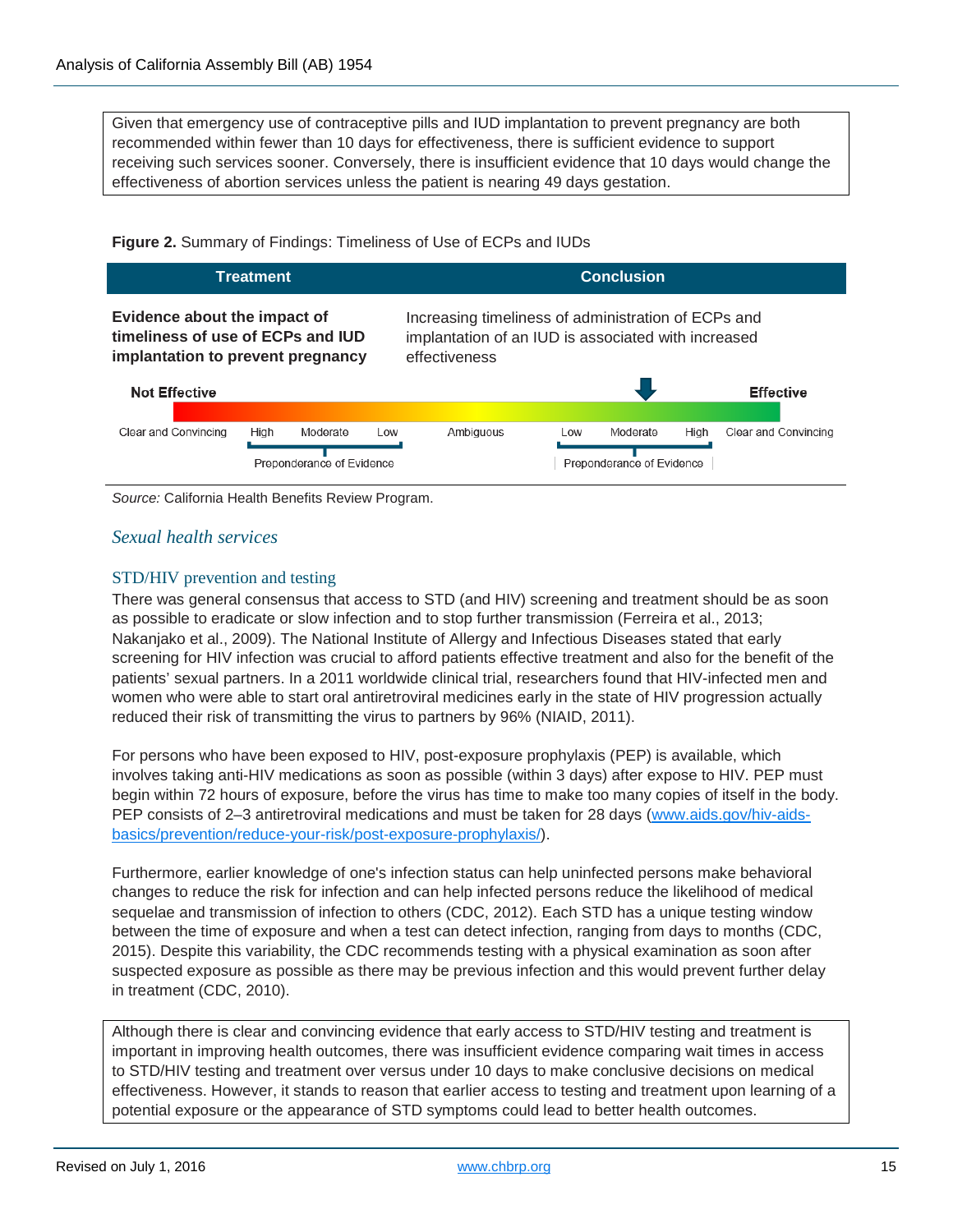Given that emergency use of contraceptive pills and IUD implantation to prevent pregnancy are both recommended within fewer than 10 days for effectiveness, there is sufficient evidence to support receiving such services sooner. Conversely, there is insufficient evidence that 10 days would change the effectiveness of abortion services unless the patient is nearing 49 days gestation.

**Figure 2.** Summary of Findings: Timeliness of Use of ECPs and IUDs

| Treatment | Conclusion |
| --- | --- |
| **Evidence about the impact of timeliness of use of ECPs and IUD implantation to prevent pregnancy** | Increasing timeliness of administration of ECPs and implantation of an IUD is associated with increased effectiveness |

Not Effective
Effective
Clear and Convincing
High
Moderate
Low
Preponderance of Evidence
Ambiguous
Low
Moderate
High
Preponderance of Evidence
Clear and Convincing

*Source:* California Health Benefits Review Program.

## *Sexual health services*

### STD/HIV prevention and testing

There was general consensus that access to STD (and HIV) screening and treatment should be as soon as possible to eradicate or slow infection and to stop further transmission (Ferreira et al., 2013; Nakanjako et al., 2009). The National Institute of Allergy and Infectious Diseases stated that early screening for HIV infection was crucial to afford patients effective treatment and also for the benefit of the patients' sexual partners. In a 2011 worldwide clinical trial, researchers found that HIV-infected men and women who were able to start oral antiretroviral medicines early in the state of HIV progression actually reduced their risk of transmitting the virus to partners by 96% (NIAID, 2011).

For persons who have been exposed to HIV, post-exposure prophylaxis (PEP) is available, which involves taking anti-HIV medications as soon as possible (within 3 days) after expose to HIV. PEP must begin within 72 hours of exposure, before the virus has time to make too many copies of itself in the body. PEP consists of 2–3 antiretroviral medications and must be taken for 28 days (www.aids.gov/hiv-aids-basics/prevention/reduce-your-risk/post-exposure-prophylaxis/).

Furthermore, earlier knowledge of one's infection status can help uninfected persons make behavioral changes to reduce the risk for infection and can help infected persons reduce the likelihood of medical sequelae and transmission of infection to others (CDC, 2012). Each STD has a unique testing window between the time of exposure and when a test can detect infection, ranging from days to months (CDC, 2015). Despite this variability, the CDC recommends testing with a physical examination as soon after suspected exposure as possible as there may be previous infection and this would prevent further delay in treatment (CDC, 2010).

Although there is clear and convincing evidence that early access to STD/HIV testing and treatment is important in improving health outcomes, there was insufficient evidence comparing wait times in access to STD/HIV testing and treatment over versus under 10 days to make conclusive decisions on medical effectiveness. However, it stands to reason that earlier access to testing and treatment upon learning of a potential exposure or the appearance of STD symptoms could lead to better health outcomes.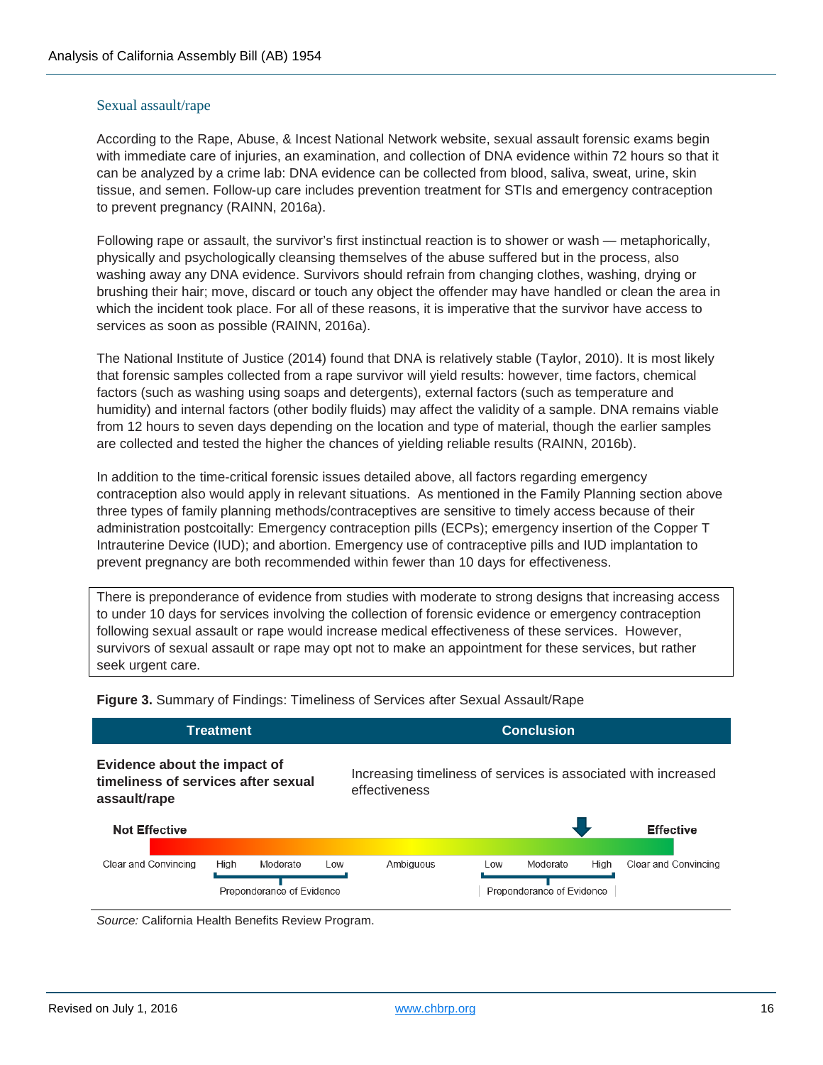### Sexual assault/rape

According to the Rape, Abuse, & Incest National Network website, sexual assault forensic exams begin with immediate care of injuries, an examination, and collection of DNA evidence within 72 hours so that it can be analyzed by a crime lab: DNA evidence can be collected from blood, saliva, sweat, urine, skin tissue, and semen. Follow-up care includes prevention treatment for STIs and emergency contraception to prevent pregnancy (RAINN, 2016a).

Following rape or assault, the survivor's first instinctual reaction is to shower or wash — metaphorically, physically and psychologically cleansing themselves of the abuse suffered but in the process, also washing away any DNA evidence. Survivors should refrain from changing clothes, washing, drying or brushing their hair; move, discard or touch any object the offender may have handled or clean the area in which the incident took place. For all of these reasons, it is imperative that the survivor have access to services as soon as possible (RAINN, 2016a).

The National Institute of Justice (2014) found that DNA is relatively stable (Taylor, 2010). It is most likely that forensic samples collected from a rape survivor will yield results: however, time factors, chemical factors (such as washing using soaps and detergents), external factors (such as temperature and humidity) and internal factors (other bodily fluids) may affect the validity of a sample. DNA remains viable from 12 hours to seven days depending on the location and type of material, though the earlier samples are collected and tested the higher the chances of yielding reliable results (RAINN, 2016b).

In addition to the time-critical forensic issues detailed above, all factors regarding emergency contraception also would apply in relevant situations. As mentioned in the Family Planning section above three types of family planning methods/contraceptives are sensitive to timely access because of their administration postcoitally: Emergency contraception pills (ECPs); emergency insertion of the Copper T Intrauterine Device (IUD); and abortion. Emergency use of contraceptive pills and IUD implantation to prevent pregnancy are both recommended within fewer than 10 days for effectiveness.

> There is preponderance of evidence from studies with moderate to strong designs that increasing access to under 10 days for services involving the collection of forensic evidence or emergency contraception following sexual assault or rape would increase medical effectiveness of these services. However, survivors of sexual assault or rape may opt not to make an appointment for these services, but rather seek urgent care.

**Figure 3.** Summary of Findings: Timeliness of Services after Sexual Assault/Rape

| Treatment | Conclusion |
| --- | --- |
| **Evidence about the impact of timeliness of services after sexual assault/rape** | Increasing timeliness of services is associated with increased effectiveness |

Not Effective

Effective

Clear and Convincing

High

Moderate

Low

Preponderance of Evidence

Ambiguous

Low

Moderate

High

Preponderance of Evidence

Clear and Convincing

*Source:* California Health Benefits Review Program.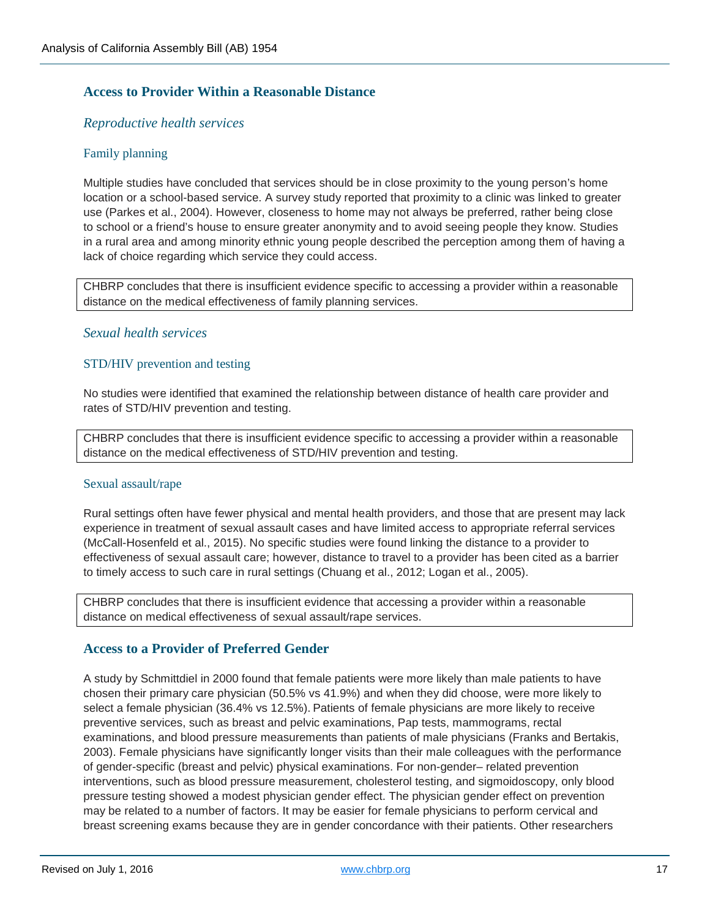## Access to Provider Within a Reasonable Distance

### *Reproductive health services*

#### Family planning

Multiple studies have concluded that services should be in close proximity to the young person's home location or a school-based service. A survey study reported that proximity to a clinic was linked to greater use (Parkes et al., 2004). However, closeness to home may not always be preferred, rather being close to school or a friend's house to ensure greater anonymity and to avoid seeing people they know. Studies in a rural area and among minority ethnic young people described the perception among them of having a lack of choice regarding which service they could access.

CHBRP concludes that there is insufficient evidence specific to accessing a provider within a reasonable distance on the medical effectiveness of family planning services.

### *Sexual health services*

#### STD/HIV prevention and testing

No studies were identified that examined the relationship between distance of health care provider and rates of STD/HIV prevention and testing.

CHBRP concludes that there is insufficient evidence specific to accessing a provider within a reasonable distance on the medical effectiveness of STD/HIV prevention and testing.

#### Sexual assault/rape

Rural settings often have fewer physical and mental health providers, and those that are present may lack experience in treatment of sexual assault cases and have limited access to appropriate referral services (McCall-Hosenfeld et al., 2015). No specific studies were found linking the distance to a provider to effectiveness of sexual assault care; however, distance to travel to a provider has been cited as a barrier to timely access to such care in rural settings (Chuang et al., 2012; Logan et al., 2005).

CHBRP concludes that there is insufficient evidence that accessing a provider within a reasonable distance on medical effectiveness of sexual assault/rape services.

## Access to a Provider of Preferred Gender

A study by Schmittdiel in 2000 found that female patients were more likely than male patients to have chosen their primary care physician (50.5% vs 41.9%) and when they did choose, were more likely to select a female physician (36.4% vs 12.5%). Patients of female physicians are more likely to receive preventive services, such as breast and pelvic examinations, Pap tests, mammograms, rectal examinations, and blood pressure measurements than patients of male physicians (Franks and Bertakis, 2003). Female physicians have significantly longer visits than their male colleagues with the performance of gender-specific (breast and pelvic) physical examinations. For non-gender– related prevention interventions, such as blood pressure measurement, cholesterol testing, and sigmoidoscopy, only blood pressure testing showed a modest physician gender effect. The physician gender effect on prevention may be related to a number of factors. It may be easier for female physicians to perform cervical and breast screening exams because they are in gender concordance with their patients. Other researchers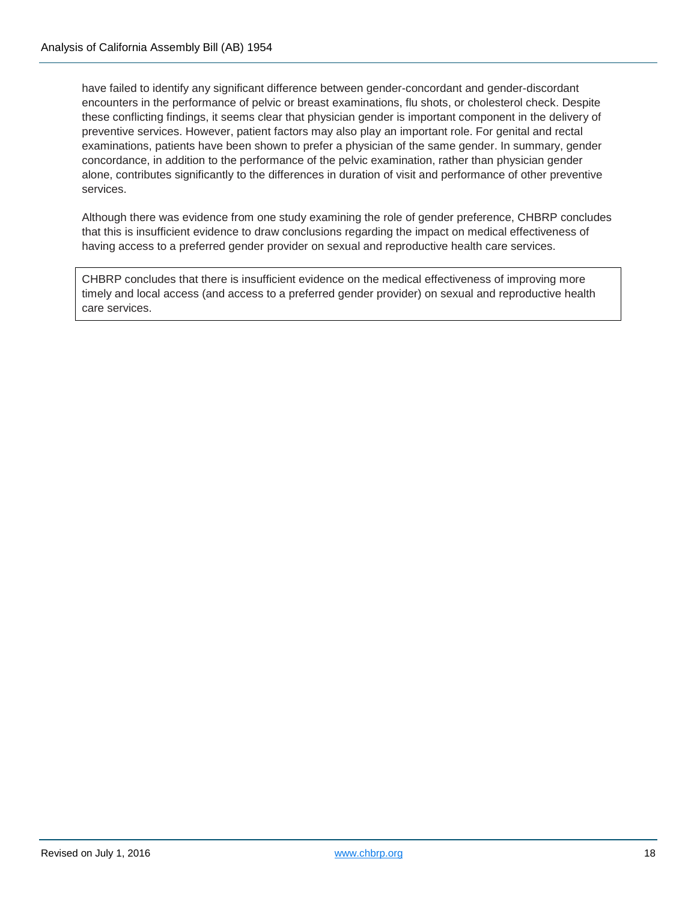have failed to identify any significant difference between gender-concordant and gender-discordant encounters in the performance of pelvic or breast examinations, flu shots, or cholesterol check. Despite these conflicting findings, it seems clear that physician gender is important component in the delivery of preventive services. However, patient factors may also play an important role. For genital and rectal examinations, patients have been shown to prefer a physician of the same gender. In summary, gender concordance, in addition to the performance of the pelvic examination, rather than physician gender alone, contributes significantly to the differences in duration of visit and performance of other preventive services.

Although there was evidence from one study examining the role of gender preference, CHBRP concludes that this is insufficient evidence to draw conclusions regarding the impact on medical effectiveness of having access to a preferred gender provider on sexual and reproductive health care services.

> CHBRP concludes that there is insufficient evidence on the medical effectiveness of improving more timely and local access (and access to a preferred gender provider) on sexual and reproductive health care services.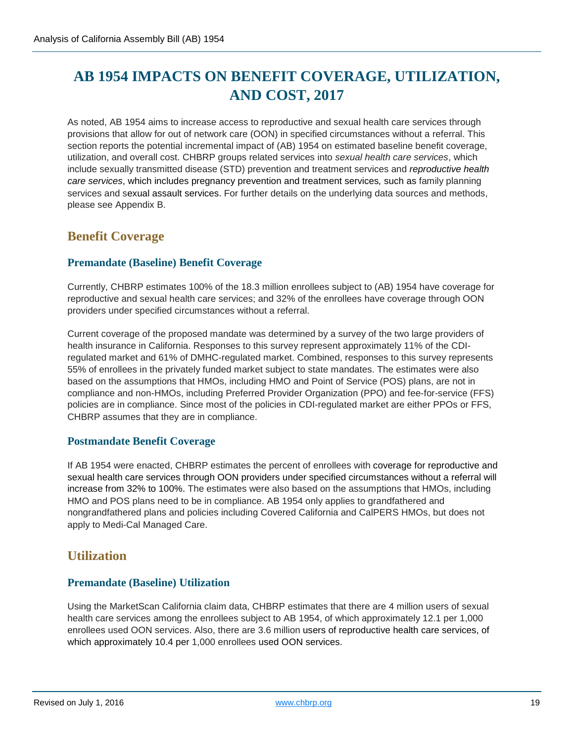# AB 1954 IMPACTS ON BENEFIT COVERAGE, UTILIZATION, AND COST, 2017

As noted, AB 1954 aims to increase access to reproductive and sexual health care services through provisions that allow for out of network care (OON) in specified circumstances without a referral. This section reports the potential incremental impact of (AB) 1954 on estimated baseline benefit coverage, utilization, and overall cost. CHBRP groups related services into *sexual health care services*, which include sexually transmitted disease (STD) prevention and treatment services and *reproductive health care services*, which includes pregnancy prevention and treatment services, such as family planning services and sexual assault services. For further details on the underlying data sources and methods, please see Appendix B.

## Benefit Coverage

### Premandate (Baseline) Benefit Coverage

Currently, CHBRP estimates 100% of the 18.3 million enrollees subject to (AB) 1954 have coverage for reproductive and sexual health care services; and 32% of the enrollees have coverage through OON providers under specified circumstances without a referral.

Current coverage of the proposed mandate was determined by a survey of the two large providers of health insurance in California. Responses to this survey represent approximately 11% of the CDI-regulated market and 61% of DMHC-regulated market. Combined, responses to this survey represents 55% of enrollees in the privately funded market subject to state mandates. The estimates were also based on the assumptions that HMOs, including HMO and Point of Service (POS) plans, are not in compliance and non-HMOs, including Preferred Provider Organization (PPO) and fee-for-service (FFS) policies are in compliance. Since most of the policies in CDI-regulated market are either PPOs or FFS, CHBRP assumes that they are in compliance.

### Postmandate Benefit Coverage

If AB 1954 were enacted, CHBRP estimates the percent of enrollees with coverage for reproductive and sexual health care services through OON providers under specified circumstances without a referral will increase from 32% to 100%. The estimates were also based on the assumptions that HMOs, including HMO and POS plans need to be in compliance. AB 1954 only applies to grandfathered and nongrandfathered plans and policies including Covered California and CalPERS HMOs, but does not apply to Medi-Cal Managed Care.

## Utilization

### Premandate (Baseline) Utilization

Using the MarketScan California claim data, CHBRP estimates that there are 4 million users of sexual health care services among the enrollees subject to AB 1954, of which approximately 12.1 per 1,000 enrollees used OON services. Also, there are 3.6 million users of reproductive health care services, of which approximately 10.4 per 1,000 enrollees used OON services.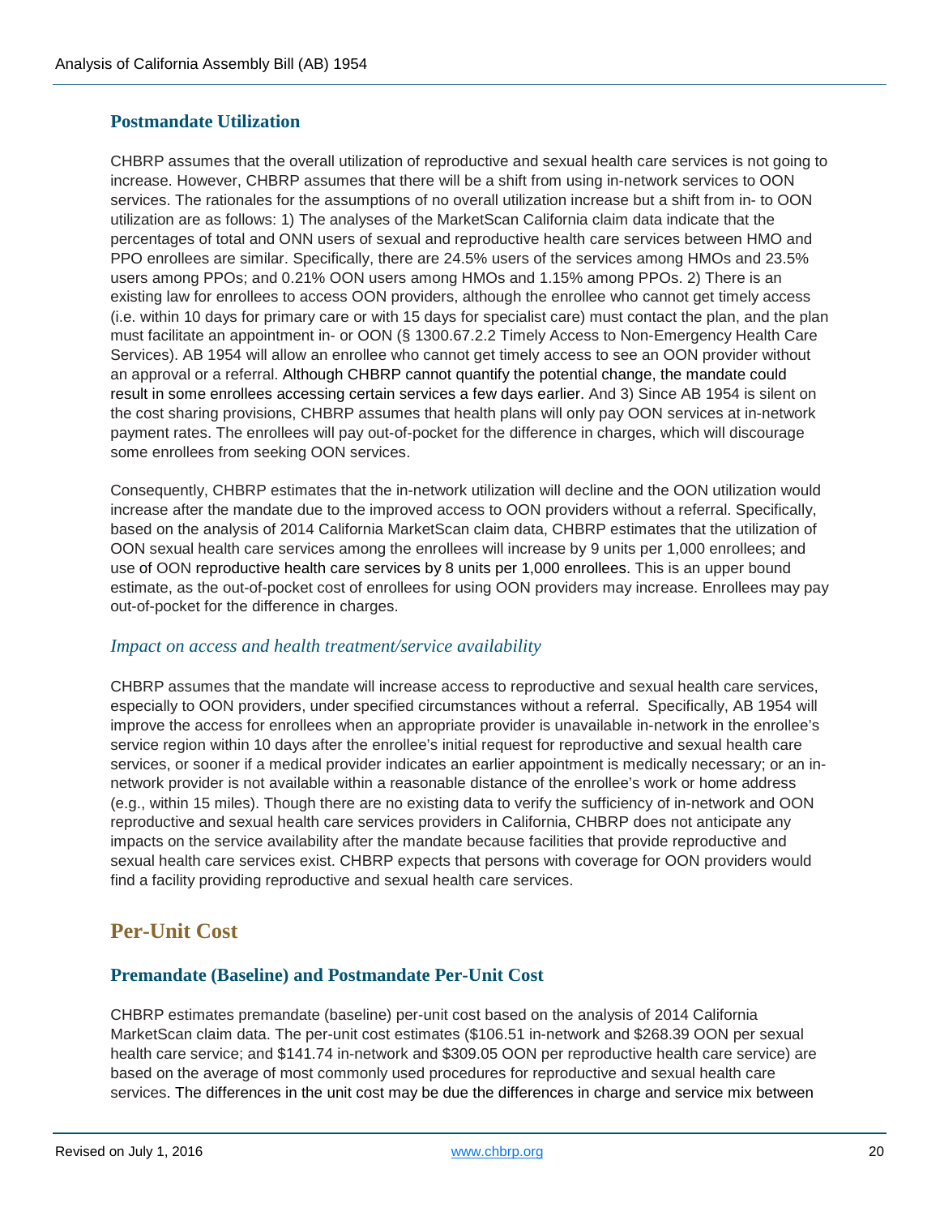### Postmandate Utilization

CHBRP assumes that the overall utilization of reproductive and sexual health care services is not going to increase. However, CHBRP assumes that there will be a shift from using in-network services to OON services. The rationales for the assumptions of no overall utilization increase but a shift from in- to OON utilization are as follows: 1) The analyses of the MarketScan California claim data indicate that the percentages of total and ONN users of sexual and reproductive health care services between HMO and PPO enrollees are similar. Specifically, there are 24.5% users of the services among HMOs and 23.5% users among PPOs; and 0.21% OON users among HMOs and 1.15% among PPOs. 2) There is an existing law for enrollees to access OON providers, although the enrollee who cannot get timely access (i.e. within 10 days for primary care or with 15 days for specialist care) must contact the plan, and the plan must facilitate an appointment in- or OON (§ 1300.67.2.2 Timely Access to Non-Emergency Health Care Services). AB 1954 will allow an enrollee who cannot get timely access to see an OON provider without an approval or a referral. Although CHBRP cannot quantify the potential change, the mandate could result in some enrollees accessing certain services a few days earlier. And 3) Since AB 1954 is silent on the cost sharing provisions, CHBRP assumes that health plans will only pay OON services at in-network payment rates. The enrollees will pay out-of-pocket for the difference in charges, which will discourage some enrollees from seeking OON services.

Consequently, CHBRP estimates that the in-network utilization will decline and the OON utilization would increase after the mandate due to the improved access to OON providers without a referral. Specifically, based on the analysis of 2014 California MarketScan claim data, CHBRP estimates that the utilization of OON sexual health care services among the enrollees will increase by 9 units per 1,000 enrollees; and use of OON reproductive health care services by 8 units per 1,000 enrollees. This is an upper bound estimate, as the out-of-pocket cost of enrollees for using OON providers may increase. Enrollees may pay out-of-pocket for the difference in charges.

#### *Impact on access and health treatment/service availability*

CHBRP assumes that the mandate will increase access to reproductive and sexual health care services, especially to OON providers, under specified circumstances without a referral. Specifically, AB 1954 will improve the access for enrollees when an appropriate provider is unavailable in-network in the enrollee's service region within 10 days after the enrollee's initial request for reproductive and sexual health care services, or sooner if a medical provider indicates an earlier appointment is medically necessary; or an in-network provider is not available within a reasonable distance of the enrollee's work or home address (e.g., within 15 miles). Though there are no existing data to verify the sufficiency of in-network and OON reproductive and sexual health care services providers in California, CHBRP does not anticipate any impacts on the service availability after the mandate because facilities that provide reproductive and sexual health care services exist. CHBRP expects that persons with coverage for OON providers would find a facility providing reproductive and sexual health care services.

## Per-Unit Cost

### Premandate (Baseline) and Postmandate Per-Unit Cost

CHBRP estimates premandate (baseline) per-unit cost based on the analysis of 2014 California MarketScan claim data. The per-unit cost estimates ($106.51 in-network and $268.39 OON per sexual health care service; and $141.74 in-network and $309.05 OON per reproductive health care service) are based on the average of most commonly used procedures for reproductive and sexual health care services. The differences in the unit cost may be due the differences in charge and service mix between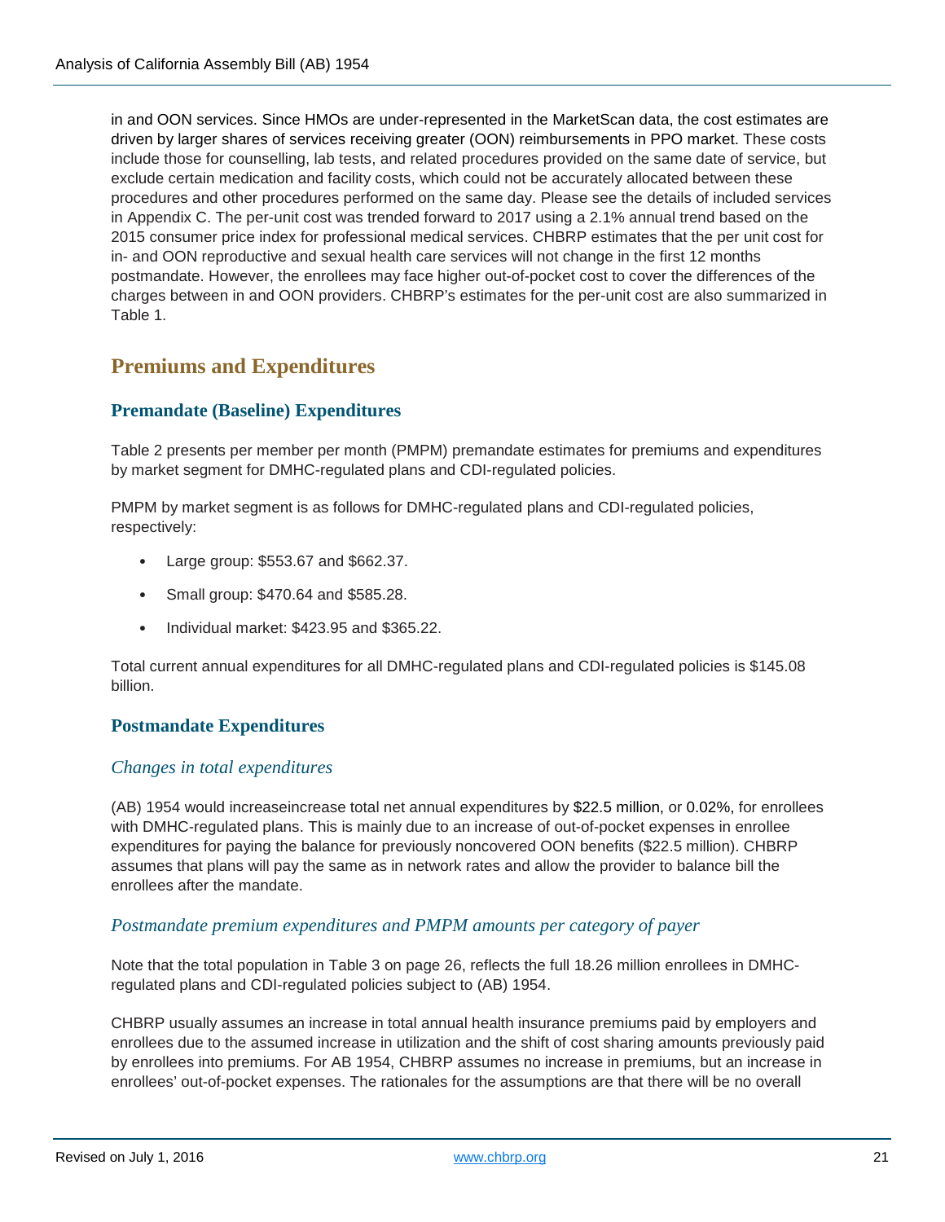in and OON services. Since HMOs are under-represented in the MarketScan data, the cost estimates are driven by larger shares of services receiving greater (OON) reimbursements in PPO market. These costs include those for counselling, lab tests, and related procedures provided on the same date of service, but exclude certain medication and facility costs, which could not be accurately allocated between these procedures and other procedures performed on the same day. Please see the details of included services in Appendix C. The per-unit cost was trended forward to 2017 using a 2.1% annual trend based on the 2015 consumer price index for professional medical services. CHBRP estimates that the per unit cost for in- and OON reproductive and sexual health care services will not change in the first 12 months postmandate. However, the enrollees may face higher out-of-pocket cost to cover the differences of the charges between in and OON providers. CHBRP's estimates for the per-unit cost are also summarized in Table 1.

## Premiums and Expenditures

### Premandate (Baseline) Expenditures

Table 2 presents per member per month (PMPM) premandate estimates for premiums and expenditures by market segment for DMHC-regulated plans and CDI-regulated policies.

PMPM by market segment is as follows for DMHC-regulated plans and CDI-regulated policies, respectively:

- Large group: $553.67 and $662.37.
- Small group: $470.64 and $585.28.
- Individual market: $423.95 and $365.22.

Total current annual expenditures for all DMHC-regulated plans and CDI-regulated policies is $145.08 billion.

### Postmandate Expenditures

#### *Changes in total expenditures*

(AB) 1954 would increaseincrease total net annual expenditures by $22.5 million, or 0.02%, for enrollees with DMHC-regulated plans. This is mainly due to an increase of out-of-pocket expenses in enrollee expenditures for paying the balance for previously noncovered OON benefits ($22.5 million). CHBRP assumes that plans will pay the same as in network rates and allow the provider to balance bill the enrollees after the mandate.

#### *Postmandate premium expenditures and PMPM amounts per category of payer*

Note that the total population in Table 3 on page 26, reflects the full 18.26 million enrollees in DMHC-regulated plans and CDI-regulated policies subject to (AB) 1954.

CHBRP usually assumes an increase in total annual health insurance premiums paid by employers and enrollees due to the assumed increase in utilization and the shift of cost sharing amounts previously paid by enrollees into premiums. For AB 1954, CHBRP assumes no increase in premiums, but an increase in enrollees' out-of-pocket expenses. The rationales for the assumptions are that there will be no overall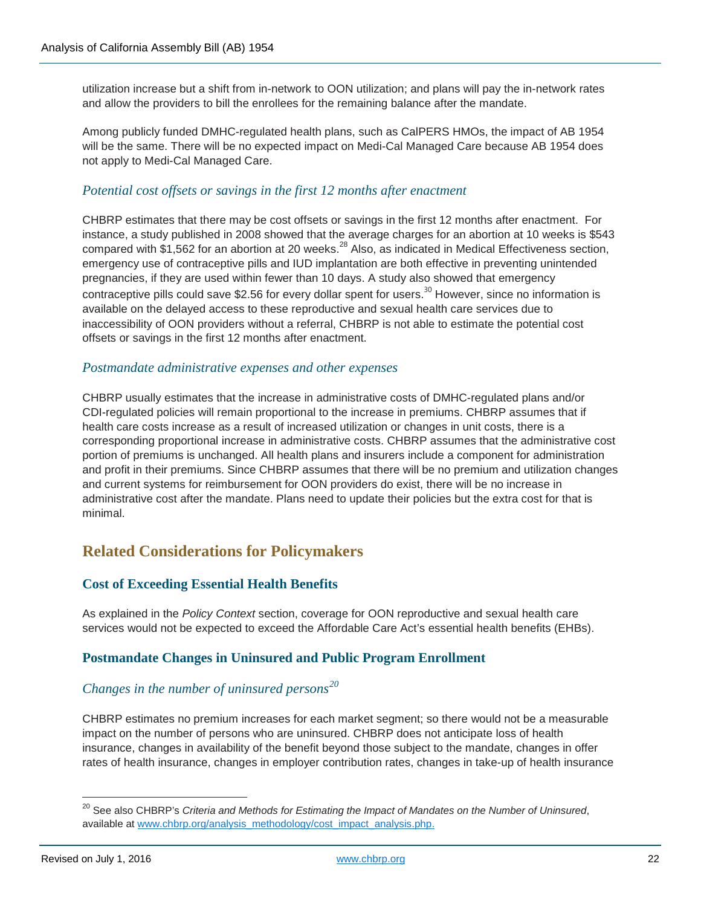utilization increase but a shift from in-network to OON utilization; and plans will pay the in-network rates and allow the providers to bill the enrollees for the remaining balance after the mandate.

Among publicly funded DMHC-regulated health plans, such as CalPERS HMOs, the impact of AB 1954 will be the same. There will be no expected impact on Medi-Cal Managed Care because AB 1954 does not apply to Medi-Cal Managed Care.

### *Potential cost offsets or savings in the first 12 months after enactment*

CHBRP estimates that there may be cost offsets or savings in the first 12 months after enactment. For instance, a study published in 2008 showed that the average charges for an abortion at 10 weeks is $543 compared with $1,562 for an abortion at 20 weeks.[28] Also, as indicated in Medical Effectiveness section, emergency use of contraceptive pills and IUD implantation are both effective in preventing unintended pregnancies, if they are used within fewer than 10 days. A study also showed that emergency contraceptive pills could save $2.56 for every dollar spent for users.[30] However, since no information is available on the delayed access to these reproductive and sexual health care services due to inaccessibility of OON providers without a referral, CHBRP is not able to estimate the potential cost offsets or savings in the first 12 months after enactment.

### *Postmandate administrative expenses and other expenses*

CHBRP usually estimates that the increase in administrative costs of DMHC-regulated plans and/or CDI-regulated policies will remain proportional to the increase in premiums. CHBRP assumes that if health care costs increase as a result of increased utilization or changes in unit costs, there is a corresponding proportional increase in administrative costs. CHBRP assumes that the administrative cost portion of premiums is unchanged. All health plans and insurers include a component for administration and profit in their premiums. Since CHBRP assumes that there will be no premium and utilization changes and current systems for reimbursement for OON providers do exist, there will be no increase in administrative cost after the mandate. Plans need to update their policies but the extra cost for that is minimal.

# Related Considerations for Policymakers

## Cost of Exceeding Essential Health Benefits

As explained in the *Policy Context* section, coverage for OON reproductive and sexual health care services would not be expected to exceed the Affordable Care Act's essential health benefits (EHBs).

## Postmandate Changes in Uninsured and Public Program Enrollment

### *Changes in the number of uninsured persons*[20]

CHBRP estimates no premium increases for each market segment; so there would not be a measurable impact on the number of persons who are uninsured. CHBRP does not anticipate loss of health insurance, changes in availability of the benefit beyond those subject to the mandate, changes in offer rates of health insurance, changes in employer contribution rates, changes in take-up of health insurance

[20] See also CHBRP's *Criteria and Methods for Estimating the Impact of Mandates on the Number of Uninsured*, available at www.chbrp.org/analysis_methodology/cost_impact_analysis.php.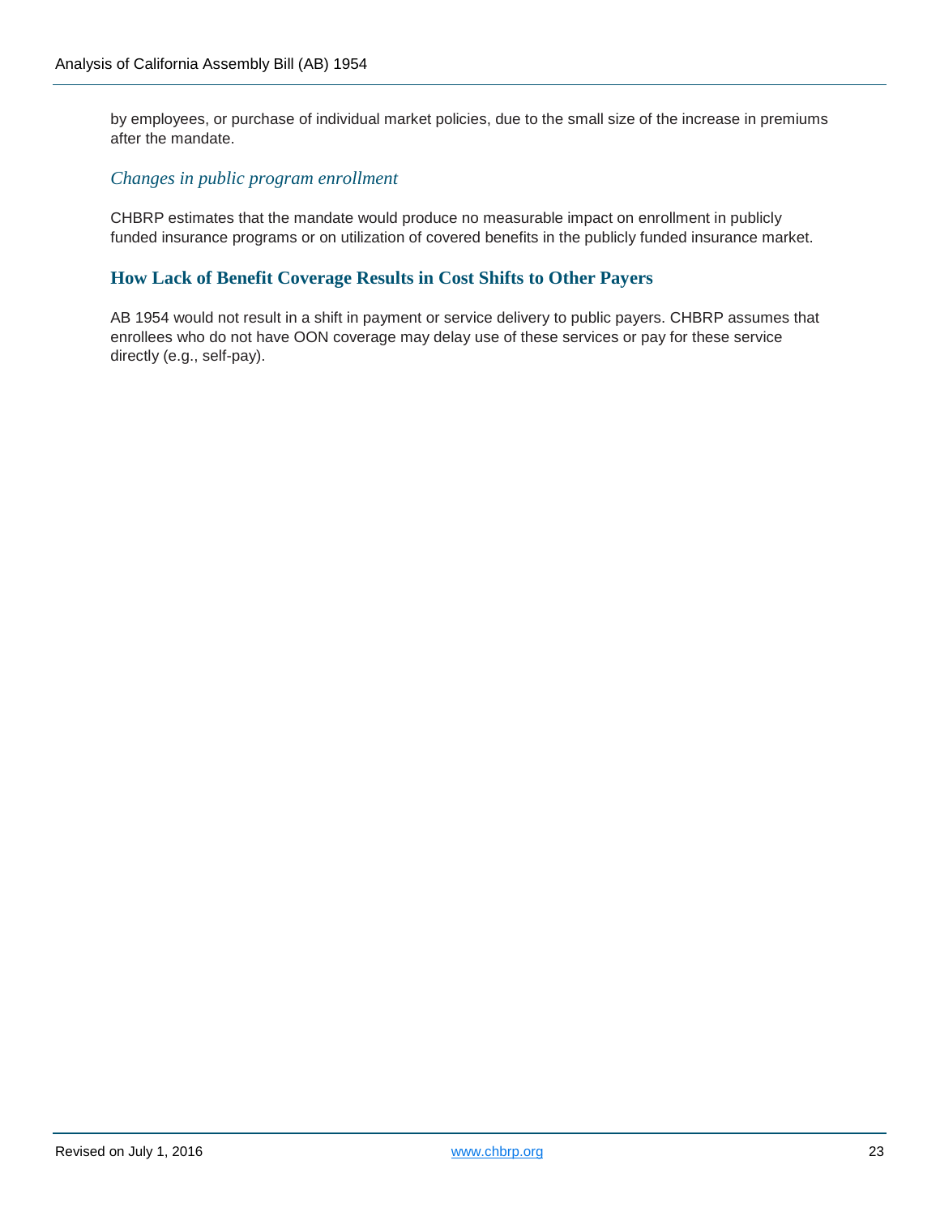by employees, or purchase of individual market policies, due to the small size of the increase in premiums after the mandate.

### *Changes in public program enrollment*

CHBRP estimates that the mandate would produce no measurable impact on enrollment in publicly funded insurance programs or on utilization of covered benefits in the publicly funded insurance market.

## How Lack of Benefit Coverage Results in Cost Shifts to Other Payers

AB 1954 would not result in a shift in payment or service delivery to public payers. CHBRP assumes that enrollees who do not have OON coverage may delay use of these services or pay for these service directly (e.g., self-pay).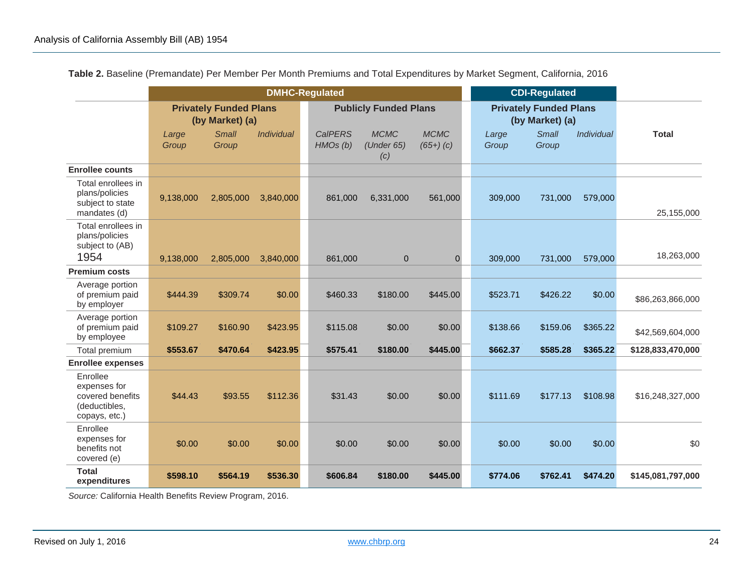**Table 2.** Baseline (Premandate) Per Member Per Month Premiums and Total Expenditures by Market Segment, California, 2016

| | DMHC-Regulated | | | | | | CDI-Regulated | | | |
|---|---|---|---|---|---|---|---|---|---|---|
| | Privately Funded Plans (by Market) (a) | | | Publicly Funded Plans | | | Privately Funded Plans (by Market) (a) | | | |
| | *Large Group* | *Small Group* | *Individual* | *CalPERS HMOs (b)* | *MCMC (Under 65) (c)* | *MCMC (65+) (c)* | *Large Group* | *Small Group* | *Individual* | **Total** |
| **Enrollee counts** | | | | | | | | | | |
| Total enrollees in plans/policies subject to state mandates (d) | 9,138,000 | 2,805,000 | 3,840,000 | 861,000 | 6,331,000 | 561,000 | 309,000 | 731,000 | 579,000 | 25,155,000 |
| Total enrollees in plans/policies subject to (AB) 1954 | 9,138,000 | 2,805,000 | 3,840,000 | 861,000 | 0 | 0 | 309,000 | 731,000 | 579,000 | 18,263,000 |
| **Premium costs** | | | | | | | | | | |
| Average portion of premium paid by employer | $444.39 | $309.74 | $0.00 | $460.33 | $180.00 | $445.00 | $523.71 | $426.22 | $0.00 | $86,263,866,000 |
| Average portion of premium paid by employee | $109.27 | $160.90 | $423.95 | $115.08 | $0.00 | $0.00 | $138.66 | $159.06 | $365.22 | $42,569,604,000 |
| Total premium | **$553.67** | **$470.64** | **$423.95** | **$575.41** | **$180.00** | **$445.00** | **$662.37** | **$585.28** | **$365.22** | **$128,833,470,000** |
| **Enrollee expenses** | | | | | | | | | | |
| Enrollee expenses for covered benefits (deductibles, copays, etc.) | $44.43 | $93.55 | $112.36 | $31.43 | $0.00 | $0.00 | $111.69 | $177.13 | $108.98 | $16,248,327,000 |
| Enrollee expenses for benefits not covered (e) | $0.00 | $0.00 | $0.00 | $0.00 | $0.00 | $0.00 | $0.00 | $0.00 | $0.00 | $0 |
| **Total expenditures** | **$598.10** | **$564.19** | **$536.30** | **$606.84** | **$180.00** | **$445.00** | **$774.06** | **$762.41** | **$474.20** | **$145,081,797,000** |

*Source:* California Health Benefits Review Program, 2016.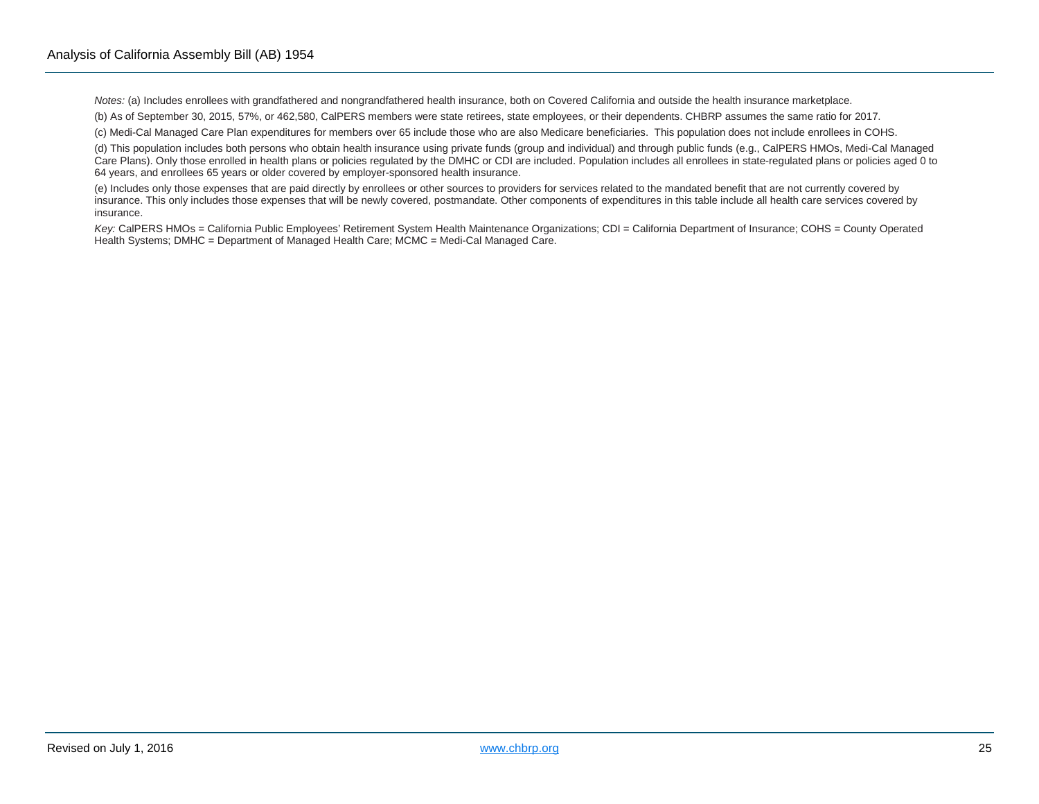*Notes:* (a) Includes enrollees with grandfathered and nongrandfathered health insurance, both on Covered California and outside the health insurance marketplace.

(b) As of September 30, 2015, 57%, or 462,580, CalPERS members were state retirees, state employees, or their dependents. CHBRP assumes the same ratio for 2017.

(c) Medi-Cal Managed Care Plan expenditures for members over 65 include those who are also Medicare beneficiaries. This population does not include enrollees in COHS.

(d) This population includes both persons who obtain health insurance using private funds (group and individual) and through public funds (e.g., CalPERS HMOs, Medi-Cal Managed Care Plans). Only those enrolled in health plans or policies regulated by the DMHC or CDI are included. Population includes all enrollees in state-regulated plans or policies aged 0 to 64 years, and enrollees 65 years or older covered by employer-sponsored health insurance.

(e) Includes only those expenses that are paid directly by enrollees or other sources to providers for services related to the mandated benefit that are not currently covered by insurance. This only includes those expenses that will be newly covered, postmandate. Other components of expenditures in this table include all health care services covered by insurance.

*Key:* CalPERS HMOs = California Public Employees' Retirement System Health Maintenance Organizations; CDI = California Department of Insurance; COHS = County Operated Health Systems; DMHC = Department of Managed Health Care; MCMC = Medi-Cal Managed Care.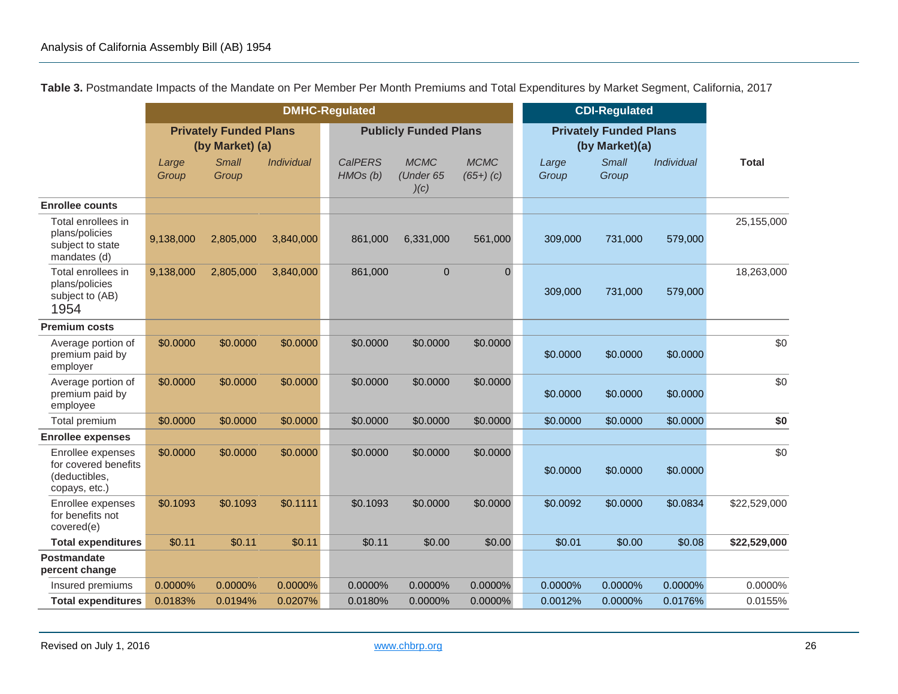**Table 3.** Postmandate Impacts of the Mandate on Per Member Per Month Premiums and Total Expenditures by Market Segment, California, 2017

| | DMHC-Regulated | | | | | | CDI-Regulated | | | |
|---|---|---|---|---|---|---|---|---|---|---|
| | Privately Funded Plans (by Market) (a) | | | Publicly Funded Plans | | | Privately Funded Plans (by Market)(a) | | | |
| | *Large Group* | *Small Group* | *Individual* | *CalPERS HMOs (b)* | *MCMC (Under 65 )(c)* | *MCMC (65+) (c)* | *Large Group* | *Small Group* | *Individual* | **Total** |
| **Enrollee counts** | | | | | | | | | | |
| Total enrollees in plans/policies subject to state mandates (d) | 9,138,000 | 2,805,000 | 3,840,000 | 861,000 | 6,331,000 | 561,000 | 309,000 | 731,000 | 579,000 | 25,155,000 |
| Total enrollees in plans/policies subject to (AB) 1954 | 9,138,000 | 2,805,000 | 3,840,000 | 861,000 | 0 | 0 | 309,000 | 731,000 | 579,000 | 18,263,000 |
| **Premium costs** | | | | | | | | | | |
| Average portion of premium paid by employer | $0.0000 | $0.0000 | $0.0000 | $0.0000 | $0.0000 | $0.0000 | $0.0000 | $0.0000 | $0.0000 | $0 |
| Average portion of premium paid by employee | $0.0000 | $0.0000 | $0.0000 | $0.0000 | $0.0000 | $0.0000 | $0.0000 | $0.0000 | $0.0000 | $0 |
| Total premium | $0.0000 | $0.0000 | $0.0000 | $0.0000 | $0.0000 | $0.0000 | $0.0000 | $0.0000 | $0.0000 | **$0** |
| **Enrollee expenses** | | | | | | | | | | |
| Enrollee expenses for covered benefits (deductibles, copays, etc.) | $0.0000 | $0.0000 | $0.0000 | $0.0000 | $0.0000 | $0.0000 | $0.0000 | $0.0000 | $0.0000 | $0 |
| Enrollee expenses for benefits not covered(e) | $0.1093 | $0.1093 | $0.1111 | $0.1093 | $0.0000 | $0.0000 | $0.0092 | $0.0000 | $0.0834 | $22,529,000 |
| **Total expenditures** | $0.11 | $0.11 | $0.11 | $0.11 | $0.00 | $0.00 | $0.01 | $0.00 | $0.08 | **$22,529,000** |
| **Postmandate percent change** | | | | | | | | | | |
| Insured premiums | 0.0000% | 0.0000% | 0.0000% | 0.0000% | 0.0000% | 0.0000% | 0.0000% | 0.0000% | 0.0000% | 0.0000% |
| **Total expenditures** | 0.0183% | 0.0194% | 0.0207% | 0.0180% | 0.0000% | 0.0000% | 0.0012% | 0.0000% | 0.0176% | 0.0155% |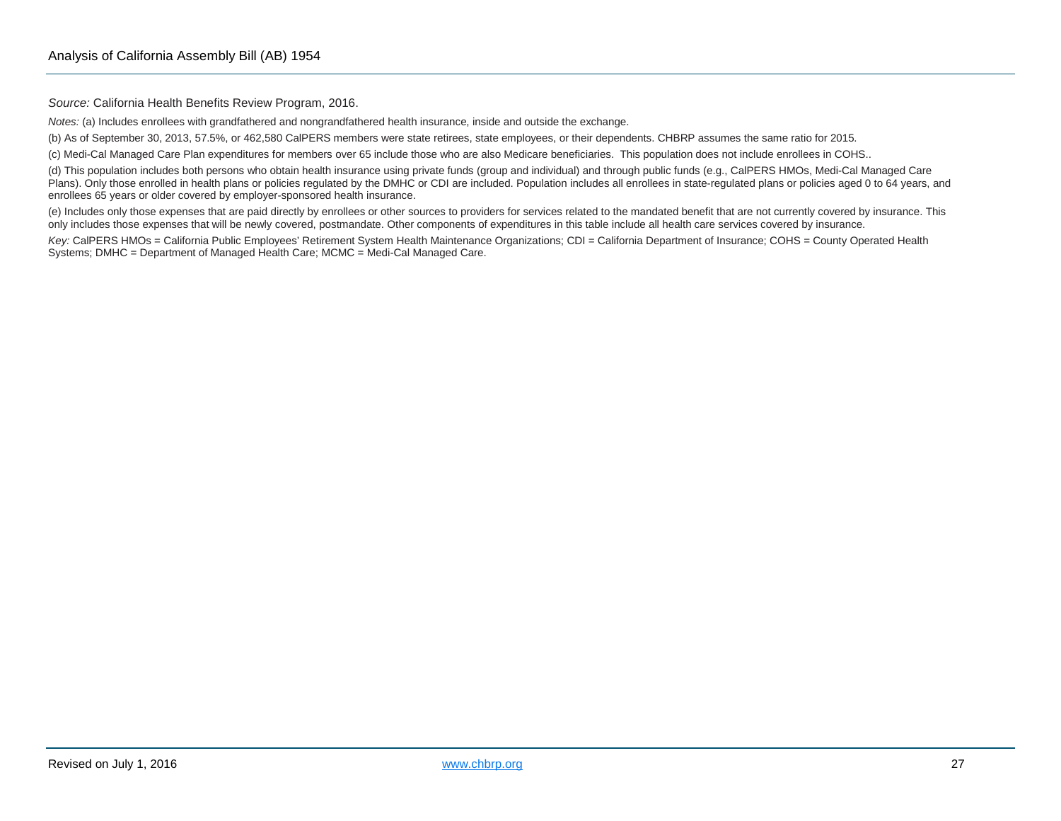*Source:* California Health Benefits Review Program, 2016.

*Notes:* (a) Includes enrollees with grandfathered and nongrandfathered health insurance, inside and outside the exchange.

(b) As of September 30, 2013, 57.5%, or 462,580 CalPERS members were state retirees, state employees, or their dependents. CHBRP assumes the same ratio for 2015.

(c) Medi-Cal Managed Care Plan expenditures for members over 65 include those who are also Medicare beneficiaries. This population does not include enrollees in COHS..

(d) This population includes both persons who obtain health insurance using private funds (group and individual) and through public funds (e.g., CalPERS HMOs, Medi-Cal Managed Care Plans). Only those enrolled in health plans or policies regulated by the DMHC or CDI are included. Population includes all enrollees in state-regulated plans or policies aged 0 to 64 years, and enrollees 65 years or older covered by employer-sponsored health insurance.

(e) Includes only those expenses that are paid directly by enrollees or other sources to providers for services related to the mandated benefit that are not currently covered by insurance. This only includes those expenses that will be newly covered, postmandate. Other components of expenditures in this table include all health care services covered by insurance.

*Key:* CalPERS HMOs = California Public Employees' Retirement System Health Maintenance Organizations; CDI = California Department of Insurance; COHS = County Operated Health Systems; DMHC = Department of Managed Health Care; MCMC = Medi-Cal Managed Care.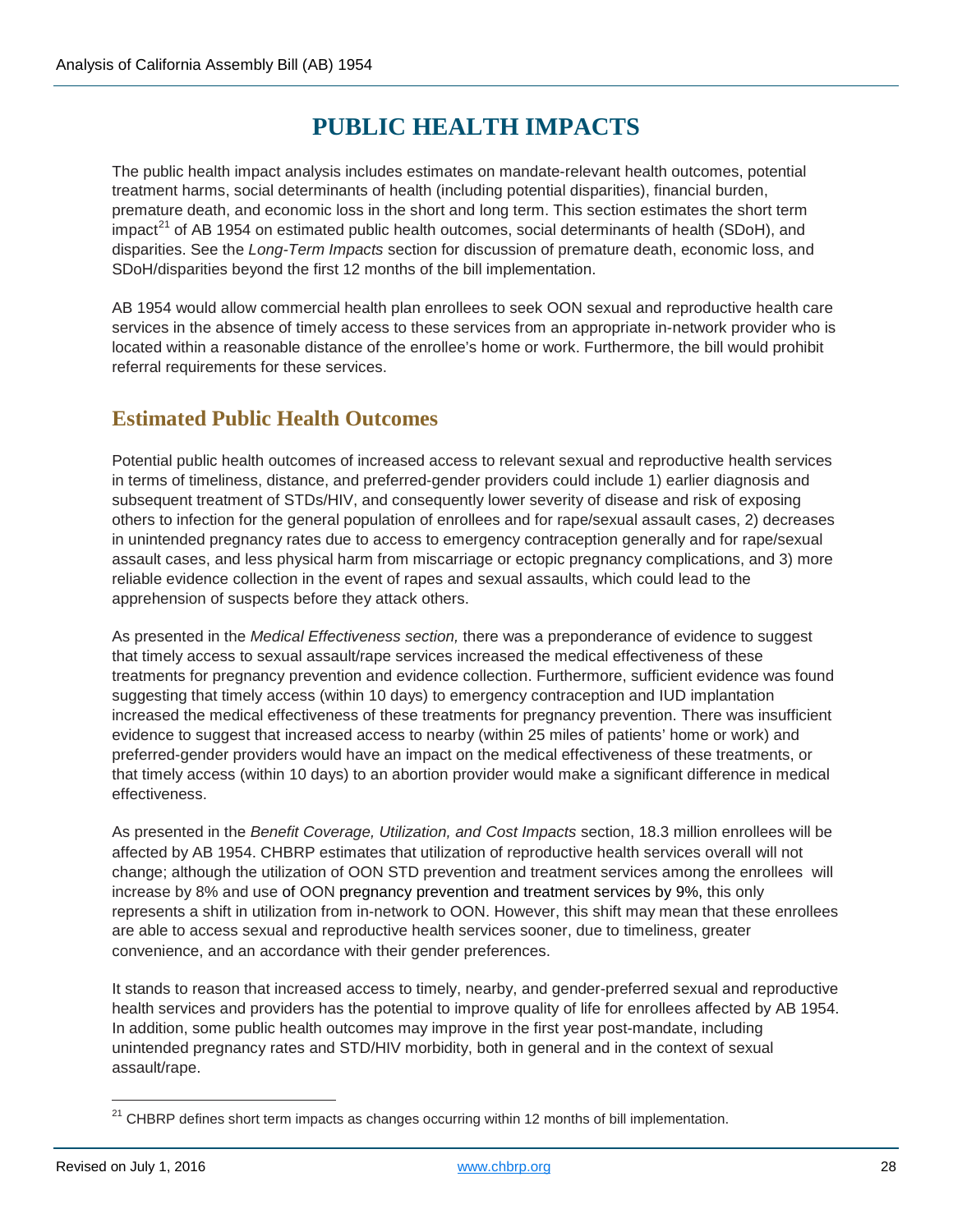# PUBLIC HEALTH IMPACTS

The public health impact analysis includes estimates on mandate-relevant health outcomes, potential treatment harms, social determinants of health (including potential disparities), financial burden, premature death, and economic loss in the short and long term. This section estimates the short term impact[21] of AB 1954 on estimated public health outcomes, social determinants of health (SDoH), and disparities. See the *Long-Term Impacts* section for discussion of premature death, economic loss, and SDoH/disparities beyond the first 12 months of the bill implementation.

AB 1954 would allow commercial health plan enrollees to seek OON sexual and reproductive health care services in the absence of timely access to these services from an appropriate in-network provider who is located within a reasonable distance of the enrollee's home or work. Furthermore, the bill would prohibit referral requirements for these services.

## Estimated Public Health Outcomes

Potential public health outcomes of increased access to relevant sexual and reproductive health services in terms of timeliness, distance, and preferred-gender providers could include 1) earlier diagnosis and subsequent treatment of STDs/HIV, and consequently lower severity of disease and risk of exposing others to infection for the general population of enrollees and for rape/sexual assault cases, 2) decreases in unintended pregnancy rates due to access to emergency contraception generally and for rape/sexual assault cases, and less physical harm from miscarriage or ectopic pregnancy complications, and 3) more reliable evidence collection in the event of rapes and sexual assaults, which could lead to the apprehension of suspects before they attack others.

As presented in the *Medical Effectiveness section,* there was a preponderance of evidence to suggest that timely access to sexual assault/rape services increased the medical effectiveness of these treatments for pregnancy prevention and evidence collection. Furthermore, sufficient evidence was found suggesting that timely access (within 10 days) to emergency contraception and IUD implantation increased the medical effectiveness of these treatments for pregnancy prevention. There was insufficient evidence to suggest that increased access to nearby (within 25 miles of patients' home or work) and preferred-gender providers would have an impact on the medical effectiveness of these treatments, or that timely access (within 10 days) to an abortion provider would make a significant difference in medical effectiveness.

As presented in the *Benefit Coverage, Utilization, and Cost Impacts* section, 18.3 million enrollees will be affected by AB 1954. CHBRP estimates that utilization of reproductive health services overall will not change; although the utilization of OON STD prevention and treatment services among the enrollees will increase by 8% and use of OON pregnancy prevention and treatment services by 9%, this only represents a shift in utilization from in-network to OON. However, this shift may mean that these enrollees are able to access sexual and reproductive health services sooner, due to timeliness, greater convenience, and an accordance with their gender preferences.

It stands to reason that increased access to timely, nearby, and gender-preferred sexual and reproductive health services and providers has the potential to improve quality of life for enrollees affected by AB 1954. In addition, some public health outcomes may improve in the first year post-mandate, including unintended pregnancy rates and STD/HIV morbidity, both in general and in the context of sexual assault/rape.

[21] CHBRP defines short term impacts as changes occurring within 12 months of bill implementation.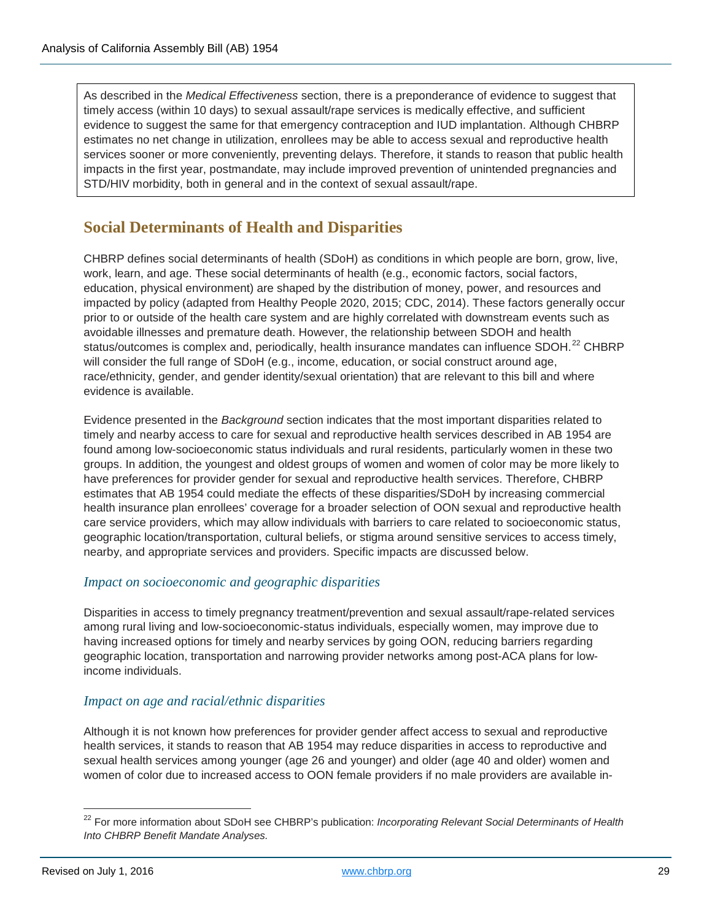As described in the *Medical Effectiveness* section, there is a preponderance of evidence to suggest that timely access (within 10 days) to sexual assault/rape services is medically effective, and sufficient evidence to suggest the same for that emergency contraception and IUD implantation. Although CHBRP estimates no net change in utilization, enrollees may be able to access sexual and reproductive health services sooner or more conveniently, preventing delays. Therefore, it stands to reason that public health impacts in the first year, postmandate, may include improved prevention of unintended pregnancies and STD/HIV morbidity, both in general and in the context of sexual assault/rape.

## Social Determinants of Health and Disparities

CHBRP defines social determinants of health (SDoH) as conditions in which people are born, grow, live, work, learn, and age. These social determinants of health (e.g., economic factors, social factors, education, physical environment) are shaped by the distribution of money, power, and resources and impacted by policy (adapted from Healthy People 2020, 2015; CDC, 2014). These factors generally occur prior to or outside of the health care system and are highly correlated with downstream events such as avoidable illnesses and premature death. However, the relationship between SDOH and health status/outcomes is complex and, periodically, health insurance mandates can influence SDOH.[22] CHBRP will consider the full range of SDoH (e.g., income, education, or social construct around age, race/ethnicity, gender, and gender identity/sexual orientation) that are relevant to this bill and where evidence is available.

Evidence presented in the *Background* section indicates that the most important disparities related to timely and nearby access to care for sexual and reproductive health services described in AB 1954 are found among low-socioeconomic status individuals and rural residents, particularly women in these two groups. In addition, the youngest and oldest groups of women and women of color may be more likely to have preferences for provider gender for sexual and reproductive health services. Therefore, CHBRP estimates that AB 1954 could mediate the effects of these disparities/SDoH by increasing commercial health insurance plan enrollees' coverage for a broader selection of OON sexual and reproductive health care service providers, which may allow individuals with barriers to care related to socioeconomic status, geographic location/transportation, cultural beliefs, or stigma around sensitive services to access timely, nearby, and appropriate services and providers. Specific impacts are discussed below.

### *Impact on socioeconomic and geographic disparities*

Disparities in access to timely pregnancy treatment/prevention and sexual assault/rape-related services among rural living and low-socioeconomic-status individuals, especially women, may improve due to having increased options for timely and nearby services by going OON, reducing barriers regarding geographic location, transportation and narrowing provider networks among post-ACA plans for low-income individuals.

### *Impact on age and racial/ethnic disparities*

Although it is not known how preferences for provider gender affect access to sexual and reproductive health services, it stands to reason that AB 1954 may reduce disparities in access to reproductive and sexual health services among younger (age 26 and younger) and older (age 40 and older) women and women of color due to increased access to OON female providers if no male providers are available in-

[22] For more information about SDoH see CHBRP's publication: *Incorporating Relevant Social Determinants of Health Into CHBRP Benefit Mandate Analyses.*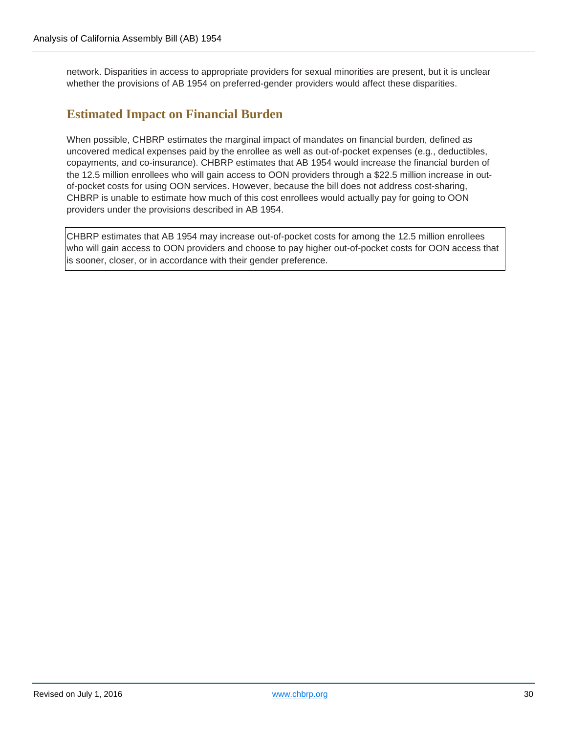network. Disparities in access to appropriate providers for sexual minorities are present, but it is unclear whether the provisions of AB 1954 on preferred-gender providers would affect these disparities.

## Estimated Impact on Financial Burden

When possible, CHBRP estimates the marginal impact of mandates on financial burden, defined as uncovered medical expenses paid by the enrollee as well as out-of-pocket expenses (e.g., deductibles, copayments, and co-insurance). CHBRP estimates that AB 1954 would increase the financial burden of the 12.5 million enrollees who will gain access to OON providers through a $22.5 million increase in out-of-pocket costs for using OON services. However, because the bill does not address cost-sharing, CHBRP is unable to estimate how much of this cost enrollees would actually pay for going to OON providers under the provisions described in AB 1954.

CHBRP estimates that AB 1954 may increase out-of-pocket costs for among the 12.5 million enrollees who will gain access to OON providers and choose to pay higher out-of-pocket costs for OON access that is sooner, closer, or in accordance with their gender preference.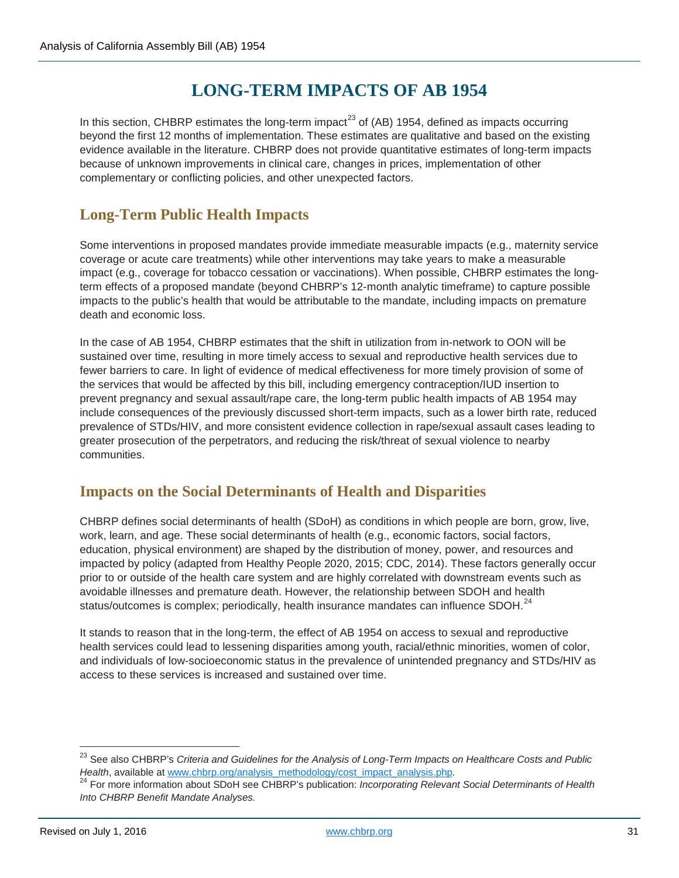# LONG-TERM IMPACTS OF AB 1954

In this section, CHBRP estimates the long-term impact[23] of (AB) 1954, defined as impacts occurring beyond the first 12 months of implementation. These estimates are qualitative and based on the existing evidence available in the literature. CHBRP does not provide quantitative estimates of long-term impacts because of unknown improvements in clinical care, changes in prices, implementation of other complementary or conflicting policies, and other unexpected factors.

## Long-Term Public Health Impacts

Some interventions in proposed mandates provide immediate measurable impacts (e.g., maternity service coverage or acute care treatments) while other interventions may take years to make a measurable impact (e.g., coverage for tobacco cessation or vaccinations). When possible, CHBRP estimates the long-term effects of a proposed mandate (beyond CHBRP's 12-month analytic timeframe) to capture possible impacts to the public's health that would be attributable to the mandate, including impacts on premature death and economic loss.

In the case of AB 1954, CHBRP estimates that the shift in utilization from in-network to OON will be sustained over time, resulting in more timely access to sexual and reproductive health services due to fewer barriers to care. In light of evidence of medical effectiveness for more timely provision of some of the services that would be affected by this bill, including emergency contraception/IUD insertion to prevent pregnancy and sexual assault/rape care, the long-term public health impacts of AB 1954 may include consequences of the previously discussed short-term impacts, such as a lower birth rate, reduced prevalence of STDs/HIV, and more consistent evidence collection in rape/sexual assault cases leading to greater prosecution of the perpetrators, and reducing the risk/threat of sexual violence to nearby communities.

## Impacts on the Social Determinants of Health and Disparities

CHBRP defines social determinants of health (SDoH) as conditions in which people are born, grow, live, work, learn, and age. These social determinants of health (e.g., economic factors, social factors, education, physical environment) are shaped by the distribution of money, power, and resources and impacted by policy (adapted from Healthy People 2020, 2015; CDC, 2014). These factors generally occur prior to or outside of the health care system and are highly correlated with downstream events such as avoidable illnesses and premature death. However, the relationship between SDOH and health status/outcomes is complex; periodically, health insurance mandates can influence SDOH.[24]

It stands to reason that in the long-term, the effect of AB 1954 on access to sexual and reproductive health services could lead to lessening disparities among youth, racial/ethnic minorities, women of color, and individuals of low-socioeconomic status in the prevalence of unintended pregnancy and STDs/HIV as access to these services is increased and sustained over time.

---

[23] See also CHBRP's *Criteria and Guidelines for the Analysis of Long-Term Impacts on Healthcare Costs and Public Health*, available at www.chbrp.org/analysis_methodology/cost_impact_analysis.php.

[24] For more information about SDoH see CHBRP's publication: *Incorporating Relevant Social Determinants of Health Into CHBRP Benefit Mandate Analyses.*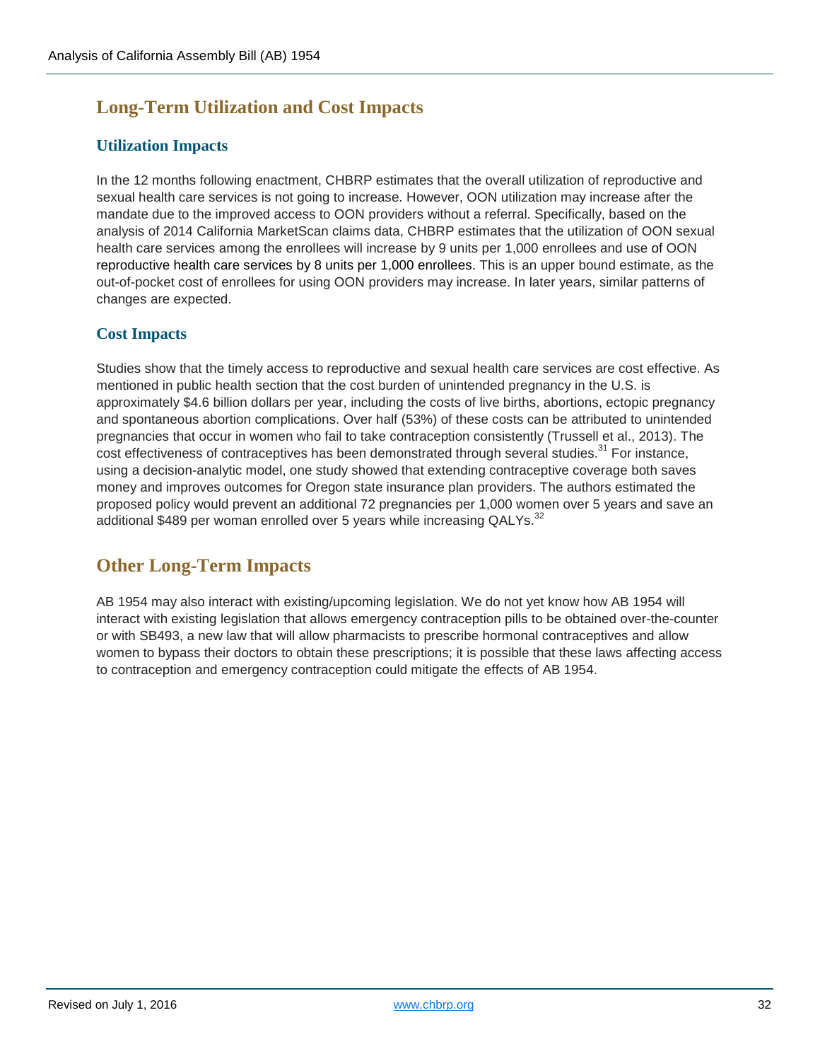## Long-Term Utilization and Cost Impacts

### Utilization Impacts

In the 12 months following enactment, CHBRP estimates that the overall utilization of reproductive and sexual health care services is not going to increase. However, OON utilization may increase after the mandate due to the improved access to OON providers without a referral. Specifically, based on the analysis of 2014 California MarketScan claims data, CHBRP estimates that the utilization of OON sexual health care services among the enrollees will increase by 9 units per 1,000 enrollees and use of OON reproductive health care services by 8 units per 1,000 enrollees. This is an upper bound estimate, as the out-of-pocket cost of enrollees for using OON providers may increase. In later years, similar patterns of changes are expected.

### Cost Impacts

Studies show that the timely access to reproductive and sexual health care services are cost effective. As mentioned in public health section that the cost burden of unintended pregnancy in the U.S. is approximately $4.6 billion dollars per year, including the costs of live births, abortions, ectopic pregnancy and spontaneous abortion complications. Over half (53%) of these costs can be attributed to unintended pregnancies that occur in women who fail to take contraception consistently (Trussell et al., 2013). The cost effectiveness of contraceptives has been demonstrated through several studies.[31] For instance, using a decision-analytic model, one study showed that extending contraceptive coverage both saves money and improves outcomes for Oregon state insurance plan providers. The authors estimated the proposed policy would prevent an additional 72 pregnancies per 1,000 women over 5 years and save an additional $489 per woman enrolled over 5 years while increasing QALYs.[32]

## Other Long-Term Impacts

AB 1954 may also interact with existing/upcoming legislation. We do not yet know how AB 1954 will interact with existing legislation that allows emergency contraception pills to be obtained over-the-counter or with SB493, a new law that will allow pharmacists to prescribe hormonal contraceptives and allow women to bypass their doctors to obtain these prescriptions; it is possible that these laws affecting access to contraception and emergency contraception could mitigate the effects of AB 1954.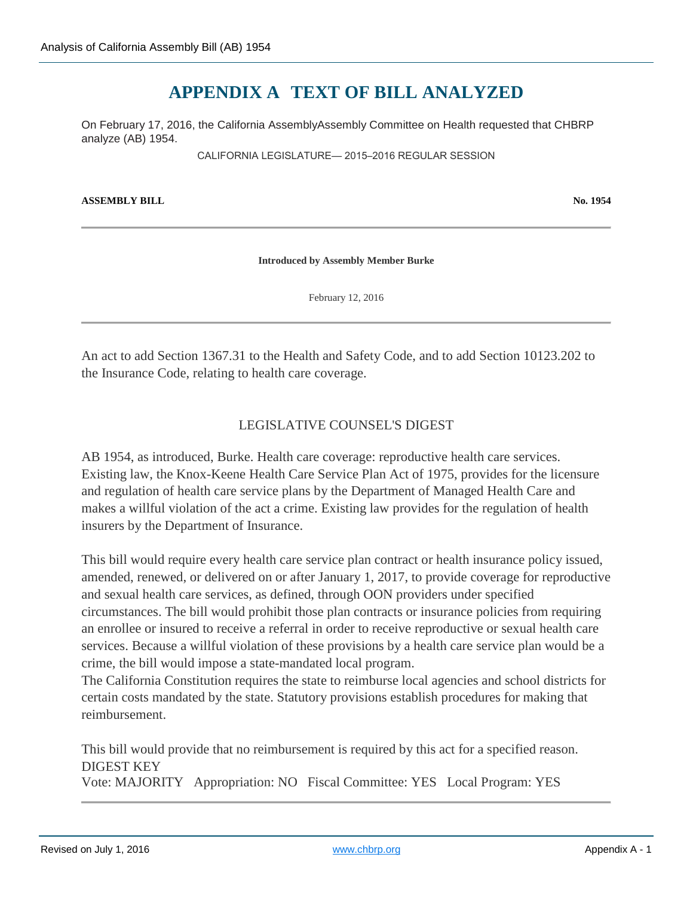# APPENDIX A TEXT OF BILL ANALYZED

On February 17, 2016, the California AssemblyAssembly Committee on Health requested that CHBRP analyze (AB) 1954.

CALIFORNIA LEGISLATURE— 2015–2016 REGULAR SESSION

**ASSEMBLY BILL** **No. 1954**

---

**Introduced by Assembly Member Burke**

February 12, 2016

---

An act to add Section 1367.31 to the Health and Safety Code, and to add Section 10123.202 to the Insurance Code, relating to health care coverage.

LEGISLATIVE COUNSEL'S DIGEST

AB 1954, as introduced, Burke. Health care coverage: reproductive health care services. Existing law, the Knox-Keene Health Care Service Plan Act of 1975, provides for the licensure and regulation of health care service plans by the Department of Managed Health Care and makes a willful violation of the act a crime. Existing law provides for the regulation of health insurers by the Department of Insurance.

This bill would require every health care service plan contract or health insurance policy issued, amended, renewed, or delivered on or after January 1, 2017, to provide coverage for reproductive and sexual health care services, as defined, through OON providers under specified circumstances. The bill would prohibit those plan contracts or insurance policies from requiring an enrollee or insured to receive a referral in order to receive reproductive or sexual health care services. Because a willful violation of these provisions by a health care service plan would be a crime, the bill would impose a state-mandated local program.

The California Constitution requires the state to reimburse local agencies and school districts for certain costs mandated by the state. Statutory provisions establish procedures for making that reimbursement.

This bill would provide that no reimbursement is required by this act for a specified reason.

DIGEST KEY

Vote: MAJORITY Appropriation: NO Fiscal Committee: YES Local Program: YES

---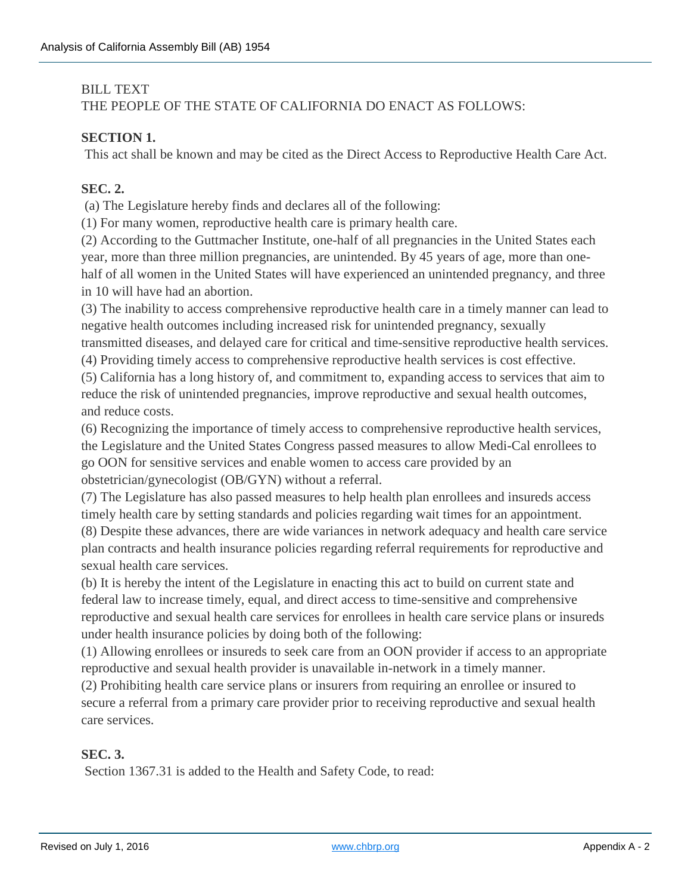BILL TEXT

THE PEOPLE OF THE STATE OF CALIFORNIA DO ENACT AS FOLLOWS:

**SECTION 1.**

This act shall be known and may be cited as the Direct Access to Reproductive Health Care Act.

**SEC. 2.**

(a) The Legislature hereby finds and declares all of the following:

(1) For many women, reproductive health care is primary health care.

(2) According to the Guttmacher Institute, one-half of all pregnancies in the United States each year, more than three million pregnancies, are unintended. By 45 years of age, more than one-half of all women in the United States will have experienced an unintended pregnancy, and three in 10 will have had an abortion.

(3) The inability to access comprehensive reproductive health care in a timely manner can lead to negative health outcomes including increased risk for unintended pregnancy, sexually transmitted diseases, and delayed care for critical and time-sensitive reproductive health services.

(4) Providing timely access to comprehensive reproductive health services is cost effective.

(5) California has a long history of, and commitment to, expanding access to services that aim to reduce the risk of unintended pregnancies, improve reproductive and sexual health outcomes, and reduce costs.

(6) Recognizing the importance of timely access to comprehensive reproductive health services, the Legislature and the United States Congress passed measures to allow Medi-Cal enrollees to go OON for sensitive services and enable women to access care provided by an obstetrician/gynecologist (OB/GYN) without a referral.

(7) The Legislature has also passed measures to help health plan enrollees and insureds access timely health care by setting standards and policies regarding wait times for an appointment.

(8) Despite these advances, there are wide variances in network adequacy and health care service plan contracts and health insurance policies regarding referral requirements for reproductive and sexual health care services.

(b) It is hereby the intent of the Legislature in enacting this act to build on current state and federal law to increase timely, equal, and direct access to time-sensitive and comprehensive reproductive and sexual health care services for enrollees in health care service plans or insureds under health insurance policies by doing both of the following:

(1) Allowing enrollees or insureds to seek care from an OON provider if access to an appropriate reproductive and sexual health provider is unavailable in-network in a timely manner.

(2) Prohibiting health care service plans or insurers from requiring an enrollee or insured to secure a referral from a primary care provider prior to receiving reproductive and sexual health care services.

**SEC. 3.**

Section 1367.31 is added to the Health and Safety Code, to read: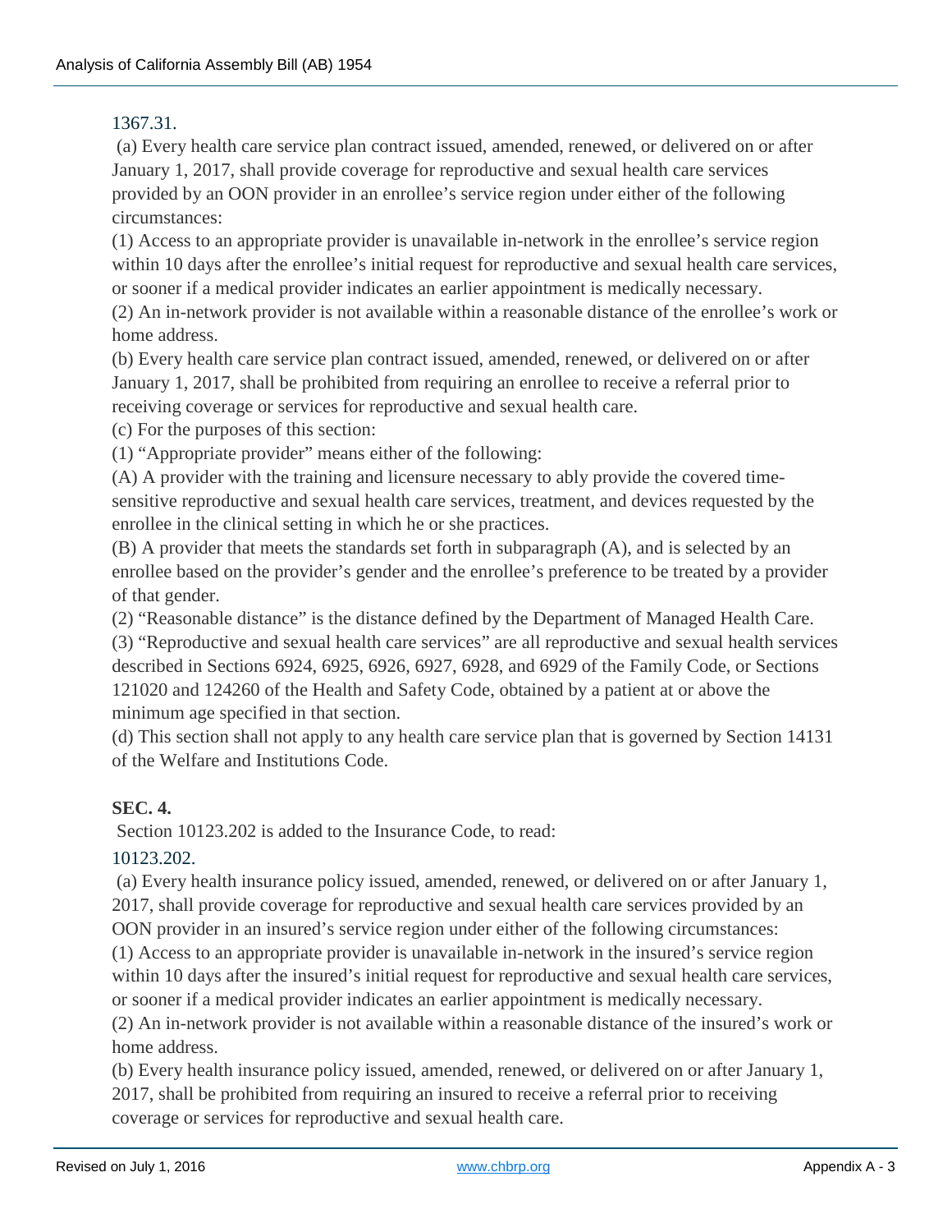1367.31.

(a) Every health care service plan contract issued, amended, renewed, or delivered on or after January 1, 2017, shall provide coverage for reproductive and sexual health care services provided by an OON provider in an enrollee's service region under either of the following circumstances:

(1) Access to an appropriate provider is unavailable in-network in the enrollee's service region within 10 days after the enrollee's initial request for reproductive and sexual health care services, or sooner if a medical provider indicates an earlier appointment is medically necessary.

(2) An in-network provider is not available within a reasonable distance of the enrollee's work or home address.

(b) Every health care service plan contract issued, amended, renewed, or delivered on or after January 1, 2017, shall be prohibited from requiring an enrollee to receive a referral prior to receiving coverage or services for reproductive and sexual health care.

(c) For the purposes of this section:

(1) "Appropriate provider" means either of the following:

(A) A provider with the training and licensure necessary to ably provide the covered time-sensitive reproductive and sexual health care services, treatment, and devices requested by the enrollee in the clinical setting in which he or she practices.

(B) A provider that meets the standards set forth in subparagraph (A), and is selected by an enrollee based on the provider's gender and the enrollee's preference to be treated by a provider of that gender.

(2) "Reasonable distance" is the distance defined by the Department of Managed Health Care.

(3) "Reproductive and sexual health care services" are all reproductive and sexual health services described in Sections 6924, 6925, 6926, 6927, 6928, and 6929 of the Family Code, or Sections 121020 and 124260 of the Health and Safety Code, obtained by a patient at or above the minimum age specified in that section.

(d) This section shall not apply to any health care service plan that is governed by Section 14131 of the Welfare and Institutions Code.

**SEC. 4.**

Section 10123.202 is added to the Insurance Code, to read:

10123.202.

(a) Every health insurance policy issued, amended, renewed, or delivered on or after January 1, 2017, shall provide coverage for reproductive and sexual health care services provided by an OON provider in an insured's service region under either of the following circumstances:

(1) Access to an appropriate provider is unavailable in-network in the insured's service region within 10 days after the insured's initial request for reproductive and sexual health care services, or sooner if a medical provider indicates an earlier appointment is medically necessary.

(2) An in-network provider is not available within a reasonable distance of the insured's work or home address.

(b) Every health insurance policy issued, amended, renewed, or delivered on or after January 1, 2017, shall be prohibited from requiring an insured to receive a referral prior to receiving coverage or services for reproductive and sexual health care.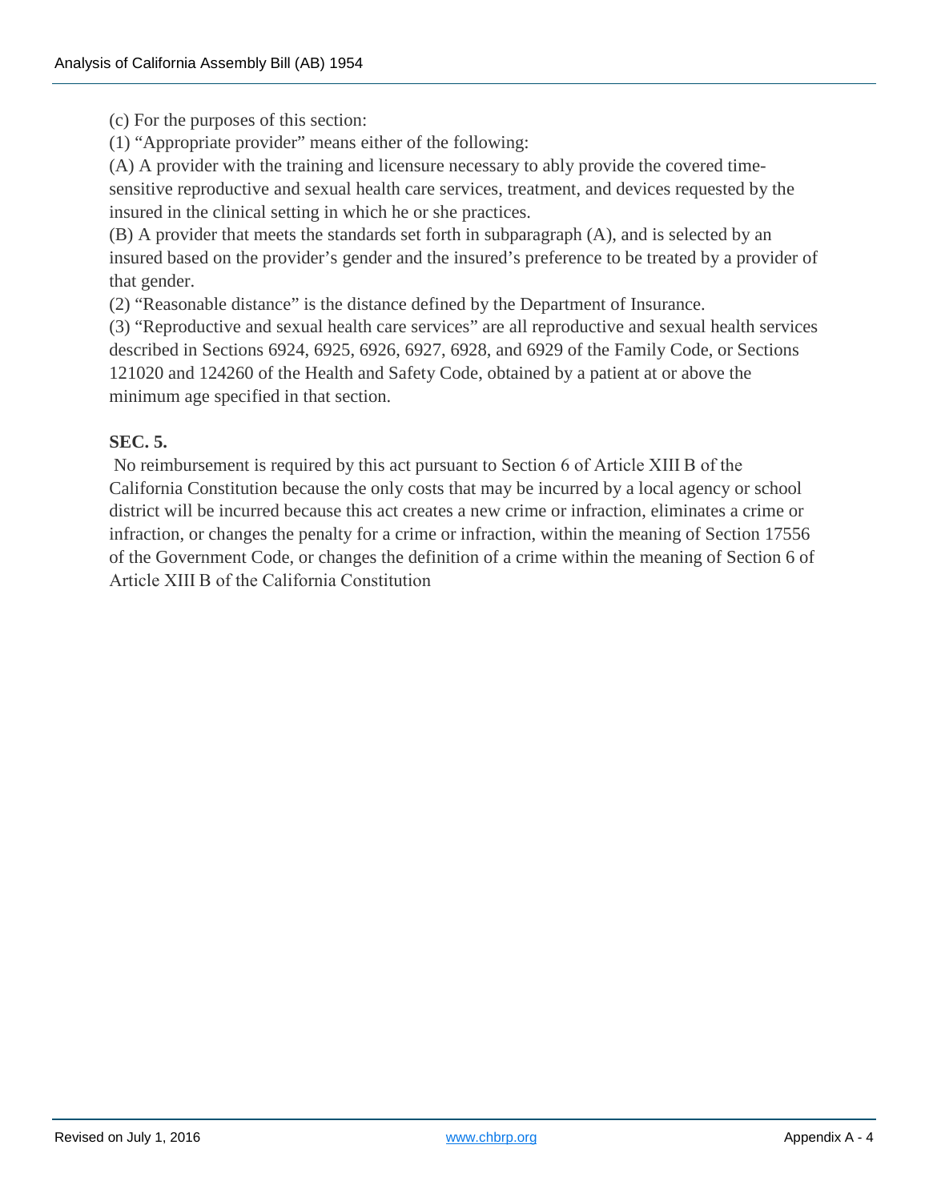(c) For the purposes of this section:

(1) "Appropriate provider" means either of the following:

(A) A provider with the training and licensure necessary to ably provide the covered time-sensitive reproductive and sexual health care services, treatment, and devices requested by the insured in the clinical setting in which he or she practices.

(B) A provider that meets the standards set forth in subparagraph (A), and is selected by an insured based on the provider's gender and the insured's preference to be treated by a provider of that gender.

(2) "Reasonable distance" is the distance defined by the Department of Insurance.

(3) "Reproductive and sexual health care services" are all reproductive and sexual health services described in Sections 6924, 6925, 6926, 6927, 6928, and 6929 of the Family Code, or Sections 121020 and 124260 of the Health and Safety Code, obtained by a patient at or above the minimum age specified in that section.

**SEC. 5.**

No reimbursement is required by this act pursuant to Section 6 of Article XIII B of the California Constitution because the only costs that may be incurred by a local agency or school district will be incurred because this act creates a new crime or infraction, eliminates a crime or infraction, or changes the penalty for a crime or infraction, within the meaning of Section 17556 of the Government Code, or changes the definition of a crime within the meaning of Section 6 of Article XIII B of the California Constitution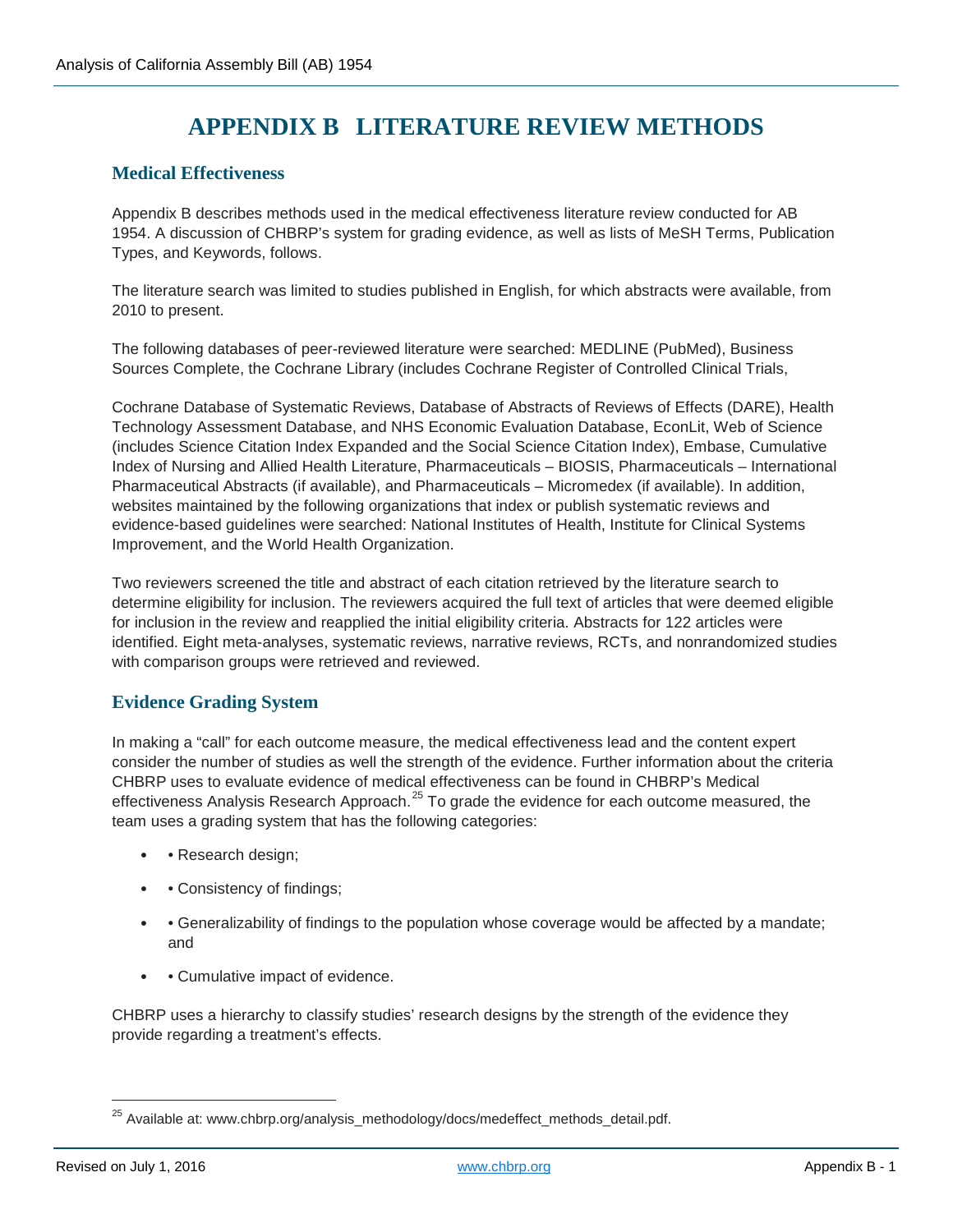# APPENDIX B LITERATURE REVIEW METHODS

## Medical Effectiveness

Appendix B describes methods used in the medical effectiveness literature review conducted for AB 1954. A discussion of CHBRP's system for grading evidence, as well as lists of MeSH Terms, Publication Types, and Keywords, follows.

The literature search was limited to studies published in English, for which abstracts were available, from 2010 to present.

The following databases of peer-reviewed literature were searched: MEDLINE (PubMed), Business Sources Complete, the Cochrane Library (includes Cochrane Register of Controlled Clinical Trials,

Cochrane Database of Systematic Reviews, Database of Abstracts of Reviews of Effects (DARE), Health Technology Assessment Database, and NHS Economic Evaluation Database, EconLit, Web of Science (includes Science Citation Index Expanded and the Social Science Citation Index), Embase, Cumulative Index of Nursing and Allied Health Literature, Pharmaceuticals – BIOSIS, Pharmaceuticals – International Pharmaceutical Abstracts (if available), and Pharmaceuticals – Micromedex (if available). In addition, websites maintained by the following organizations that index or publish systematic reviews and evidence-based guidelines were searched: National Institutes of Health, Institute for Clinical Systems Improvement, and the World Health Organization.

Two reviewers screened the title and abstract of each citation retrieved by the literature search to determine eligibility for inclusion. The reviewers acquired the full text of articles that were deemed eligible for inclusion in the review and reapplied the initial eligibility criteria. Abstracts for 122 articles were identified. Eight meta-analyses, systematic reviews, narrative reviews, RCTs, and nonrandomized studies with comparison groups were retrieved and reviewed.

## Evidence Grading System

In making a "call" for each outcome measure, the medical effectiveness lead and the content expert consider the number of studies as well the strength of the evidence. Further information about the criteria CHBRP uses to evaluate evidence of medical effectiveness can be found in CHBRP's Medical effectiveness Analysis Research Approach.[25] To grade the evidence for each outcome measured, the team uses a grading system that has the following categories:

- • Research design;
- • Consistency of findings;
- • Generalizability of findings to the population whose coverage would be affected by a mandate; and
- • Cumulative impact of evidence.

CHBRP uses a hierarchy to classify studies' research designs by the strength of the evidence they provide regarding a treatment's effects.

[25] Available at: www.chbrp.org/analysis_methodology/docs/medeffect_methods_detail.pdf.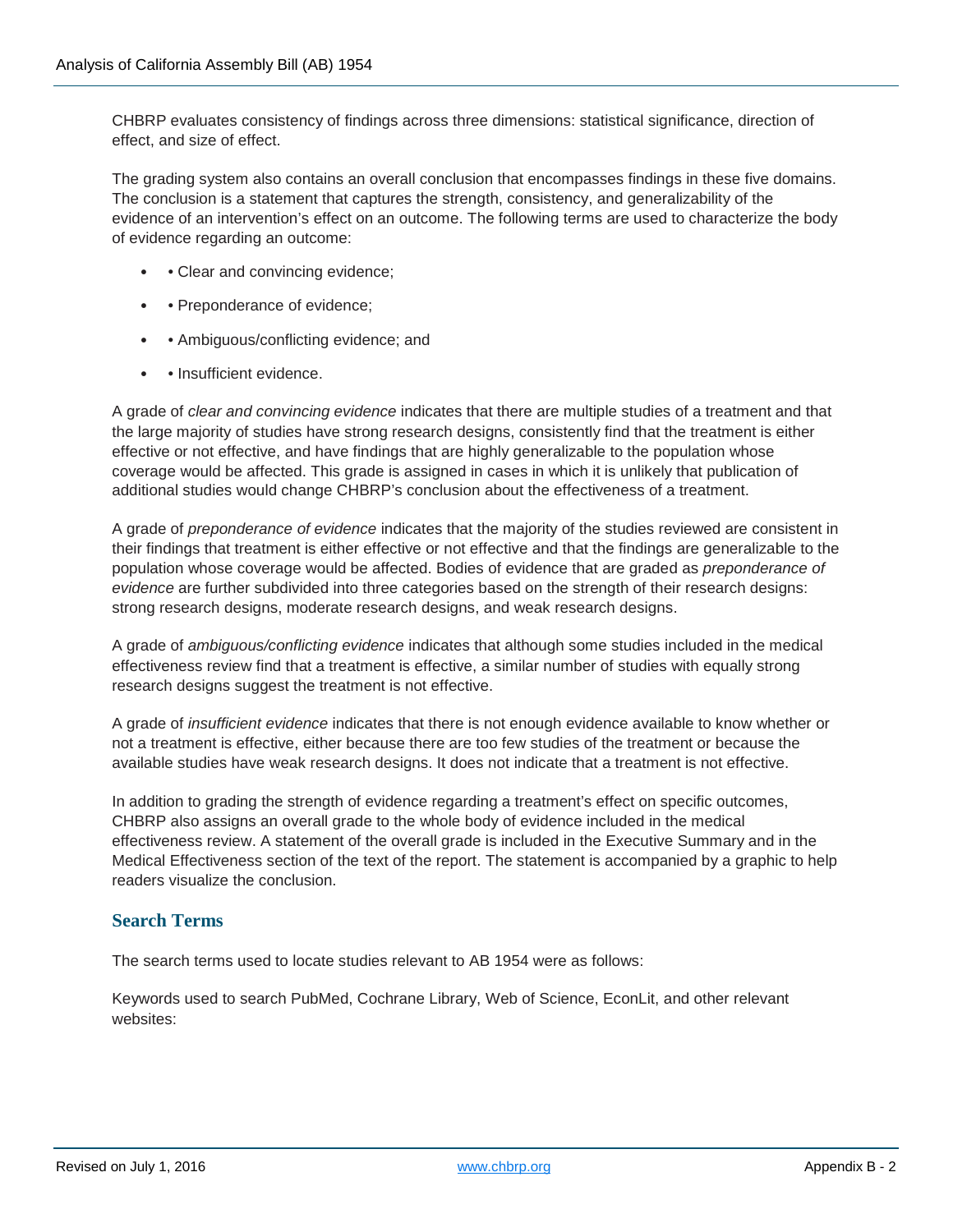CHBRP evaluates consistency of findings across three dimensions: statistical significance, direction of effect, and size of effect.

The grading system also contains an overall conclusion that encompasses findings in these five domains. The conclusion is a statement that captures the strength, consistency, and generalizability of the evidence of an intervention's effect on an outcome. The following terms are used to characterize the body of evidence regarding an outcome:

- • Clear and convincing evidence;
- • Preponderance of evidence;
- • Ambiguous/conflicting evidence; and
- • Insufficient evidence.

A grade of *clear and convincing evidence* indicates that there are multiple studies of a treatment and that the large majority of studies have strong research designs, consistently find that the treatment is either effective or not effective, and have findings that are highly generalizable to the population whose coverage would be affected. This grade is assigned in cases in which it is unlikely that publication of additional studies would change CHBRP's conclusion about the effectiveness of a treatment.

A grade of *preponderance of evidence* indicates that the majority of the studies reviewed are consistent in their findings that treatment is either effective or not effective and that the findings are generalizable to the population whose coverage would be affected. Bodies of evidence that are graded as *preponderance of evidence* are further subdivided into three categories based on the strength of their research designs: strong research designs, moderate research designs, and weak research designs.

A grade of *ambiguous/conflicting evidence* indicates that although some studies included in the medical effectiveness review find that a treatment is effective, a similar number of studies with equally strong research designs suggest the treatment is not effective.

A grade of *insufficient evidence* indicates that there is not enough evidence available to know whether or not a treatment is effective, either because there are too few studies of the treatment or because the available studies have weak research designs. It does not indicate that a treatment is not effective.

In addition to grading the strength of evidence regarding a treatment's effect on specific outcomes, CHBRP also assigns an overall grade to the whole body of evidence included in the medical effectiveness review. A statement of the overall grade is included in the Executive Summary and in the Medical Effectiveness section of the text of the report. The statement is accompanied by a graphic to help readers visualize the conclusion.

## Search Terms

The search terms used to locate studies relevant to AB 1954 were as follows:

Keywords used to search PubMed, Cochrane Library, Web of Science, EconLit, and other relevant websites: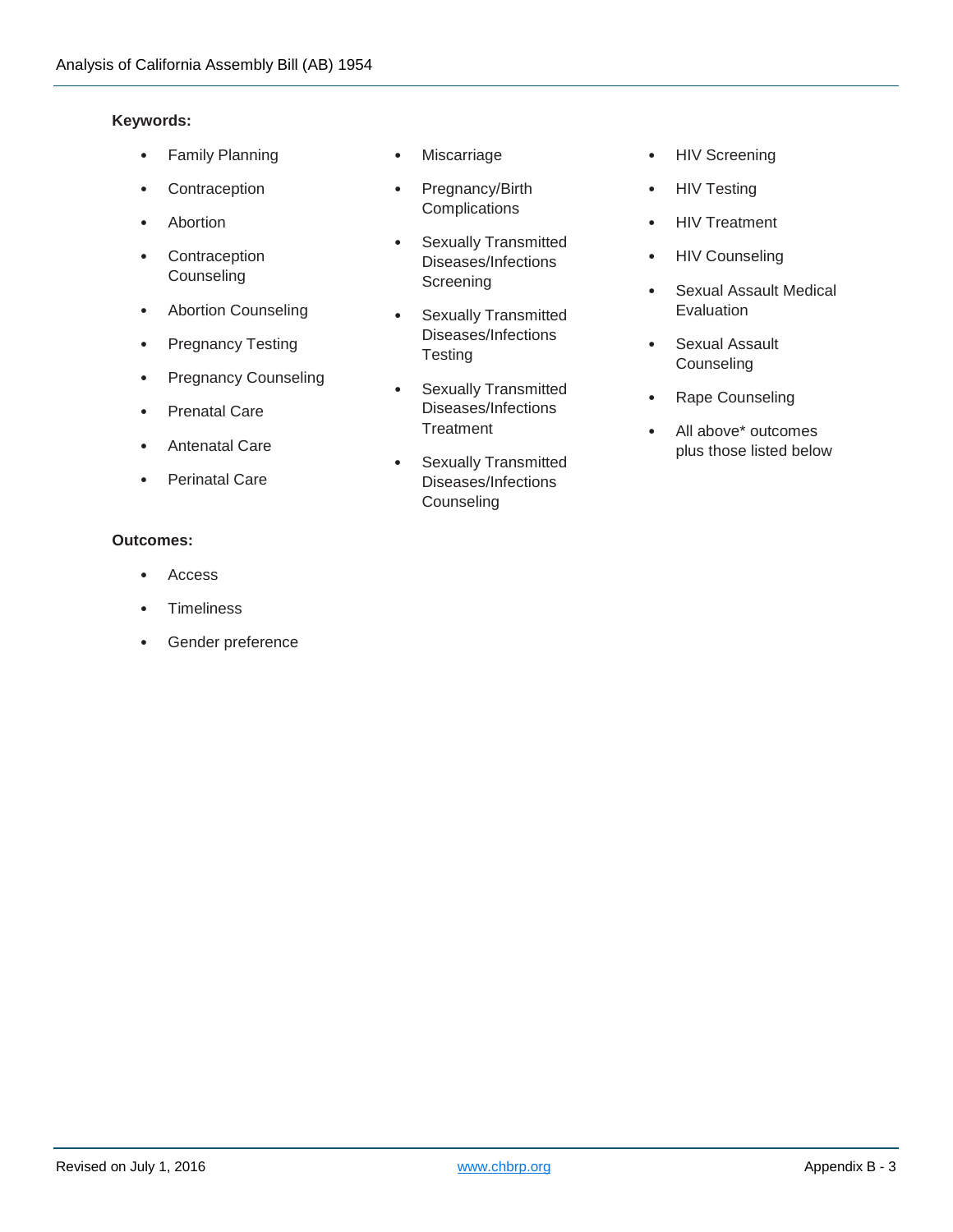**Keywords:**

- Family Planning
- Contraception
- Abortion
- Contraception Counseling
- Abortion Counseling
- Pregnancy Testing
- Pregnancy Counseling
- Prenatal Care
- Antenatal Care
- Perinatal Care
- Miscarriage
- Pregnancy/Birth Complications
- Sexually Transmitted Diseases/Infections Screening
- Sexually Transmitted Diseases/Infections Testing
- Sexually Transmitted Diseases/Infections Treatment
- Sexually Transmitted Diseases/Infections Counseling
- HIV Screening
- HIV Testing
- HIV Treatment
- HIV Counseling
- Sexual Assault Medical Evaluation
- Sexual Assault Counseling
- Rape Counseling
- All above* outcomes plus those listed below

**Outcomes:**

- Access
- Timeliness
- Gender preference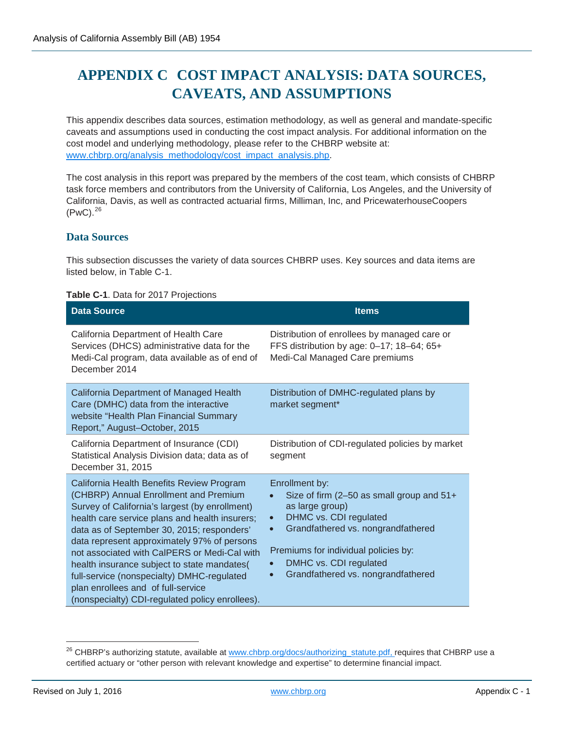# APPENDIX C COST IMPACT ANALYSIS: DATA SOURCES, CAVEATS, AND ASSUMPTIONS

This appendix describes data sources, estimation methodology, as well as general and mandate-specific caveats and assumptions used in conducting the cost impact analysis. For additional information on the cost model and underlying methodology, please refer to the CHBRP website at: www.chbrp.org/analysis_methodology/cost_impact_analysis.php.

The cost analysis in this report was prepared by the members of the cost team, which consists of CHBRP task force members and contributors from the University of California, Los Angeles, and the University of California, Davis, as well as contracted actuarial firms, Milliman, Inc, and PricewaterhouseCoopers (PwC).[26]

## Data Sources

This subsection discusses the variety of data sources CHBRP uses. Key sources and data items are listed below, in Table C-1.

**Table C-1**. Data for 2017 Projections

| Data Source | Items |
| --- | --- |
| California Department of Health Care Services (DHCS) administrative data for the Medi-Cal program, data available as of end of December 2014 | Distribution of enrollees by managed care or FFS distribution by age: 0–17; 18–64; 65+<br>Medi-Cal Managed Care premiums |
| California Department of Managed Health Care (DMHC) data from the interactive website "Health Plan Financial Summary Report," August–October, 2015 | Distribution of DMHC-regulated plans by market segment* |
| California Department of Insurance (CDI) Statistical Analysis Division data; data as of December 31, 2015 | Distribution of CDI-regulated policies by market segment |
| California Health Benefits Review Program (CHBRP) Annual Enrollment and Premium Survey of California's largest (by enrollment) health care service plans and health insurers; data as of September 30, 2015; responders' data represent approximately 97% of persons not associated with CalPERS or Medi-Cal with health insurance subject to state mandates( full-service (nonspecialty) DMHC-regulated plan enrollees and of full-service (nonspecialty) CDI-regulated policy enrollees). | Enrollment by:<br>• Size of firm (2–50 as small group and 51+ as large group)<br>• DHMC vs. CDI regulated<br>• Grandfathered vs. nongrandfathered<br><br>Premiums for individual policies by:<br>• DMHC vs. CDI regulated<br>• Grandfathered vs. nongrandfathered |

[26] CHBRP's authorizing statute, available at www.chbrp.org/docs/authorizing_statute.pdf, requires that CHBRP use a certified actuary or "other person with relevant knowledge and expertise" to determine financial impact.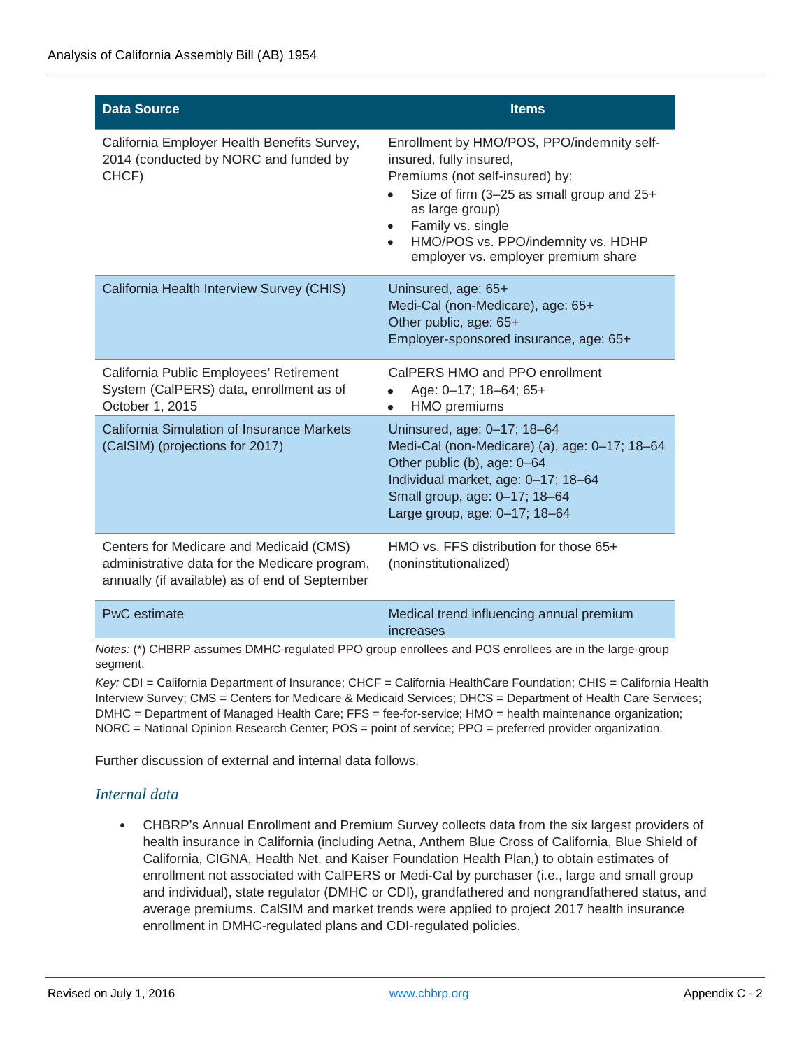| Data Source | Items |
|---|---|
| California Employer Health Benefits Survey, 2014 (conducted by NORC and funded by CHCF) | Enrollment by HMO/POS, PPO/indemnity self-insured, fully insured,<br>Premiums (not self-insured) by:<br>• Size of firm (3–25 as small group and 25+ as large group)<br>• Family vs. single<br>• HMO/POS vs. PPO/indemnity vs. HDHP employer vs. employer premium share |
| California Health Interview Survey (CHIS) | Uninsured, age: 65+<br>Medi-Cal (non-Medicare), age: 65+<br>Other public, age: 65+<br>Employer-sponsored insurance, age: 65+ |
| California Public Employees' Retirement System (CalPERS) data, enrollment as of October 1, 2015 | CalPERS HMO and PPO enrollment<br>• Age: 0–17; 18–64; 65+<br>• HMO premiums |
| California Simulation of Insurance Markets (CalSIM) (projections for 2017) | Uninsured, age: 0–17; 18–64<br>Medi-Cal (non-Medicare) (a), age: 0–17; 18–64<br>Other public (b), age: 0–64<br>Individual market, age: 0–17; 18–64<br>Small group, age: 0–17; 18–64<br>Large group, age: 0–17; 18–64 |
| Centers for Medicare and Medicaid (CMS) administrative data for the Medicare program, annually (if available) as of end of September | HMO vs. FFS distribution for those 65+ (noninstitutionalized) |
| PwC estimate | Medical trend influencing annual premium increases |

*Notes:* (*) CHBRP assumes DMHC-regulated PPO group enrollees and POS enrollees are in the large-group segment.

*Key:* CDI = California Department of Insurance; CHCF = California HealthCare Foundation; CHIS = California Health Interview Survey; CMS = Centers for Medicare & Medicaid Services; DHCS = Department of Health Care Services; DMHC = Department of Managed Health Care; FFS = fee-for-service; HMO = health maintenance organization; NORC = National Opinion Research Center; POS = point of service; PPO = preferred provider organization.

Further discussion of external and internal data follows.

### *Internal data*

- CHBRP's Annual Enrollment and Premium Survey collects data from the six largest providers of health insurance in California (including Aetna, Anthem Blue Cross of California, Blue Shield of California, CIGNA, Health Net, and Kaiser Foundation Health Plan,) to obtain estimates of enrollment not associated with CalPERS or Medi-Cal by purchaser (i.e., large and small group and individual), state regulator (DMHC or CDI), grandfathered and nongrandfathered status, and average premiums. CalSIM and market trends were applied to project 2017 health insurance enrollment in DMHC-regulated plans and CDI-regulated policies.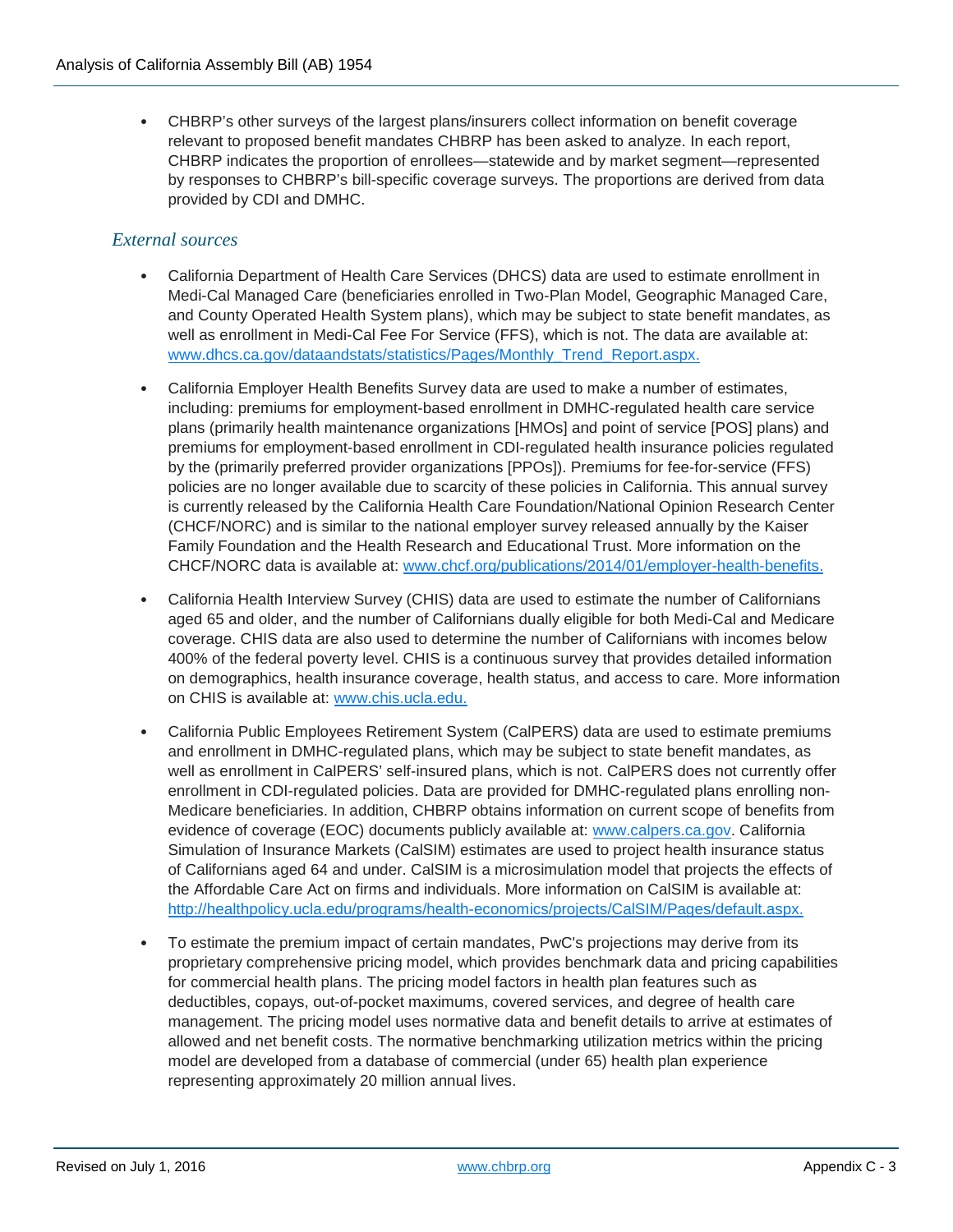- CHBRP's other surveys of the largest plans/insurers collect information on benefit coverage relevant to proposed benefit mandates CHBRP has been asked to analyze. In each report, CHBRP indicates the proportion of enrollees—statewide and by market segment—represented by responses to CHBRP's bill-specific coverage surveys. The proportions are derived from data provided by CDI and DMHC.

### *External sources*

- California Department of Health Care Services (DHCS) data are used to estimate enrollment in Medi-Cal Managed Care (beneficiaries enrolled in Two-Plan Model, Geographic Managed Care, and County Operated Health System plans), which may be subject to state benefit mandates, as well as enrollment in Medi-Cal Fee For Service (FFS), which is not. The data are available at: www.dhcs.ca.gov/dataandstats/statistics/Pages/Monthly_Trend_Report.aspx.

- California Employer Health Benefits Survey data are used to make a number of estimates, including: premiums for employment-based enrollment in DMHC-regulated health care service plans (primarily health maintenance organizations [HMOs] and point of service [POS] plans) and premiums for employment-based enrollment in CDI-regulated health insurance policies regulated by the (primarily preferred provider organizations [PPOs]). Premiums for fee-for-service (FFS) policies are no longer available due to scarcity of these policies in California. This annual survey is currently released by the California Health Care Foundation/National Opinion Research Center (CHCF/NORC) and is similar to the national employer survey released annually by the Kaiser Family Foundation and the Health Research and Educational Trust. More information on the CHCF/NORC data is available at: www.chcf.org/publications/2014/01/employer-health-benefits.

- California Health Interview Survey (CHIS) data are used to estimate the number of Californians aged 65 and older, and the number of Californians dually eligible for both Medi-Cal and Medicare coverage. CHIS data are also used to determine the number of Californians with incomes below 400% of the federal poverty level. CHIS is a continuous survey that provides detailed information on demographics, health insurance coverage, health status, and access to care. More information on CHIS is available at: www.chis.ucla.edu.

- California Public Employees Retirement System (CalPERS) data are used to estimate premiums and enrollment in DMHC-regulated plans, which may be subject to state benefit mandates, as well as enrollment in CalPERS' self-insured plans, which is not. CalPERS does not currently offer enrollment in CDI-regulated policies. Data are provided for DMHC-regulated plans enrolling non-Medicare beneficiaries. In addition, CHBRP obtains information on current scope of benefits from evidence of coverage (EOC) documents publicly available at: www.calpers.ca.gov. California Simulation of Insurance Markets (CalSIM) estimates are used to project health insurance status of Californians aged 64 and under. CalSIM is a microsimulation model that projects the effects of the Affordable Care Act on firms and individuals. More information on CalSIM is available at: http://healthpolicy.ucla.edu/programs/health-economics/projects/CalSIM/Pages/default.aspx.

- To estimate the premium impact of certain mandates, PwC's projections may derive from its proprietary comprehensive pricing model, which provides benchmark data and pricing capabilities for commercial health plans. The pricing model factors in health plan features such as deductibles, copays, out-of-pocket maximums, covered services, and degree of health care management. The pricing model uses normative data and benefit details to arrive at estimates of allowed and net benefit costs. The normative benchmarking utilization metrics within the pricing model are developed from a database of commercial (under 65) health plan experience representing approximately 20 million annual lives.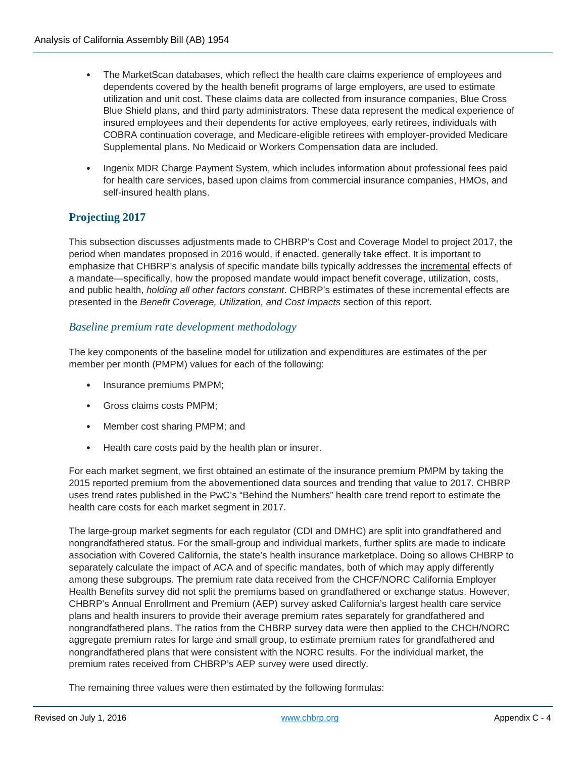- The MarketScan databases, which reflect the health care claims experience of employees and dependents covered by the health benefit programs of large employers, are used to estimate utilization and unit cost. These claims data are collected from insurance companies, Blue Cross Blue Shield plans, and third party administrators. These data represent the medical experience of insured employees and their dependents for active employees, early retirees, individuals with COBRA continuation coverage, and Medicare-eligible retirees with employer-provided Medicare Supplemental plans. No Medicaid or Workers Compensation data are included.
- Ingenix MDR Charge Payment System, which includes information about professional fees paid for health care services, based upon claims from commercial insurance companies, HMOs, and self-insured health plans.

## Projecting 2017

This subsection discusses adjustments made to CHBRP's Cost and Coverage Model to project 2017, the period when mandates proposed in 2016 would, if enacted, generally take effect. It is important to emphasize that CHBRP's analysis of specific mandate bills typically addresses the incremental effects of a mandate—specifically, how the proposed mandate would impact benefit coverage, utilization, costs, and public health, *holding all other factors constant*. CHBRP's estimates of these incremental effects are presented in the *Benefit Coverage, Utilization, and Cost Impacts* section of this report.

### *Baseline premium rate development methodology*

The key components of the baseline model for utilization and expenditures are estimates of the per member per month (PMPM) values for each of the following:

- Insurance premiums PMPM;
- Gross claims costs PMPM;
- Member cost sharing PMPM; and
- Health care costs paid by the health plan or insurer.

For each market segment, we first obtained an estimate of the insurance premium PMPM by taking the 2015 reported premium from the abovementioned data sources and trending that value to 2017. CHBRP uses trend rates published in the PwC's "Behind the Numbers" health care trend report to estimate the health care costs for each market segment in 2017.

The large-group market segments for each regulator (CDI and DMHC) are split into grandfathered and nongrandfathered status. For the small-group and individual markets, further splits are made to indicate association with Covered California, the state's health insurance marketplace. Doing so allows CHBRP to separately calculate the impact of ACA and of specific mandates, both of which may apply differently among these subgroups. The premium rate data received from the CHCF/NORC California Employer Health Benefits survey did not split the premiums based on grandfathered or exchange status. However, CHBRP's Annual Enrollment and Premium (AEP) survey asked California's largest health care service plans and health insurers to provide their average premium rates separately for grandfathered and nongrandfathered plans. The ratios from the CHBRP survey data were then applied to the CHCH/NORC aggregate premium rates for large and small group, to estimate premium rates for grandfathered and nongrandfathered plans that were consistent with the NORC results. For the individual market, the premium rates received from CHBRP's AEP survey were used directly.

The remaining three values were then estimated by the following formulas: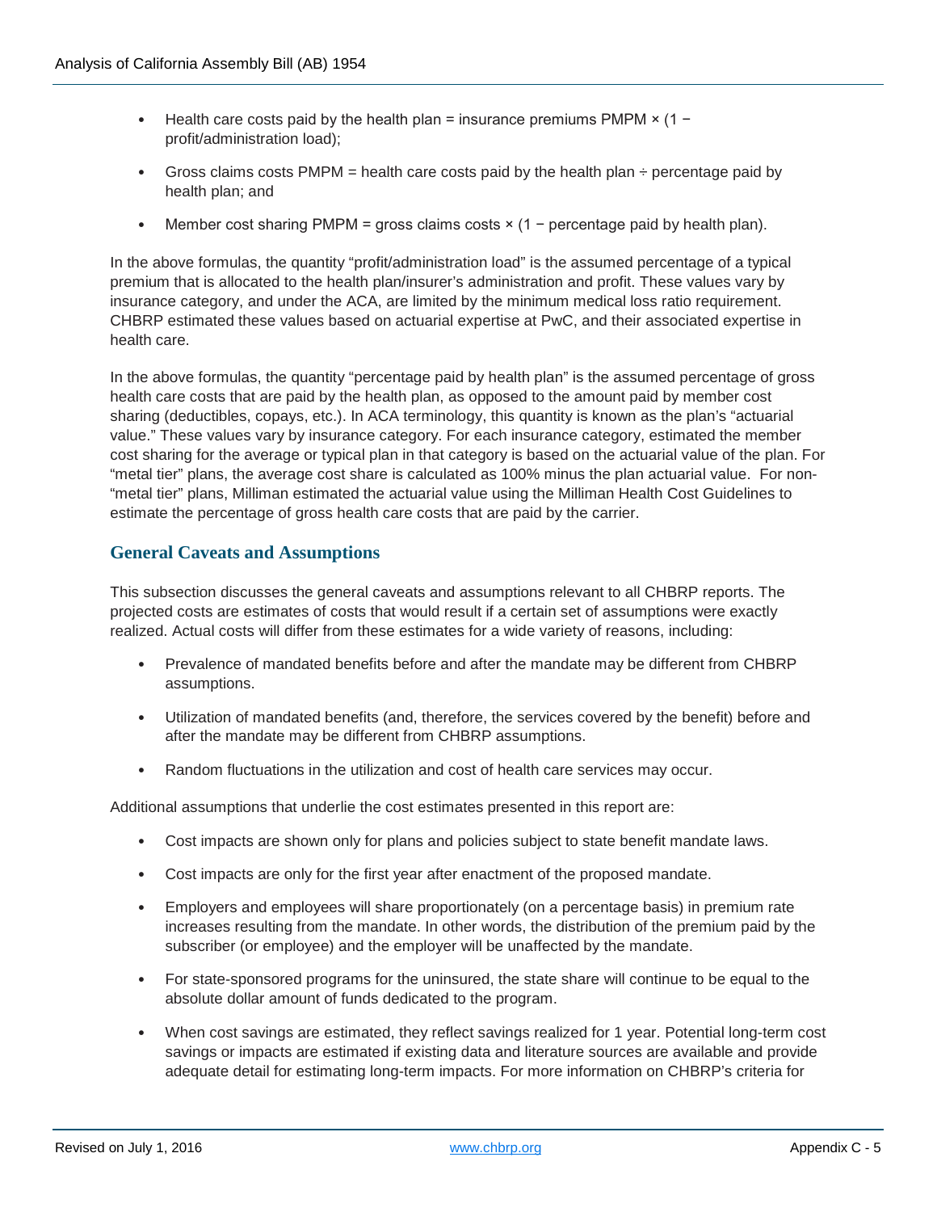- Health care costs paid by the health plan = insurance premiums PMPM × (1 − profit/administration load);
- Gross claims costs PMPM = health care costs paid by the health plan ÷ percentage paid by health plan; and
- Member cost sharing PMPM = gross claims costs × (1 − percentage paid by health plan).

In the above formulas, the quantity "profit/administration load" is the assumed percentage of a typical premium that is allocated to the health plan/insurer's administration and profit. These values vary by insurance category, and under the ACA, are limited by the minimum medical loss ratio requirement. CHBRP estimated these values based on actuarial expertise at PwC, and their associated expertise in health care.

In the above formulas, the quantity "percentage paid by health plan" is the assumed percentage of gross health care costs that are paid by the health plan, as opposed to the amount paid by member cost sharing (deductibles, copays, etc.). In ACA terminology, this quantity is known as the plan's "actuarial value." These values vary by insurance category. For each insurance category, estimated the member cost sharing for the average or typical plan in that category is based on the actuarial value of the plan. For "metal tier" plans, the average cost share is calculated as 100% minus the plan actuarial value. For non-"metal tier" plans, Milliman estimated the actuarial value using the Milliman Health Cost Guidelines to estimate the percentage of gross health care costs that are paid by the carrier.

## General Caveats and Assumptions

This subsection discusses the general caveats and assumptions relevant to all CHBRP reports. The projected costs are estimates of costs that would result if a certain set of assumptions were exactly realized. Actual costs will differ from these estimates for a wide variety of reasons, including:

- Prevalence of mandated benefits before and after the mandate may be different from CHBRP assumptions.
- Utilization of mandated benefits (and, therefore, the services covered by the benefit) before and after the mandate may be different from CHBRP assumptions.
- Random fluctuations in the utilization and cost of health care services may occur.

Additional assumptions that underlie the cost estimates presented in this report are:

- Cost impacts are shown only for plans and policies subject to state benefit mandate laws.
- Cost impacts are only for the first year after enactment of the proposed mandate.
- Employers and employees will share proportionately (on a percentage basis) in premium rate increases resulting from the mandate. In other words, the distribution of the premium paid by the subscriber (or employee) and the employer will be unaffected by the mandate.
- For state-sponsored programs for the uninsured, the state share will continue to be equal to the absolute dollar amount of funds dedicated to the program.
- When cost savings are estimated, they reflect savings realized for 1 year. Potential long-term cost savings or impacts are estimated if existing data and literature sources are available and provide adequate detail for estimating long-term impacts. For more information on CHBRP's criteria for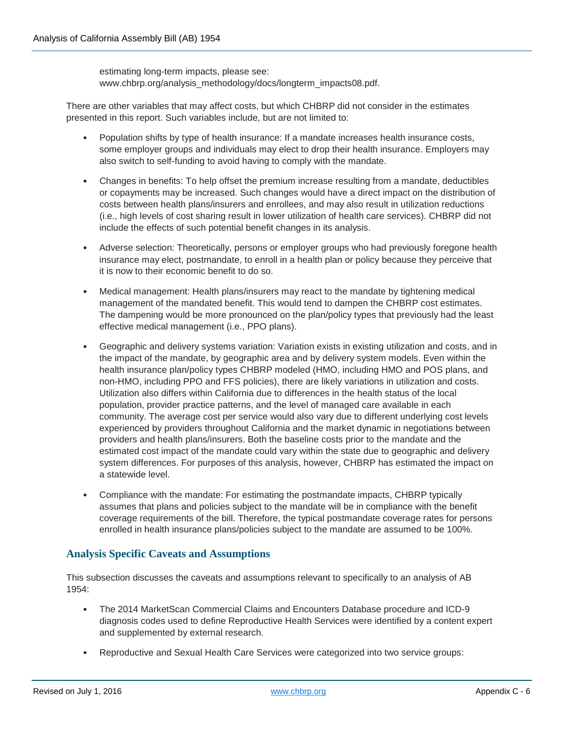estimating long-term impacts, please see: www.chbrp.org/analysis_methodology/docs/longterm_impacts08.pdf.

There are other variables that may affect costs, but which CHBRP did not consider in the estimates presented in this report. Such variables include, but are not limited to:

- Population shifts by type of health insurance: If a mandate increases health insurance costs, some employer groups and individuals may elect to drop their health insurance. Employers may also switch to self-funding to avoid having to comply with the mandate.
- Changes in benefits: To help offset the premium increase resulting from a mandate, deductibles or copayments may be increased. Such changes would have a direct impact on the distribution of costs between health plans/insurers and enrollees, and may also result in utilization reductions (i.e., high levels of cost sharing result in lower utilization of health care services). CHBRP did not include the effects of such potential benefit changes in its analysis.
- Adverse selection: Theoretically, persons or employer groups who had previously foregone health insurance may elect, postmandate, to enroll in a health plan or policy because they perceive that it is now to their economic benefit to do so.
- Medical management: Health plans/insurers may react to the mandate by tightening medical management of the mandated benefit. This would tend to dampen the CHBRP cost estimates. The dampening would be more pronounced on the plan/policy types that previously had the least effective medical management (i.e., PPO plans).
- Geographic and delivery systems variation: Variation exists in existing utilization and costs, and in the impact of the mandate, by geographic area and by delivery system models. Even within the health insurance plan/policy types CHBRP modeled (HMO, including HMO and POS plans, and non-HMO, including PPO and FFS policies), there are likely variations in utilization and costs. Utilization also differs within California due to differences in the health status of the local population, provider practice patterns, and the level of managed care available in each community. The average cost per service would also vary due to different underlying cost levels experienced by providers throughout California and the market dynamic in negotiations between providers and health plans/insurers. Both the baseline costs prior to the mandate and the estimated cost impact of the mandate could vary within the state due to geographic and delivery system differences. For purposes of this analysis, however, CHBRP has estimated the impact on a statewide level.
- Compliance with the mandate: For estimating the postmandate impacts, CHBRP typically assumes that plans and policies subject to the mandate will be in compliance with the benefit coverage requirements of the bill. Therefore, the typical postmandate coverage rates for persons enrolled in health insurance plans/policies subject to the mandate are assumed to be 100%.

## Analysis Specific Caveats and Assumptions

This subsection discusses the caveats and assumptions relevant to specifically to an analysis of AB 1954:

- The 2014 MarketScan Commercial Claims and Encounters Database procedure and ICD-9 diagnosis codes used to define Reproductive Health Services were identified by a content expert and supplemented by external research.
- Reproductive and Sexual Health Care Services were categorized into two service groups: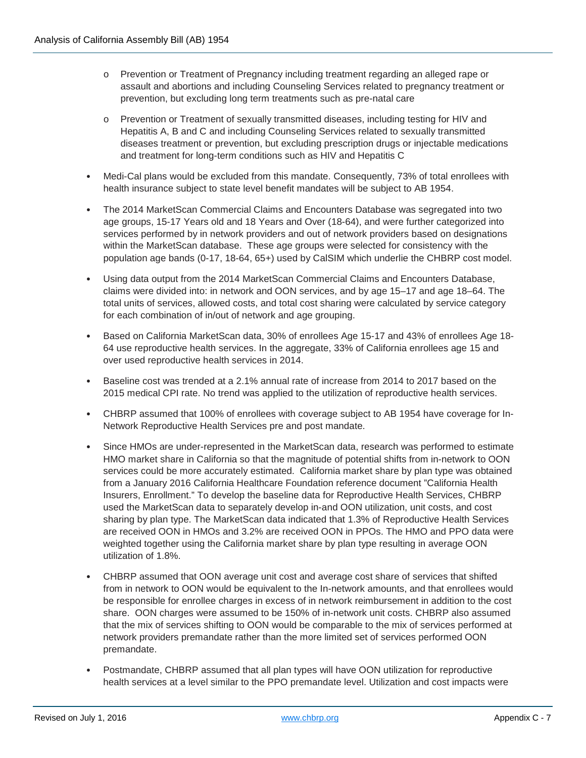- Prevention or Treatment of Pregnancy including treatment regarding an alleged rape or assault and abortions and including Counseling Services related to pregnancy treatment or prevention, but excluding long term treatments such as pre-natal care
  - Prevention or Treatment of sexually transmitted diseases, including testing for HIV and Hepatitis A, B and C and including Counseling Services related to sexually transmitted diseases treatment or prevention, but excluding prescription drugs or injectable medications and treatment for long-term conditions such as HIV and Hepatitis C

- Medi-Cal plans would be excluded from this mandate. Consequently, 73% of total enrollees with health insurance subject to state level benefit mandates will be subject to AB 1954.
- The 2014 MarketScan Commercial Claims and Encounters Database was segregated into two age groups, 15-17 Years old and 18 Years and Over (18-64), and were further categorized into services performed by in network providers and out of network providers based on designations within the MarketScan database. These age groups were selected for consistency with the population age bands (0-17, 18-64, 65+) used by CalSIM which underlie the CHBRP cost model.
- Using data output from the 2014 MarketScan Commercial Claims and Encounters Database, claims were divided into: in network and OON services, and by age 15–17 and age 18–64. The total units of services, allowed costs, and total cost sharing were calculated by service category for each combination of in/out of network and age grouping.
- Based on California MarketScan data, 30% of enrollees Age 15-17 and 43% of enrollees Age 18-64 use reproductive health services. In the aggregate, 33% of California enrollees age 15 and over used reproductive health services in 2014.
- Baseline cost was trended at a 2.1% annual rate of increase from 2014 to 2017 based on the 2015 medical CPI rate. No trend was applied to the utilization of reproductive health services.
- CHBRP assumed that 100% of enrollees with coverage subject to AB 1954 have coverage for In-Network Reproductive Health Services pre and post mandate.
- Since HMOs are under-represented in the MarketScan data, research was performed to estimate HMO market share in California so that the magnitude of potential shifts from in-network to OON services could be more accurately estimated. California market share by plan type was obtained from a January 2016 California Healthcare Foundation reference document "California Health Insurers, Enrollment." To develop the baseline data for Reproductive Health Services, CHBRP used the MarketScan data to separately develop in-and OON utilization, unit costs, and cost sharing by plan type. The MarketScan data indicated that 1.3% of Reproductive Health Services are received OON in HMOs and 3.2% are received OON in PPOs. The HMO and PPO data were weighted together using the California market share by plan type resulting in average OON utilization of 1.8%.
- CHBRP assumed that OON average unit cost and average cost share of services that shifted from in network to OON would be equivalent to the In-network amounts, and that enrollees would be responsible for enrollee charges in excess of in network reimbursement in addition to the cost share. OON charges were assumed to be 150% of in-network unit costs. CHBRP also assumed that the mix of services shifting to OON would be comparable to the mix of services performed at network providers premandate rather than the more limited set of services performed OON premandate.
- Postmandate, CHBRP assumed that all plan types will have OON utilization for reproductive health services at a level similar to the PPO premandate level. Utilization and cost impacts were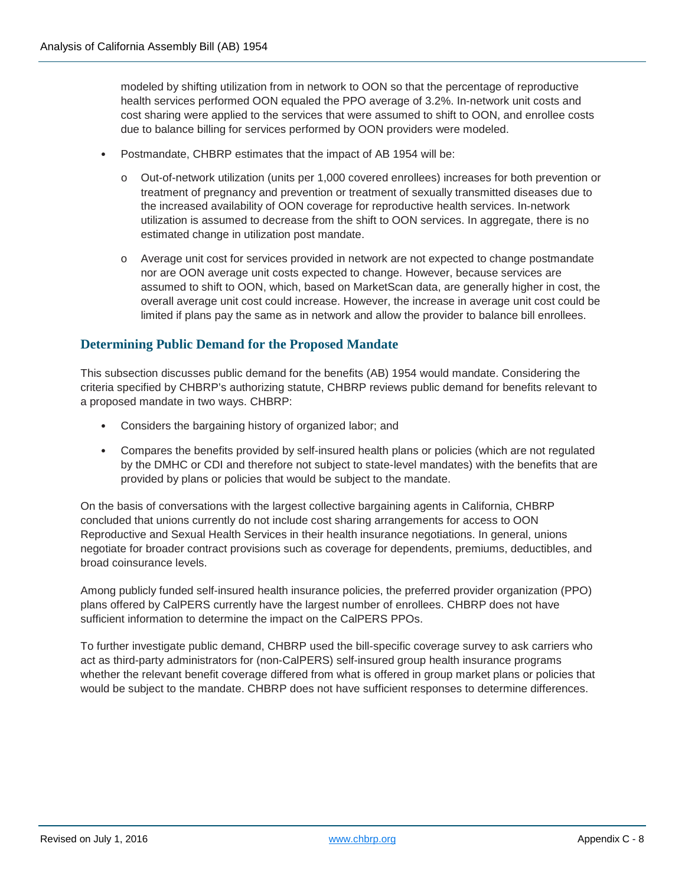modeled by shifting utilization from in network to OON so that the percentage of reproductive health services performed OON equaled the PPO average of 3.2%. In-network unit costs and cost sharing were applied to the services that were assumed to shift to OON, and enrollee costs due to balance billing for services performed by OON providers were modeled.

- Postmandate, CHBRP estimates that the impact of AB 1954 will be:
  - Out-of-network utilization (units per 1,000 covered enrollees) increases for both prevention or treatment of pregnancy and prevention or treatment of sexually transmitted diseases due to the increased availability of OON coverage for reproductive health services. In-network utilization is assumed to decrease from the shift to OON services. In aggregate, there is no estimated change in utilization post mandate.
  - Average unit cost for services provided in network are not expected to change postmandate nor are OON average unit costs expected to change. However, because services are assumed to shift to OON, which, based on MarketScan data, are generally higher in cost, the overall average unit cost could increase. However, the increase in average unit cost could be limited if plans pay the same as in network and allow the provider to balance bill enrollees.

### Determining Public Demand for the Proposed Mandate

This subsection discusses public demand for the benefits (AB) 1954 would mandate. Considering the criteria specified by CHBRP's authorizing statute, CHBRP reviews public demand for benefits relevant to a proposed mandate in two ways. CHBRP:

- Considers the bargaining history of organized labor; and
- Compares the benefits provided by self-insured health plans or policies (which are not regulated by the DMHC or CDI and therefore not subject to state-level mandates) with the benefits that are provided by plans or policies that would be subject to the mandate.

On the basis of conversations with the largest collective bargaining agents in California, CHBRP concluded that unions currently do not include cost sharing arrangements for access to OON Reproductive and Sexual Health Services in their health insurance negotiations. In general, unions negotiate for broader contract provisions such as coverage for dependents, premiums, deductibles, and broad coinsurance levels.

Among publicly funded self-insured health insurance policies, the preferred provider organization (PPO) plans offered by CalPERS currently have the largest number of enrollees. CHBRP does not have sufficient information to determine the impact on the CalPERS PPOs.

To further investigate public demand, CHBRP used the bill-specific coverage survey to ask carriers who act as third-party administrators for (non-CalPERS) self-insured group health insurance programs whether the relevant benefit coverage differed from what is offered in group market plans or policies that would be subject to the mandate. CHBRP does not have sufficient responses to determine differences.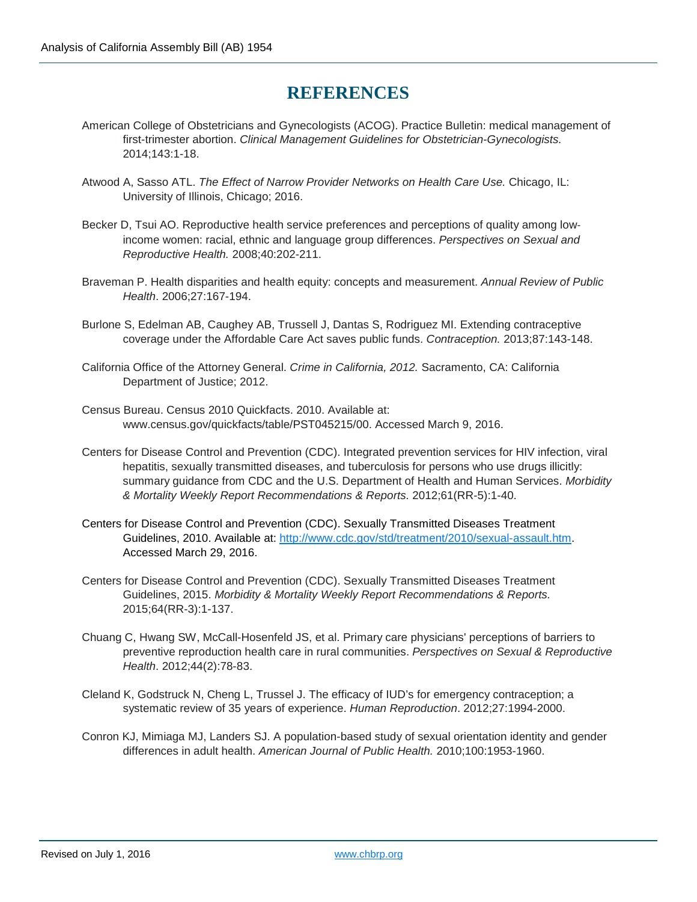# REFERENCES

American College of Obstetricians and Gynecologists (ACOG). Practice Bulletin: medical management of first-trimester abortion. *Clinical Management Guidelines for Obstetrician-Gynecologists.* 2014;143:1-18.

Atwood A, Sasso ATL. *The Effect of Narrow Provider Networks on Health Care Use.* Chicago, IL: University of Illinois, Chicago; 2016.

Becker D, Tsui AO. Reproductive health service preferences and perceptions of quality among low-income women: racial, ethnic and language group differences. *Perspectives on Sexual and Reproductive Health.* 2008;40:202-211.

Braveman P. Health disparities and health equity: concepts and measurement. *Annual Review of Public Health*. 2006;27:167-194.

Burlone S, Edelman AB, Caughey AB, Trussell J, Dantas S, Rodriguez MI. Extending contraceptive coverage under the Affordable Care Act saves public funds. *Contraception.* 2013;87:143-148.

California Office of the Attorney General. *Crime in California, 2012.* Sacramento, CA: California Department of Justice; 2012.

Census Bureau. Census 2010 Quickfacts. 2010. Available at: www.census.gov/quickfacts/table/PST045215/00. Accessed March 9, 2016.

Centers for Disease Control and Prevention (CDC). Integrated prevention services for HIV infection, viral hepatitis, sexually transmitted diseases, and tuberculosis for persons who use drugs illicitly: summary guidance from CDC and the U.S. Department of Health and Human Services. *Morbidity & Mortality Weekly Report Recommendations & Reports.* 2012;61(RR-5):1-40.

Centers for Disease Control and Prevention (CDC). Sexually Transmitted Diseases Treatment Guidelines, 2010. Available at: http://www.cdc.gov/std/treatment/2010/sexual-assault.htm. Accessed March 29, 2016.

Centers for Disease Control and Prevention (CDC). Sexually Transmitted Diseases Treatment Guidelines, 2015. *Morbidity & Mortality Weekly Report Recommendations & Reports.* 2015;64(RR-3):1-137.

Chuang C, Hwang SW, McCall-Hosenfeld JS, et al. Primary care physicians' perceptions of barriers to preventive reproduction health care in rural communities. *Perspectives on Sexual & Reproductive Health*. 2012;44(2):78-83.

Cleland K, Godstruck N, Cheng L, Trussel J. The efficacy of IUD's for emergency contraception; a systematic review of 35 years of experience. *Human Reproduction*. 2012;27:1994-2000.

Conron KJ, Mimiaga MJ, Landers SJ. A population-based study of sexual orientation identity and gender differences in adult health. *American Journal of Public Health.* 2010;100:1953-1960.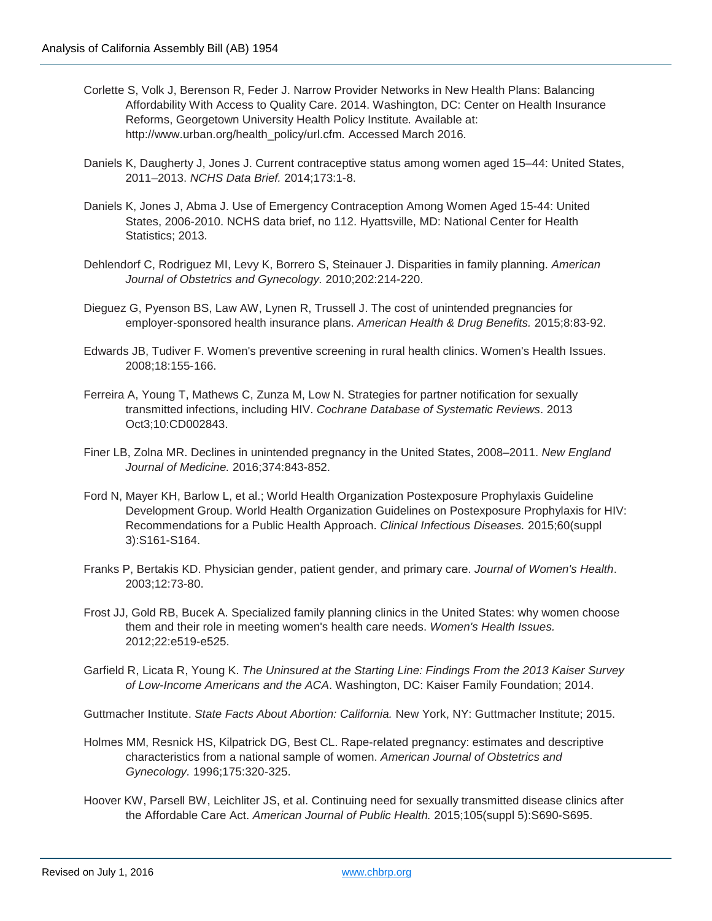Corlette S, Volk J, Berenson R, Feder J. Narrow Provider Networks in New Health Plans: Balancing Affordability With Access to Quality Care. 2014. Washington, DC: Center on Health Insurance Reforms, Georgetown University Health Policy Institute*.* Available at: http://www.urban.org/health_policy/url.cfm*.* Accessed March 2016.

Daniels K, Daugherty J, Jones J. Current contraceptive status among women aged 15–44: United States, 2011–2013. *NCHS Data Brief.* 2014;173:1-8.

Daniels K, Jones J, Abma J. Use of Emergency Contraception Among Women Aged 15-44: United States, 2006-2010. NCHS data brief, no 112. Hyattsville, MD: National Center for Health Statistics; 2013.

Dehlendorf C, Rodriguez MI, Levy K, Borrero S, Steinauer J. Disparities in family planning. *American Journal of Obstetrics and Gynecology.* 2010;202:214-220.

Dieguez G, Pyenson BS, Law AW, Lynen R, Trussell J. The cost of unintended pregnancies for employer-sponsored health insurance plans. *American Health & Drug Benefits.* 2015;8:83-92.

Edwards JB, Tudiver F. Women's preventive screening in rural health clinics. Women's Health Issues. 2008;18:155-166.

Ferreira A, Young T, Mathews C, Zunza M, Low N. Strategies for partner notification for sexually transmitted infections, including HIV. *Cochrane Database of Systematic Reviews*. 2013 Oct3;10:CD002843.

Finer LB, Zolna MR. Declines in unintended pregnancy in the United States, 2008–2011. *New England Journal of Medicine.* 2016;374:843-852.

Ford N, Mayer KH, Barlow L, et al.; World Health Organization Postexposure Prophylaxis Guideline Development Group. World Health Organization Guidelines on Postexposure Prophylaxis for HIV: Recommendations for a Public Health Approach. *Clinical Infectious Diseases.* 2015;60(suppl 3):S161-S164.

Franks P, Bertakis KD. Physician gender, patient gender, and primary care. *Journal of Women's Health*. 2003;12:73-80.

Frost JJ, Gold RB, Bucek A. Specialized family planning clinics in the United States: why women choose them and their role in meeting women's health care needs. *Women's Health Issues.* 2012;22:e519-e525.

Garfield R, Licata R, Young K. *The Uninsured at the Starting Line: Findings From the 2013 Kaiser Survey of Low-Income Americans and the ACA*. Washington, DC: Kaiser Family Foundation; 2014.

Guttmacher Institute. *State Facts About Abortion: California.* New York, NY: Guttmacher Institute; 2015.

Holmes MM, Resnick HS, Kilpatrick DG, Best CL. Rape-related pregnancy: estimates and descriptive characteristics from a national sample of women. *American Journal of Obstetrics and Gynecology.* 1996;175:320-325.

Hoover KW, Parsell BW, Leichliter JS, et al. Continuing need for sexually transmitted disease clinics after the Affordable Care Act. *American Journal of Public Health.* 2015;105(suppl 5):S690-S695.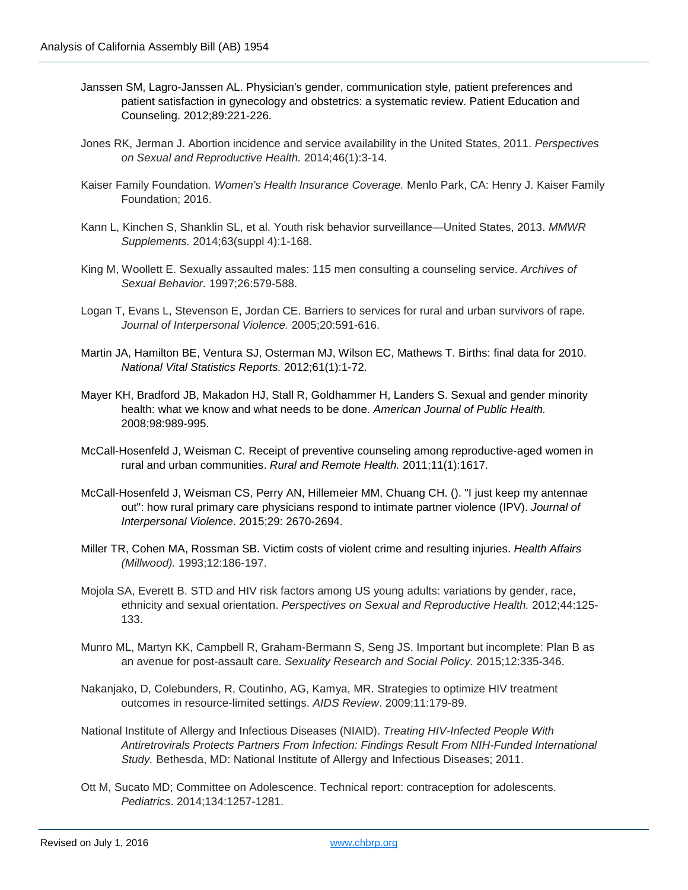Janssen SM, Lagro-Janssen AL. Physician's gender, communication style, patient preferences and patient satisfaction in gynecology and obstetrics: a systematic review. Patient Education and Counseling. 2012;89:221-226.

Jones RK, Jerman J. Abortion incidence and service availability in the United States, 2011. *Perspectives on Sexual and Reproductive Health.* 2014;46(1):3-14.

Kaiser Family Foundation. *Women's Health Insurance Coverage.* Menlo Park, CA: Henry J. Kaiser Family Foundation; 2016.

Kann L, Kinchen S, Shanklin SL, et al. Youth risk behavior surveillance—United States, 2013. *MMWR Supplements.* 2014;63(suppl 4):1-168.

King M, Woollett E. Sexually assaulted males: 115 men consulting a counseling service. *Archives of Sexual Behavior.* 1997;26:579-588.

Logan T, Evans L, Stevenson E, Jordan CE. Barriers to services for rural and urban survivors of rape. *Journal of Interpersonal Violence.* 2005;20:591-616.

Martin JA, Hamilton BE, Ventura SJ, Osterman MJ, Wilson EC, Mathews T. Births: final data for 2010. *National Vital Statistics Reports.* 2012;61(1):1-72.

Mayer KH, Bradford JB, Makadon HJ, Stall R, Goldhammer H, Landers S. Sexual and gender minority health: what we know and what needs to be done. *American Journal of Public Health.* 2008;98:989-995.

McCall-Hosenfeld J, Weisman C. Receipt of preventive counseling among reproductive-aged women in rural and urban communities. *Rural and Remote Health.* 2011;11(1):1617.

McCall-Hosenfeld J, Weisman CS, Perry AN, Hillemeier MM, Chuang CH. (). "I just keep my antennae out": how rural primary care physicians respond to intimate partner violence (IPV). *Journal of Interpersonal Violence*. 2015;29: 2670-2694.

Miller TR, Cohen MA, Rossman SB. Victim costs of violent crime and resulting injuries. *Health Affairs (Millwood).* 1993;12:186-197.

Mojola SA, Everett B. STD and HIV risk factors among US young adults: variations by gender, race, ethnicity and sexual orientation. *Perspectives on Sexual and Reproductive Health.* 2012;44:125-133.

Munro ML, Martyn KK, Campbell R, Graham-Bermann S, Seng JS. Important but incomplete: Plan B as an avenue for post-assault care. *Sexuality Research and Social Policy.* 2015;12:335-346.

Nakanjako, D, Colebunders, R, Coutinho, AG, Kamya, MR. Strategies to optimize HIV treatment outcomes in resource-limited settings. *AIDS Review*. 2009;11:179-89.

National Institute of Allergy and Infectious Diseases (NIAID). *Treating HIV-Infected People With Antiretrovirals Protects Partners From Infection: Findings Result From NIH-Funded International Study.* Bethesda, MD: National Institute of Allergy and Infectious Diseases; 2011.

Ott M, Sucato MD; Committee on Adolescence. Technical report: contraception for adolescents. *Pediatrics*. 2014;134:1257-1281.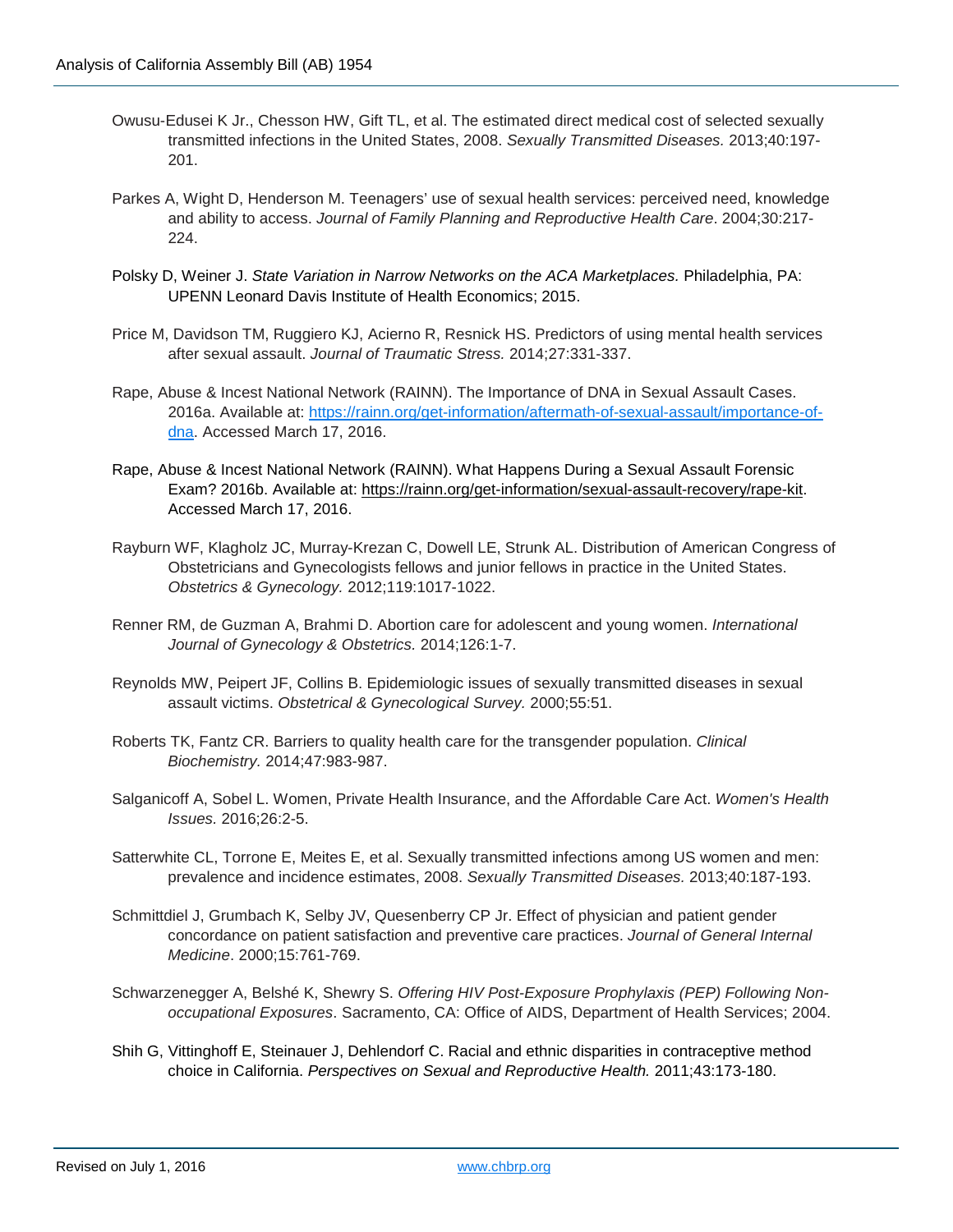Owusu-Edusei K Jr., Chesson HW, Gift TL, et al. The estimated direct medical cost of selected sexually transmitted infections in the United States, 2008. *Sexually Transmitted Diseases.* 2013;40:197-201.

Parkes A, Wight D, Henderson M. Teenagers' use of sexual health services: perceived need, knowledge and ability to access. *Journal of Family Planning and Reproductive Health Care*. 2004;30:217-224.

Polsky D, Weiner J. *State Variation in Narrow Networks on the ACA Marketplaces.* Philadelphia, PA: UPENN Leonard Davis Institute of Health Economics; 2015.

Price M, Davidson TM, Ruggiero KJ, Acierno R, Resnick HS. Predictors of using mental health services after sexual assault. *Journal of Traumatic Stress.* 2014;27:331-337.

Rape, Abuse & Incest National Network (RAINN). The Importance of DNA in Sexual Assault Cases. 2016a. Available at: https://rainn.org/get-information/aftermath-of-sexual-assault/importance-of-dna. Accessed March 17, 2016.

Rape, Abuse & Incest National Network (RAINN). What Happens During a Sexual Assault Forensic Exam? 2016b. Available at: https://rainn.org/get-information/sexual-assault-recovery/rape-kit. Accessed March 17, 2016.

Rayburn WF, Klagholz JC, Murray-Krezan C, Dowell LE, Strunk AL. Distribution of American Congress of Obstetricians and Gynecologists fellows and junior fellows in practice in the United States. *Obstetrics & Gynecology.* 2012;119:1017-1022.

Renner RM, de Guzman A, Brahmi D. Abortion care for adolescent and young women. *International Journal of Gynecology & Obstetrics.* 2014;126:1-7.

Reynolds MW, Peipert JF, Collins B. Epidemiologic issues of sexually transmitted diseases in sexual assault victims. *Obstetrical & Gynecological Survey.* 2000;55:51.

Roberts TK, Fantz CR. Barriers to quality health care for the transgender population. *Clinical Biochemistry.* 2014;47:983-987.

Salganicoff A, Sobel L. Women, Private Health Insurance, and the Affordable Care Act. *Women's Health Issues.* 2016;26:2-5.

Satterwhite CL, Torrone E, Meites E, et al. Sexually transmitted infections among US women and men: prevalence and incidence estimates, 2008. *Sexually Transmitted Diseases.* 2013;40:187-193.

Schmittdiel J, Grumbach K, Selby JV, Quesenberry CP Jr. Effect of physician and patient gender concordance on patient satisfaction and preventive care practices. *Journal of General Internal Medicine*. 2000;15:761-769.

Schwarzenegger A, Belshé K, Shewry S. *Offering HIV Post-Exposure Prophylaxis (PEP) Following Non-occupational Exposures*. Sacramento, CA: Office of AIDS, Department of Health Services; 2004.

Shih G, Vittinghoff E, Steinauer J, Dehlendorf C. Racial and ethnic disparities in contraceptive method choice in California. *Perspectives on Sexual and Reproductive Health.* 2011;43:173-180.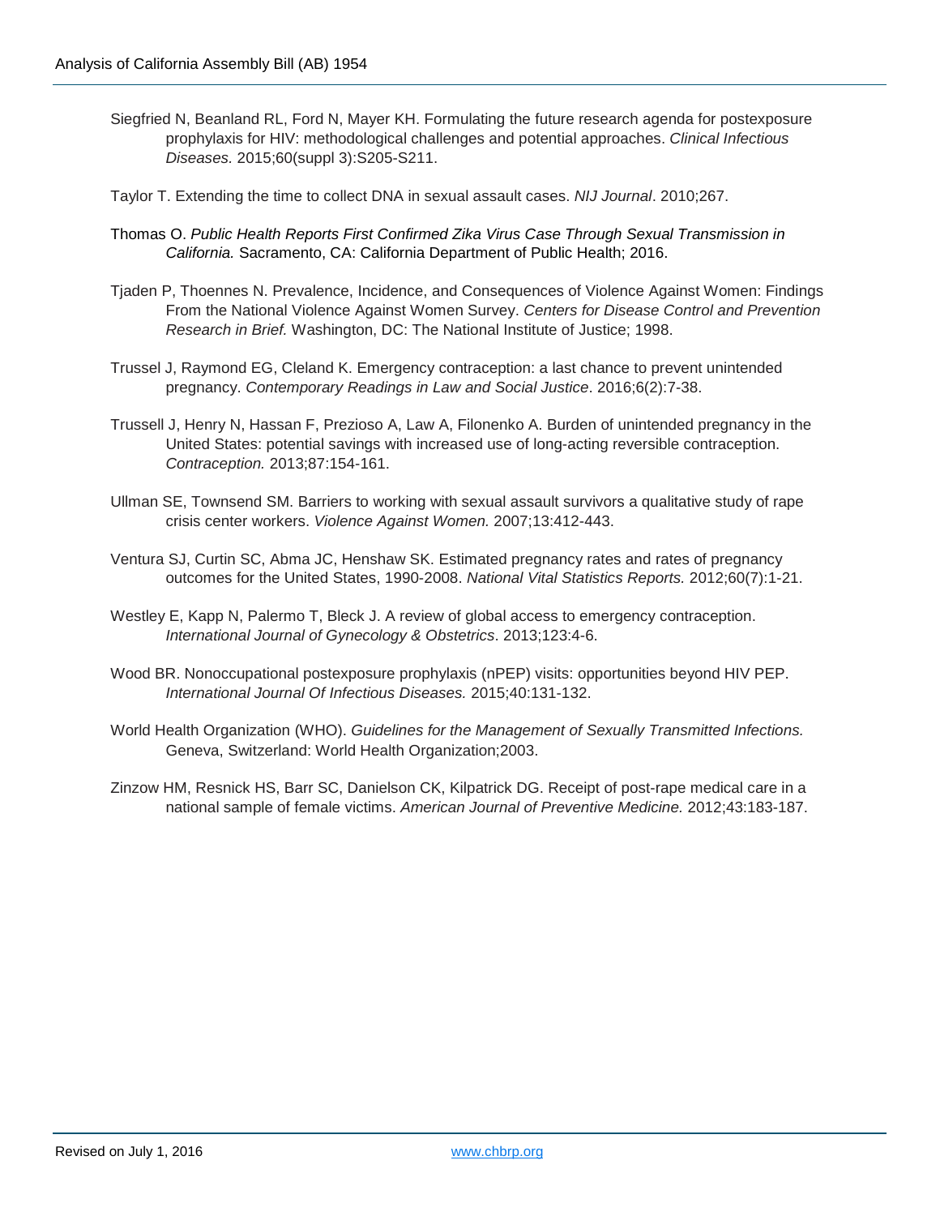Siegfried N, Beanland RL, Ford N, Mayer KH. Formulating the future research agenda for postexposure prophylaxis for HIV: methodological challenges and potential approaches. *Clinical Infectious Diseases.* 2015;60(suppl 3):S205-S211.

Taylor T. Extending the time to collect DNA in sexual assault cases. *NIJ Journal*. 2010;267.

Thomas O. *Public Health Reports First Confirmed Zika Virus Case Through Sexual Transmission in California.* Sacramento, CA: California Department of Public Health; 2016.

Tjaden P, Thoennes N. Prevalence, Incidence, and Consequences of Violence Against Women: Findings From the National Violence Against Women Survey. *Centers for Disease Control and Prevention Research in Brief.* Washington, DC: The National Institute of Justice; 1998.

Trussel J, Raymond EG, Cleland K. Emergency contraception: a last chance to prevent unintended pregnancy. *Contemporary Readings in Law and Social Justice*. 2016;6(2):7-38.

Trussell J, Henry N, Hassan F, Prezioso A, Law A, Filonenko A. Burden of unintended pregnancy in the United States: potential savings with increased use of long-acting reversible contraception. *Contraception.* 2013;87:154-161.

Ullman SE, Townsend SM. Barriers to working with sexual assault survivors a qualitative study of rape crisis center workers. *Violence Against Women.* 2007;13:412-443.

Ventura SJ, Curtin SC, Abma JC, Henshaw SK. Estimated pregnancy rates and rates of pregnancy outcomes for the United States, 1990-2008. *National Vital Statistics Reports.* 2012;60(7):1-21.

Westley E, Kapp N, Palermo T, Bleck J. A review of global access to emergency contraception. *International Journal of Gynecology & Obstetrics*. 2013;123:4-6.

Wood BR. Nonoccupational postexposure prophylaxis (nPEP) visits: opportunities beyond HIV PEP. *International Journal Of Infectious Diseases.* 2015;40:131-132.

World Health Organization (WHO). *Guidelines for the Management of Sexually Transmitted Infections.* Geneva, Switzerland: World Health Organization;2003.

Zinzow HM, Resnick HS, Barr SC, Danielson CK, Kilpatrick DG. Receipt of post-rape medical care in a national sample of female victims. *American Journal of Preventive Medicine.* 2012;43:183-187.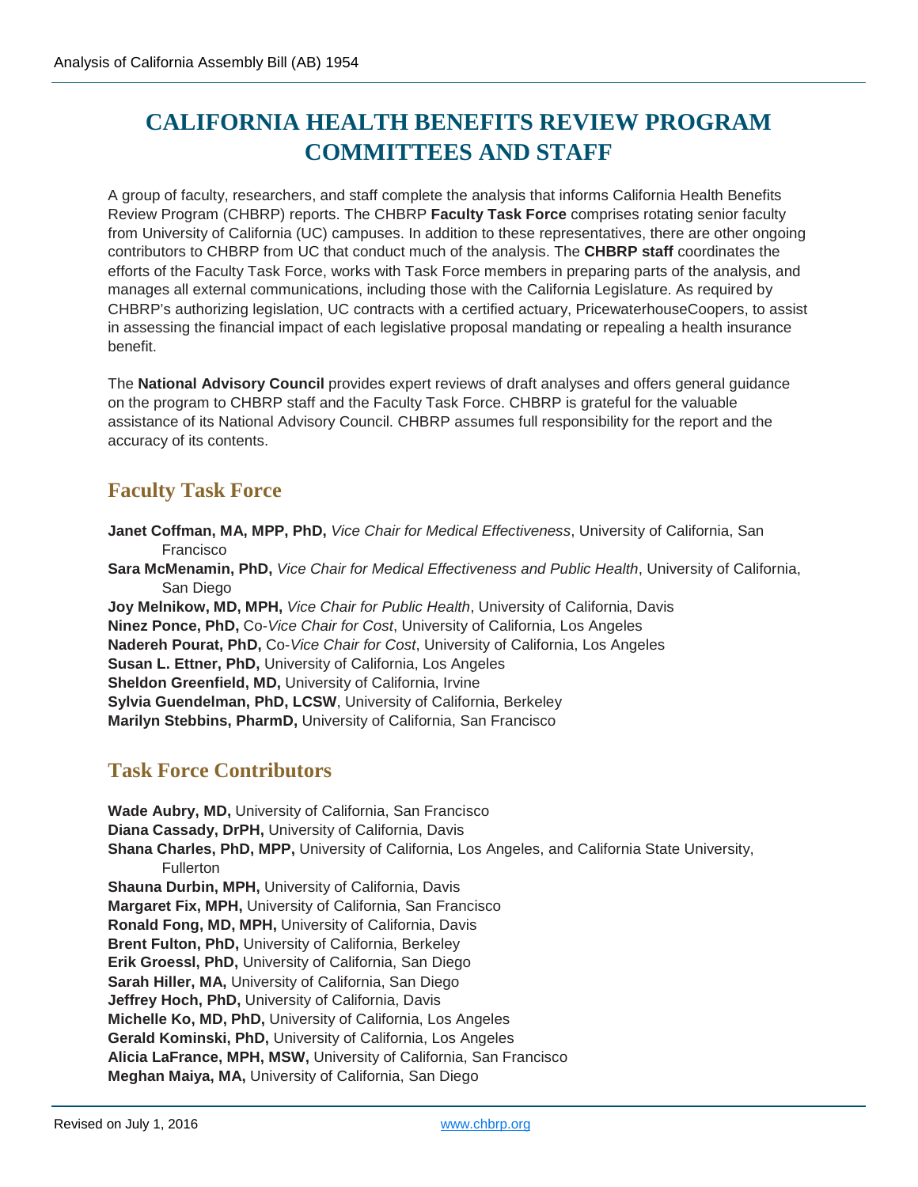# CALIFORNIA HEALTH BENEFITS REVIEW PROGRAM COMMITTEES AND STAFF

A group of faculty, researchers, and staff complete the analysis that informs California Health Benefits Review Program (CHBRP) reports. The CHBRP **Faculty Task Force** comprises rotating senior faculty from University of California (UC) campuses. In addition to these representatives, there are other ongoing contributors to CHBRP from UC that conduct much of the analysis. The **CHBRP staff** coordinates the efforts of the Faculty Task Force, works with Task Force members in preparing parts of the analysis, and manages all external communications, including those with the California Legislature. As required by CHBRP's authorizing legislation, UC contracts with a certified actuary, PricewaterhouseCoopers, to assist in assessing the financial impact of each legislative proposal mandating or repealing a health insurance benefit.

The **National Advisory Council** provides expert reviews of draft analyses and offers general guidance on the program to CHBRP staff and the Faculty Task Force. CHBRP is grateful for the valuable assistance of its National Advisory Council. CHBRP assumes full responsibility for the report and the accuracy of its contents.

## Faculty Task Force

**Janet Coffman, MA, MPP, PhD,** *Vice Chair for Medical Effectiveness*, University of California, San Francisco
**Sara McMenamin, PhD,** *Vice Chair for Medical Effectiveness and Public Health*, University of California, San Diego
**Joy Melnikow, MD, MPH,** *Vice Chair for Public Health*, University of California, Davis
**Ninez Ponce, PhD,** Co-*Vice Chair for Cost*, University of California, Los Angeles
**Nadereh Pourat, PhD,** Co-*Vice Chair for Cost*, University of California, Los Angeles
**Susan L. Ettner, PhD,** University of California, Los Angeles
**Sheldon Greenfield, MD,** University of California, Irvine
**Sylvia Guendelman, PhD, LCSW**, University of California, Berkeley
**Marilyn Stebbins, PharmD,** University of California, San Francisco

## Task Force Contributors

**Wade Aubry, MD,** University of California, San Francisco
**Diana Cassady, DrPH,** University of California, Davis
**Shana Charles, PhD, MPP,** University of California, Los Angeles, and California State University, Fullerton
**Shauna Durbin, MPH,** University of California, Davis
**Margaret Fix, MPH,** University of California, San Francisco
**Ronald Fong, MD, MPH,** University of California, Davis
**Brent Fulton, PhD,** University of California, Berkeley
**Erik Groessl, PhD,** University of California, San Diego
**Sarah Hiller, MA,** University of California, San Diego
**Jeffrey Hoch, PhD,** University of California, Davis
**Michelle Ko, MD, PhD,** University of California, Los Angeles
**Gerald Kominski, PhD,** University of California, Los Angeles
**Alicia LaFrance, MPH, MSW,** University of California, San Francisco
**Meghan Maiya, MA,** University of California, San Diego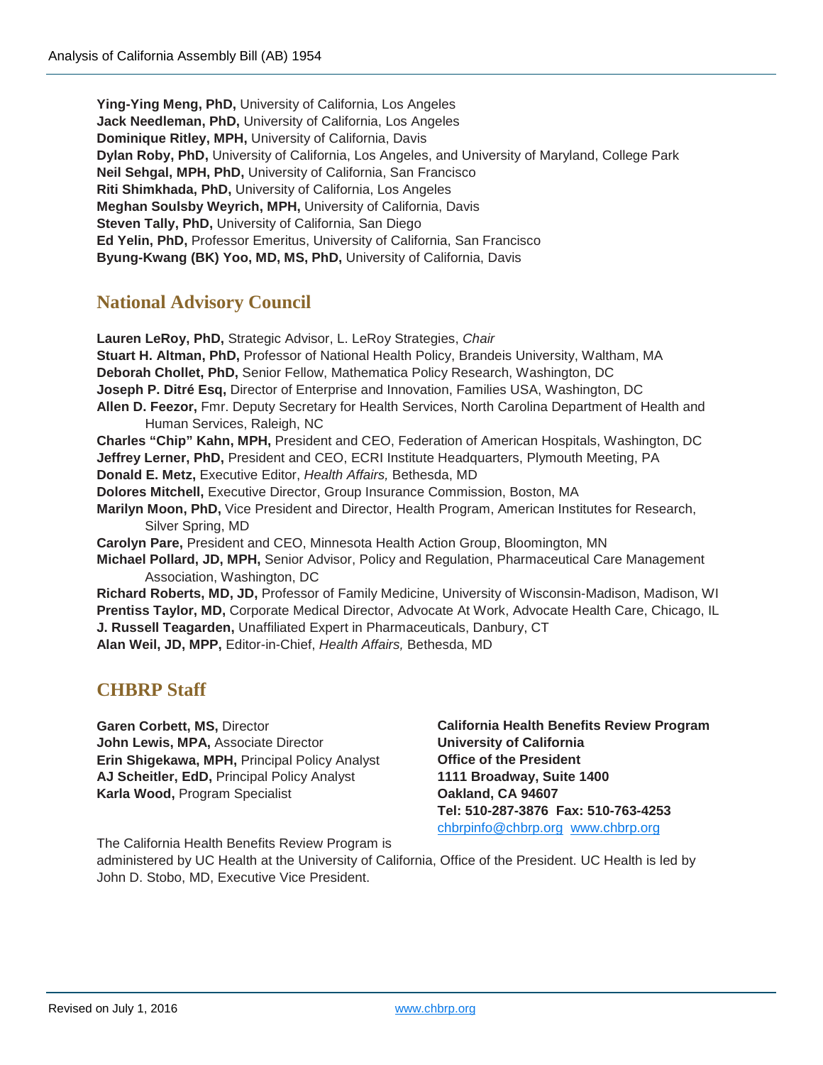**Ying-Ying Meng, PhD,** University of California, Los Angeles
**Jack Needleman, PhD,** University of California, Los Angeles
**Dominique Ritley, MPH,** University of California, Davis
**Dylan Roby, PhD,** University of California, Los Angeles, and University of Maryland, College Park
**Neil Sehgal, MPH, PhD,** University of California, San Francisco
**Riti Shimkhada, PhD,** University of California, Los Angeles
**Meghan Soulsby Weyrich, MPH,** University of California, Davis
**Steven Tally, PhD,** University of California, San Diego
**Ed Yelin, PhD,** Professor Emeritus, University of California, San Francisco
**Byung-Kwang (BK) Yoo, MD, MS, PhD,** University of California, Davis

## National Advisory Council

**Lauren LeRoy, PhD,** Strategic Advisor, L. LeRoy Strategies, *Chair*
**Stuart H. Altman, PhD,** Professor of National Health Policy, Brandeis University, Waltham, MA
**Deborah Chollet, PhD,** Senior Fellow, Mathematica Policy Research, Washington, DC
**Joseph P. Ditré Esq,** Director of Enterprise and Innovation, Families USA, Washington, DC
**Allen D. Feezor,** Fmr. Deputy Secretary for Health Services, North Carolina Department of Health and Human Services, Raleigh, NC
**Charles "Chip" Kahn, MPH,** President and CEO, Federation of American Hospitals, Washington, DC
**Jeffrey Lerner, PhD,** President and CEO, ECRI Institute Headquarters, Plymouth Meeting, PA
**Donald E. Metz,** Executive Editor, *Health Affairs,* Bethesda, MD
**Dolores Mitchell,** Executive Director, Group Insurance Commission, Boston, MA
**Marilyn Moon, PhD,** Vice President and Director, Health Program, American Institutes for Research, Silver Spring, MD
**Carolyn Pare,** President and CEO, Minnesota Health Action Group, Bloomington, MN
**Michael Pollard, JD, MPH,** Senior Advisor, Policy and Regulation, Pharmaceutical Care Management Association, Washington, DC
**Richard Roberts, MD, JD,** Professor of Family Medicine, University of Wisconsin-Madison, Madison, WI
**Prentiss Taylor, MD,** Corporate Medical Director, Advocate At Work, Advocate Health Care, Chicago, IL
**J. Russell Teagarden,** Unaffiliated Expert in Pharmaceuticals, Danbury, CT
**Alan Weil, JD, MPP,** Editor-in-Chief, *Health Affairs,* Bethesda, MD

## CHBRP Staff

**Garen Corbett, MS,** Director
**John Lewis, MPA,** Associate Director
**Erin Shigekawa, MPH,** Principal Policy Analyst
**AJ Scheitler, EdD,** Principal Policy Analyst
**Karla Wood,** Program Specialist

**California Health Benefits Review Program**
**University of California**
**Office of the President**
**1111 Broadway, Suite 1400**
**Oakland, CA 94607**
**Tel: 510-287-3876 Fax: 510-763-4253**
chbrpinfo@chbrp.org www.chbrp.org

The California Health Benefits Review Program is administered by UC Health at the University of California, Office of the President. UC Health is led by John D. Stobo, MD, Executive Vice President.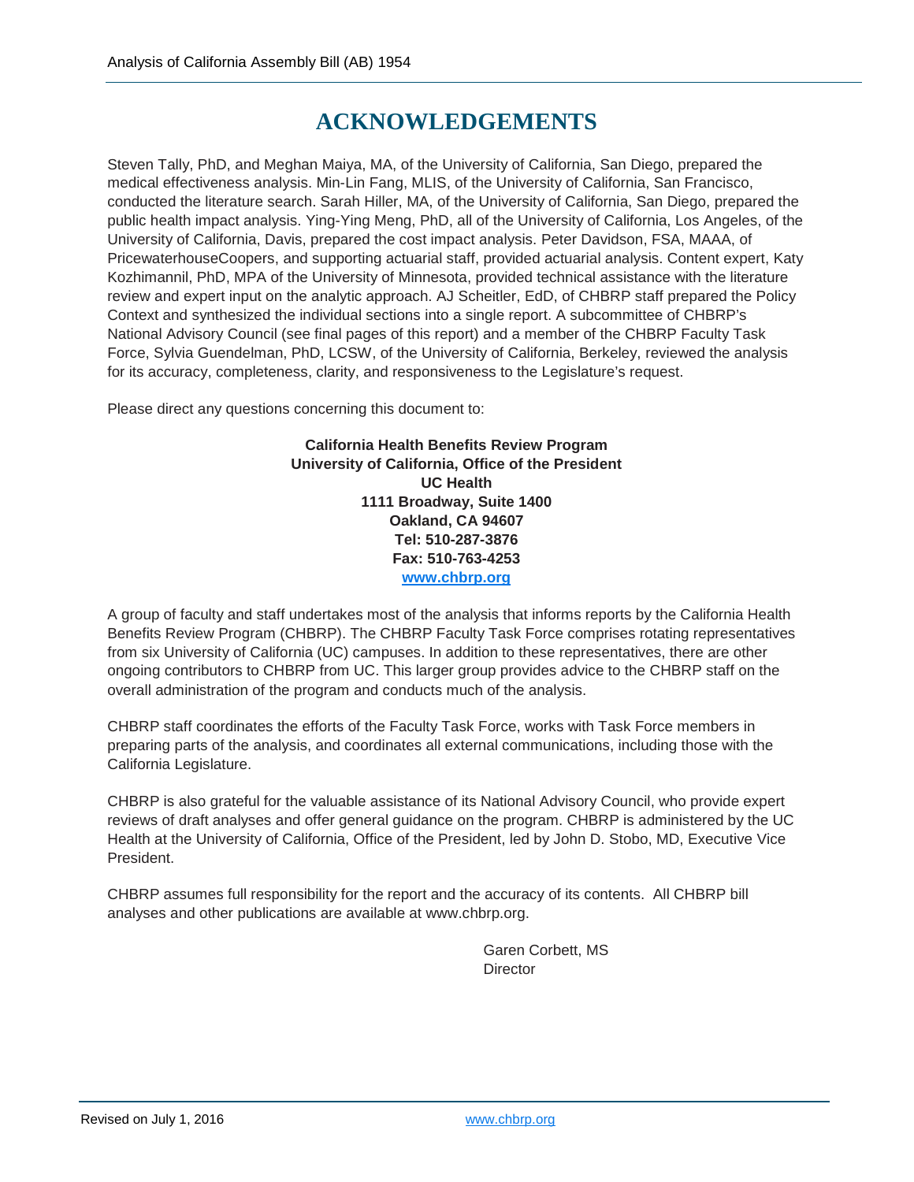# ACKNOWLEDGEMENTS

Steven Tally, PhD, and Meghan Maiya, MA, of the University of California, San Diego, prepared the medical effectiveness analysis. Min-Lin Fang, MLIS, of the University of California, San Francisco, conducted the literature search. Sarah Hiller, MA, of the University of California, San Diego, prepared the public health impact analysis. Ying-Ying Meng, PhD, all of the University of California, Los Angeles, of the University of California, Davis, prepared the cost impact analysis. Peter Davidson, FSA, MAAA, of PricewaterhouseCoopers, and supporting actuarial staff, provided actuarial analysis. Content expert, Katy Kozhimannil, PhD, MPA of the University of Minnesota, provided technical assistance with the literature review and expert input on the analytic approach. AJ Scheitler, EdD, of CHBRP staff prepared the Policy Context and synthesized the individual sections into a single report. A subcommittee of CHBRP's National Advisory Council (see final pages of this report) and a member of the CHBRP Faculty Task Force, Sylvia Guendelman, PhD, LCSW, of the University of California, Berkeley, reviewed the analysis for its accuracy, completeness, clarity, and responsiveness to the Legislature's request.

Please direct any questions concerning this document to:

**California Health Benefits Review Program**
**University of California, Office of the President**
**UC Health**
**1111 Broadway, Suite 1400**
**Oakland, CA 94607**
**Tel: 510-287-3876**
**Fax: 510-763-4253**
**www.chbrp.org**

A group of faculty and staff undertakes most of the analysis that informs reports by the California Health Benefits Review Program (CHBRP). The CHBRP Faculty Task Force comprises rotating representatives from six University of California (UC) campuses. In addition to these representatives, there are other ongoing contributors to CHBRP from UC. This larger group provides advice to the CHBRP staff on the overall administration of the program and conducts much of the analysis.

CHBRP staff coordinates the efforts of the Faculty Task Force, works with Task Force members in preparing parts of the analysis, and coordinates all external communications, including those with the California Legislature.

CHBRP is also grateful for the valuable assistance of its National Advisory Council, who provide expert reviews of draft analyses and offer general guidance on the program. CHBRP is administered by the UC Health at the University of California, Office of the President, led by John D. Stobo, MD, Executive Vice President.

CHBRP assumes full responsibility for the report and the accuracy of its contents. All CHBRP bill analyses and other publications are available at www.chbrp.org.

Garen Corbett, MS
Director

Revised on July 1, 2016